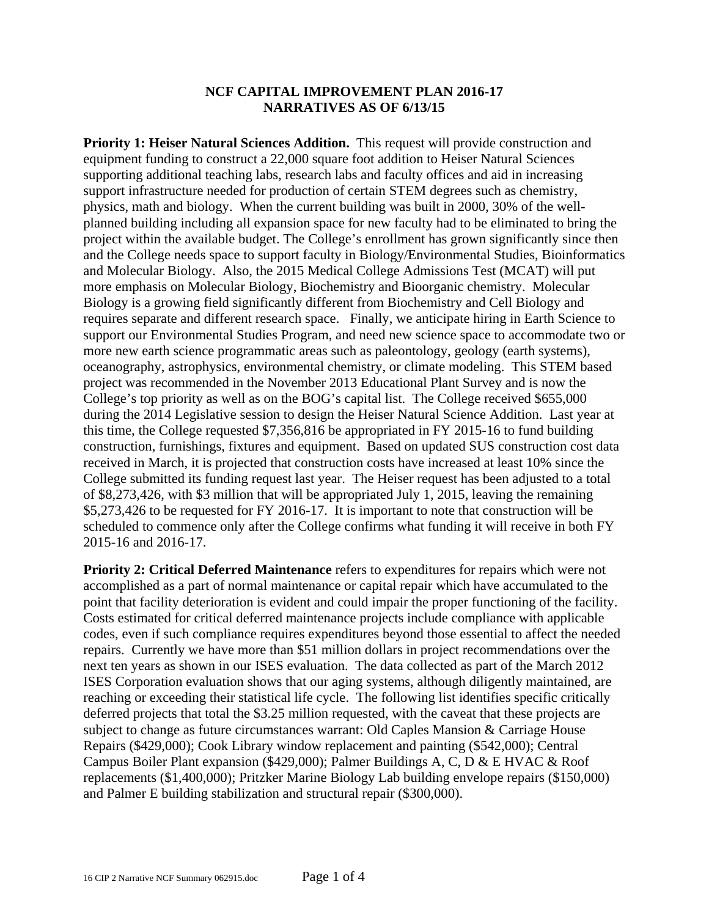# NCF CAPITAL IMPROVEMENT PLAN 2016-17
## NARRATIVES AS OF 6/13/15

**Priority 1: Heiser Natural Sciences Addition.** This request will provide construction and equipment funding to construct a 22,000 square foot addition to Heiser Natural Sciences supporting additional teaching labs, research labs and faculty offices and aid in increasing support infrastructure needed for production of certain STEM degrees such as chemistry, physics, math and biology. When the current building was built in 2000, 30% of the well-planned building including all expansion space for new faculty had to be eliminated to bring the project within the available budget. The College's enrollment has grown significantly since then and the College needs space to support faculty in Biology/Environmental Studies, Bioinformatics and Molecular Biology. Also, the 2015 Medical College Admissions Test (MCAT) will put more emphasis on Molecular Biology, Biochemistry and Bioorganic chemistry. Molecular Biology is a growing field significantly different from Biochemistry and Cell Biology and requires separate and different research space. Finally, we anticipate hiring in Earth Science to support our Environmental Studies Program, and need new science space to accommodate two or more new earth science programmatic areas such as paleontology, geology (earth systems), oceanography, astrophysics, environmental chemistry, or climate modeling. This STEM based project was recommended in the November 2013 Educational Plant Survey and is now the College's top priority as well as on the BOG's capital list. The College received $655,000 during the 2014 Legislative session to design the Heiser Natural Science Addition. Last year at this time, the College requested $7,356,816 be appropriated in FY 2015-16 to fund building construction, furnishings, fixtures and equipment. Based on updated SUS construction cost data received in March, it is projected that construction costs have increased at least 10% since the College submitted its funding request last year. The Heiser request has been adjusted to a total of $8,273,426, with $3 million that will be appropriated July 1, 2015, leaving the remaining $5,273,426 to be requested for FY 2016-17. It is important to note that construction will be scheduled to commence only after the College confirms what funding it will receive in both FY 2015-16 and 2016-17.

**Priority 2: Critical Deferred Maintenance** refers to expenditures for repairs which were not accomplished as a part of normal maintenance or capital repair which have accumulated to the point that facility deterioration is evident and could impair the proper functioning of the facility. Costs estimated for critical deferred maintenance projects include compliance with applicable codes, even if such compliance requires expenditures beyond those essential to affect the needed repairs. Currently we have more than $51 million dollars in project recommendations over the next ten years as shown in our ISES evaluation. The data collected as part of the March 2012 ISES Corporation evaluation shows that our aging systems, although diligently maintained, are reaching or exceeding their statistical life cycle. The following list identifies specific critically deferred projects that total the $3.25 million requested, with the caveat that these projects are subject to change as future circumstances warrant: Old Caples Mansion & Carriage House Repairs ($429,000); Cook Library window replacement and painting ($542,000); Central Campus Boiler Plant expansion ($429,000); Palmer Buildings A, C, D & E HVAC & Roof replacements ($1,400,000); Pritzker Marine Biology Lab building envelope repairs ($150,000) and Palmer E building stabilization and structural repair ($300,000).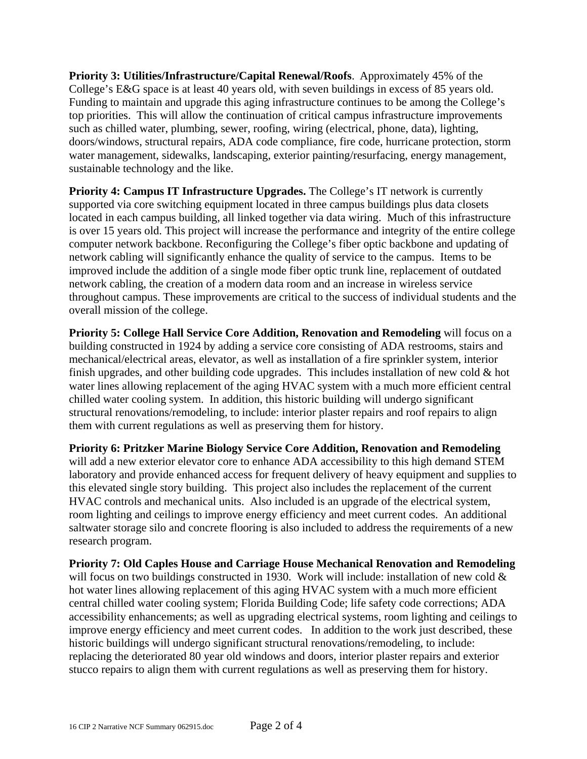**Priority 3: Utilities/Infrastructure/Capital Renewal/Roofs**. Approximately 45% of the College's E&G space is at least 40 years old, with seven buildings in excess of 85 years old. Funding to maintain and upgrade this aging infrastructure continues to be among the College's top priorities. This will allow the continuation of critical campus infrastructure improvements such as chilled water, plumbing, sewer, roofing, wiring (electrical, phone, data), lighting, doors/windows, structural repairs, ADA code compliance, fire code, hurricane protection, storm water management, sidewalks, landscaping, exterior painting/resurfacing, energy management, sustainable technology and the like.

**Priority 4: Campus IT Infrastructure Upgrades.** The College's IT network is currently supported via core switching equipment located in three campus buildings plus data closets located in each campus building, all linked together via data wiring. Much of this infrastructure is over 15 years old. This project will increase the performance and integrity of the entire college computer network backbone. Reconfiguring the College's fiber optic backbone and updating of network cabling will significantly enhance the quality of service to the campus. Items to be improved include the addition of a single mode fiber optic trunk line, replacement of outdated network cabling, the creation of a modern data room and an increase in wireless service throughout campus. These improvements are critical to the success of individual students and the overall mission of the college.

**Priority 5: College Hall Service Core Addition, Renovation and Remodeling** will focus on a building constructed in 1924 by adding a service core consisting of ADA restrooms, stairs and mechanical/electrical areas, elevator, as well as installation of a fire sprinkler system, interior finish upgrades, and other building code upgrades. This includes installation of new cold & hot water lines allowing replacement of the aging HVAC system with a much more efficient central chilled water cooling system. In addition, this historic building will undergo significant structural renovations/remodeling, to include: interior plaster repairs and roof repairs to align them with current regulations as well as preserving them for history.

**Priority 6: Pritzker Marine Biology Service Core Addition, Renovation and Remodeling** will add a new exterior elevator core to enhance ADA accessibility to this high demand STEM laboratory and provide enhanced access for frequent delivery of heavy equipment and supplies to this elevated single story building. This project also includes the replacement of the current HVAC controls and mechanical units. Also included is an upgrade of the electrical system, room lighting and ceilings to improve energy efficiency and meet current codes. An additional saltwater storage silo and concrete flooring is also included to address the requirements of a new research program.

**Priority 7: Old Caples House and Carriage House Mechanical Renovation and Remodeling** will focus on two buildings constructed in 1930. Work will include: installation of new cold & hot water lines allowing replacement of this aging HVAC system with a much more efficient central chilled water cooling system; Florida Building Code; life safety code corrections; ADA accessibility enhancements; as well as upgrading electrical systems, room lighting and ceilings to improve energy efficiency and meet current codes. In addition to the work just described, these historic buildings will undergo significant structural renovations/remodeling, to include: replacing the deteriorated 80 year old windows and doors, interior plaster repairs and exterior stucco repairs to align them with current regulations as well as preserving them for history.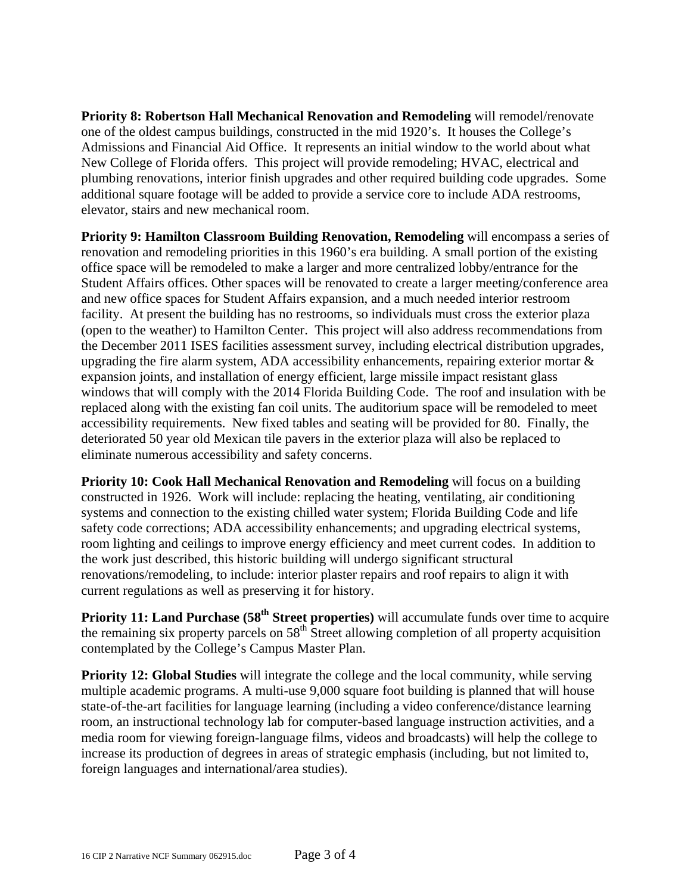**Priority 8: Robertson Hall Mechanical Renovation and Remodeling** will remodel/renovate one of the oldest campus buildings, constructed in the mid 1920's. It houses the College's Admissions and Financial Aid Office. It represents an initial window to the world about what New College of Florida offers. This project will provide remodeling; HVAC, electrical and plumbing renovations, interior finish upgrades and other required building code upgrades. Some additional square footage will be added to provide a service core to include ADA restrooms, elevator, stairs and new mechanical room.

**Priority 9: Hamilton Classroom Building Renovation, Remodeling** will encompass a series of renovation and remodeling priorities in this 1960's era building. A small portion of the existing office space will be remodeled to make a larger and more centralized lobby/entrance for the Student Affairs offices. Other spaces will be renovated to create a larger meeting/conference area and new office spaces for Student Affairs expansion, and a much needed interior restroom facility. At present the building has no restrooms, so individuals must cross the exterior plaza (open to the weather) to Hamilton Center. This project will also address recommendations from the December 2011 ISES facilities assessment survey, including electrical distribution upgrades, upgrading the fire alarm system, ADA accessibility enhancements, repairing exterior mortar & expansion joints, and installation of energy efficient, large missile impact resistant glass windows that will comply with the 2014 Florida Building Code. The roof and insulation with be replaced along with the existing fan coil units. The auditorium space will be remodeled to meet accessibility requirements. New fixed tables and seating will be provided for 80. Finally, the deteriorated 50 year old Mexican tile pavers in the exterior plaza will also be replaced to eliminate numerous accessibility and safety concerns.

**Priority 10: Cook Hall Mechanical Renovation and Remodeling** will focus on a building constructed in 1926. Work will include: replacing the heating, ventilating, air conditioning systems and connection to the existing chilled water system; Florida Building Code and life safety code corrections; ADA accessibility enhancements; and upgrading electrical systems, room lighting and ceilings to improve energy efficiency and meet current codes. In addition to the work just described, this historic building will undergo significant structural renovations/remodeling, to include: interior plaster repairs and roof repairs to align it with current regulations as well as preserving it for history.

**Priority 11: Land Purchase (58th Street properties)** will accumulate funds over time to acquire the remaining six property parcels on 58th Street allowing completion of all property acquisition contemplated by the College's Campus Master Plan.

**Priority 12: Global Studies** will integrate the college and the local community, while serving multiple academic programs. A multi-use 9,000 square foot building is planned that will house state-of-the-art facilities for language learning (including a video conference/distance learning room, an instructional technology lab for computer-based language instruction activities, and a media room for viewing foreign-language films, videos and broadcasts) will help the college to increase its production of degrees in areas of strategic emphasis (including, but not limited to, foreign languages and international/area studies).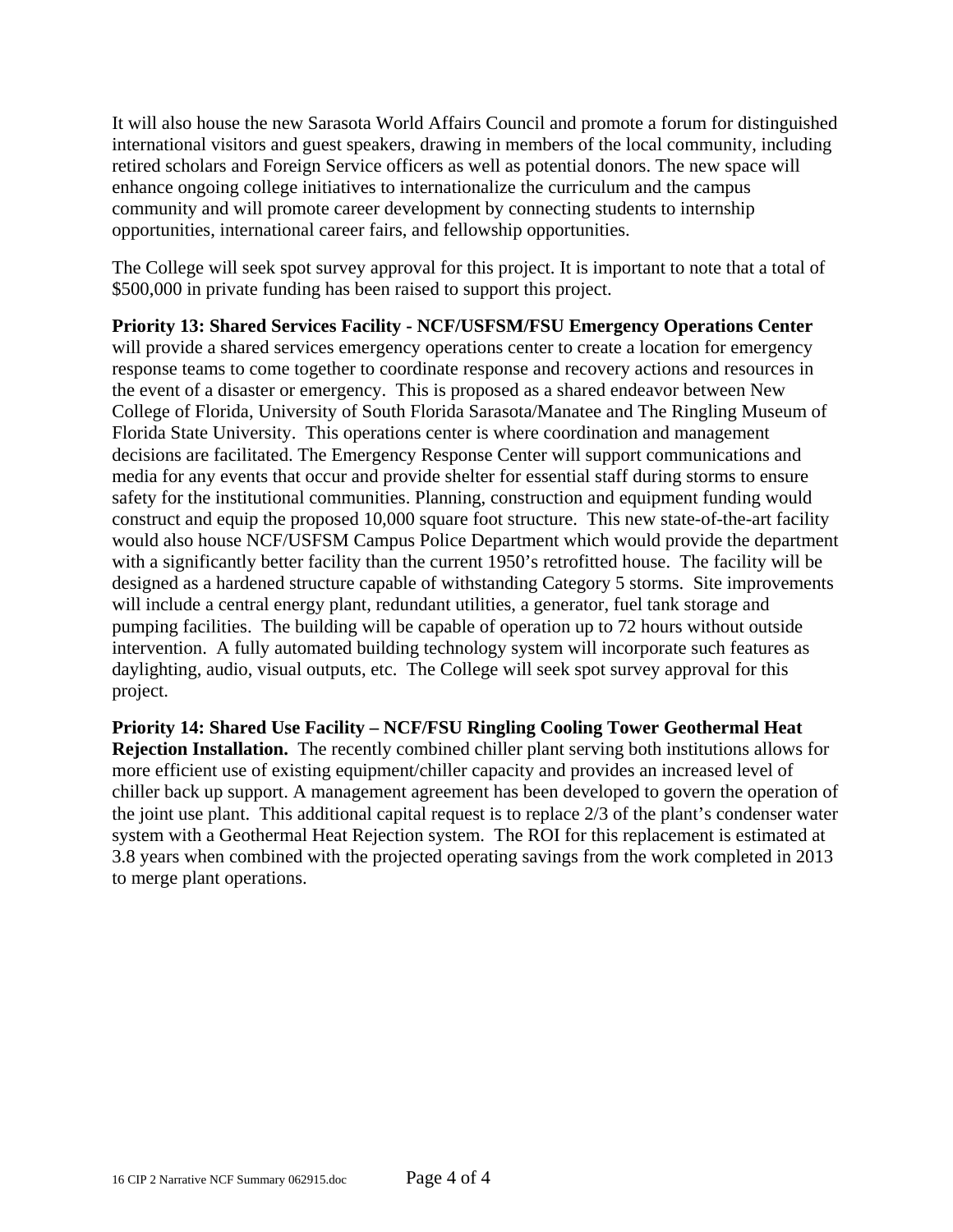It will also house the new Sarasota World Affairs Council and promote a forum for distinguished international visitors and guest speakers, drawing in members of the local community, including retired scholars and Foreign Service officers as well as potential donors. The new space will enhance ongoing college initiatives to internationalize the curriculum and the campus community and will promote career development by connecting students to internship opportunities, international career fairs, and fellowship opportunities.

The College will seek spot survey approval for this project. It is important to note that a total of $500,000 in private funding has been raised to support this project.

**Priority 13: Shared Services Facility - NCF/USFSM/FSU Emergency Operations Center** will provide a shared services emergency operations center to create a location for emergency response teams to come together to coordinate response and recovery actions and resources in the event of a disaster or emergency. This is proposed as a shared endeavor between New College of Florida, University of South Florida Sarasota/Manatee and The Ringling Museum of Florida State University. This operations center is where coordination and management decisions are facilitated. The Emergency Response Center will support communications and media for any events that occur and provide shelter for essential staff during storms to ensure safety for the institutional communities. Planning, construction and equipment funding would construct and equip the proposed 10,000 square foot structure. This new state-of-the-art facility would also house NCF/USFSM Campus Police Department which would provide the department with a significantly better facility than the current 1950's retrofitted house. The facility will be designed as a hardened structure capable of withstanding Category 5 storms. Site improvements will include a central energy plant, redundant utilities, a generator, fuel tank storage and pumping facilities. The building will be capable of operation up to 72 hours without outside intervention. A fully automated building technology system will incorporate such features as daylighting, audio, visual outputs, etc. The College will seek spot survey approval for this project.

**Priority 14: Shared Use Facility – NCF/FSU Ringling Cooling Tower Geothermal Heat Rejection Installation.** The recently combined chiller plant serving both institutions allows for more efficient use of existing equipment/chiller capacity and provides an increased level of chiller back up support. A management agreement has been developed to govern the operation of the joint use plant. This additional capital request is to replace 2/3 of the plant's condenser water system with a Geothermal Heat Rejection system. The ROI for this replacement is estimated at 3.8 years when combined with the projected operating savings from the work completed in 2013 to merge plant operations.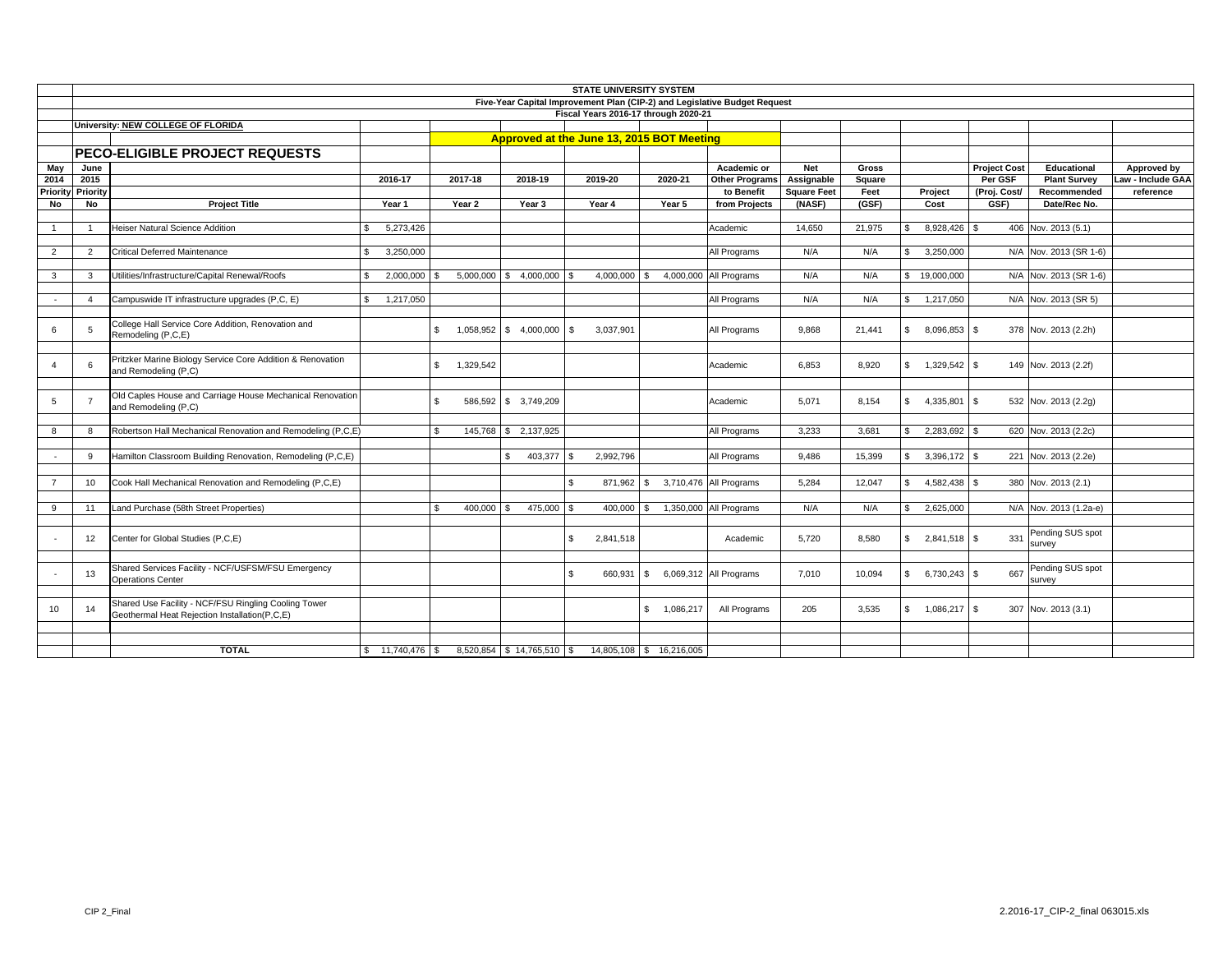**STATE UNIVERSITY SYSTEM**

**Five-Year Capital Improvement Plan (CIP-2) and Legislative Budget Request**

**Fiscal Years 2016-17 through 2020-21**

**University: NEW COLLEGE OF FLORIDA**

**Approved at the June 13, 2015 BOT Meeting**

## PECO-ELIGIBLE PROJECT REQUESTS

| May 2014 Priority No | June 2015 Priority No | Project Title | 2016-17 Year 1 | 2017-18 Year 2 | 2018-19 Year 3 | 2019-20 Year 4 | 2020-21 Year 5 | Academic or Other Programs to Benefit from Projects | Net Assignable Square Feet (NASF) | Gross Square Feet (GSF) | Project Cost | Project Cost Per GSF (Proj. Cost/ GSF) | Educational Plant Survey Recommended Date/Rec No. | Approved by Law - Include GAA reference |
|---|---|---|---|---|---|---|---|---|---|---|---|---|---|---|
| 1 | 1 | Heiser Natural Science Addition | $ 5,273,426 | | | | | Academic | 14,650 | 21,975 | $ 8,928,426 | $ 406 | Nov. 2013 (5.1) | |
| 2 | 2 | Critical Deferred Maintenance | $ 3,250,000 | | | | | All Programs | N/A | N/A | $ 3,250,000 | N/A | Nov. 2013 (SR 1-6) | |
| 3 | 3 | Utilities/Infrastructure/Capital Renewal/Roofs | $ 2,000,000 | $ 5,000,000 | $ 4,000,000 | $ 4,000,000 | $ 4,000,000 | All Programs | N/A | N/A | $ 19,000,000 | N/A | Nov. 2013 (SR 1-6) | |
| - | 4 | Campuswide IT infrastructure upgrades (P,C, E) | $ 1,217,050 | | | | | All Programs | N/A | N/A | $ 1,217,050 | N/A | Nov. 2013 (SR 5) | |
| 6 | 5 | College Hall Service Core Addition, Renovation and Remodeling (P,C,E) | | $ 1,058,952 | $ 4,000,000 | $ 3,037,901 | | All Programs | 9,868 | 21,441 | $ 8,096,853 | $ 378 | Nov. 2013 (2.2h) | |
| 4 | 6 | Pritzker Marine Biology Service Core Addition & Renovation and Remodeling (P,C) | | $ 1,329,542 | | | | Academic | 6,853 | 8,920 | $ 1,329,542 | $ 149 | Nov. 2013 (2.2f) | |
| 5 | 7 | Old Caples House and Carriage House Mechanical Renovation and Remodeling (P,C) | | $ 586,592 | $ 3,749,209 | | | Academic | 5,071 | 8,154 | $ 4,335,801 | $ 532 | Nov. 2013 (2.2g) | |
| 8 | 8 | Robertson Hall Mechanical Renovation and Remodeling (P,C,E) | | $ 145,768 | $ 2,137,925 | | | All Programs | 3,233 | 3,681 | $ 2,283,692 | $ 620 | Nov. 2013 (2.2c) | |
| - | 9 | Hamilton Classroom Building Renovation, Remodeling (P,C,E) | | | $ 403,377 | $ 2,992,796 | | All Programs | 9,486 | 15,399 | $ 3,396,172 | $ 221 | Nov. 2013 (2.2e) | |
| 7 | 10 | Cook Hall Mechanical Renovation and Remodeling (P,C,E) | | | | $ 871,962 | $ 3,710,476 | All Programs | 5,284 | 12,047 | $ 4,582,438 | $ 380 | Nov. 2013 (2.1) | |
| 9 | 11 | Land Purchase (58th Street Properties) | | $ 400,000 | $ 475,000 | $ 400,000 | $ 1,350,000 | All Programs | N/A | N/A | $ 2,625,000 | N/A | Nov. 2013 (1.2a-e) | |
| - | 12 | Center for Global Studies (P,C,E) | | | | $ 2,841,518 | | Academic | 5,720 | 8,580 | $ 2,841,518 | $ 331 | Pending SUS spot survey | |
| - | 13 | Shared Services Facility - NCF/USFSM/FSU Emergency Operations Center | | | | $ 660,931 | $ 6,069,312 | All Programs | 7,010 | 10,094 | $ 6,730,243 | $ 667 | Pending SUS spot survey | |
| 10 | 14 | Shared Use Facility - NCF/FSU Ringling Cooling Tower Geothermal Heat Rejection Installation(P,C,E) | | | | | $ 1,086,217 | All Programs | 205 | 3,535 | $ 1,086,217 | $ 307 | Nov. 2013 (3.1) | |
| | | **TOTAL** | $ 11,740,476 | $ 8,520,854 | $ 14,765,510 | $ 14,805,108 | $ 16,216,005 | | | | | | | |

CIP 2_Final

2.2016-17_CIP-2_final 063015.xls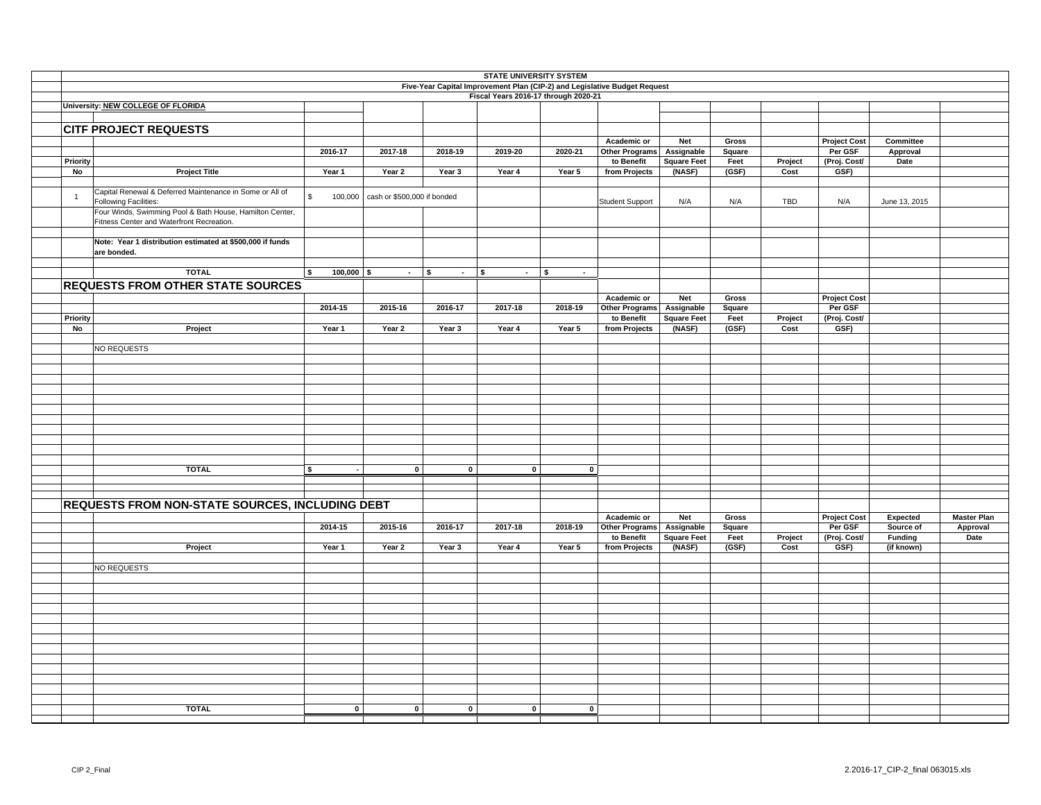**STATE UNIVERSITY SYSTEM**

**Five-Year Capital Improvement Plan (CIP-2) and Legislative Budget Request**

**Fiscal Years 2016-17 through 2020-21**

**University: NEW COLLEGE OF FLORIDA**

## CITF PROJECT REQUESTS

| Priority No | Project Title | 2016-17 Year 1 | 2017-18 Year 2 | 2018-19 Year 3 | 2019-20 Year 4 | 2020-21 Year 5 | Academic or Other Programs to Benefit from Projects | Net Assignable Square Feet (NASF) | Gross Square Feet (GSF) | Project Cost | Project Cost Per GSF (Proj. Cost/ GSF) | Committee Approval Date |
|---|---|---|---|---|---|---|---|---|---|---|---|---|
| 1 | Capital Renewal & Deferred Maintenance in Some or All of Following Facilities: Four Winds, Swimming Pool & Bath House, Hamilton Center, Fitness Center and Waterfront Recreation. | $ 100,000 | cash or $500,000 if bonded | | | | Student Support | N/A | N/A | TBD | N/A | June 13, 2015 |
| | **Note: Year 1 distribution estimated at $500,000 if funds are bonded.** | | | | | | | | | | | |
| | **TOTAL** | **$ 100,000** | **$ -** | **$ -** | **$ -** | **$ -** | | | | | | |

## REQUESTS FROM OTHER STATE SOURCES

| Priority No | Project | 2014-15 Year 1 | 2015-16 Year 2 | 2016-17 Year 3 | 2017-18 Year 4 | 2018-19 Year 5 | Academic or Other Programs to Benefit from Projects | Net Assignable Square Feet (NASF) | Gross Square Feet (GSF) | Project Cost | Project Cost Per GSF (Proj. Cost/ GSF) |
|---|---|---|---|---|---|---|---|---|---|---|---|
| | NO REQUESTS | | | | | | | | | | |
| | **TOTAL** | **$ -** | **0** | **0** | **0** | **0** | | | | | |

## REQUESTS FROM NON-STATE SOURCES, INCLUDING DEBT

| Project | 2014-15 Year 1 | 2015-16 Year 2 | 2016-17 Year 3 | 2017-18 Year 4 | 2018-19 Year 5 | Academic or Other Programs to Benefit from Projects | Net Assignable Square Feet (NASF) | Gross Square Feet (GSF) | Project Cost | Project Cost Per GSF (Proj. Cost/ GSF) | Expected Source of Funding (if known) | Master Plan Approval Date |
|---|---|---|---|---|---|---|---|---|---|---|---|---|
| NO REQUESTS | | | | | | | | | | | | |
| **TOTAL** | **0** | **0** | **0** | **0** | **0** | | | | | | | |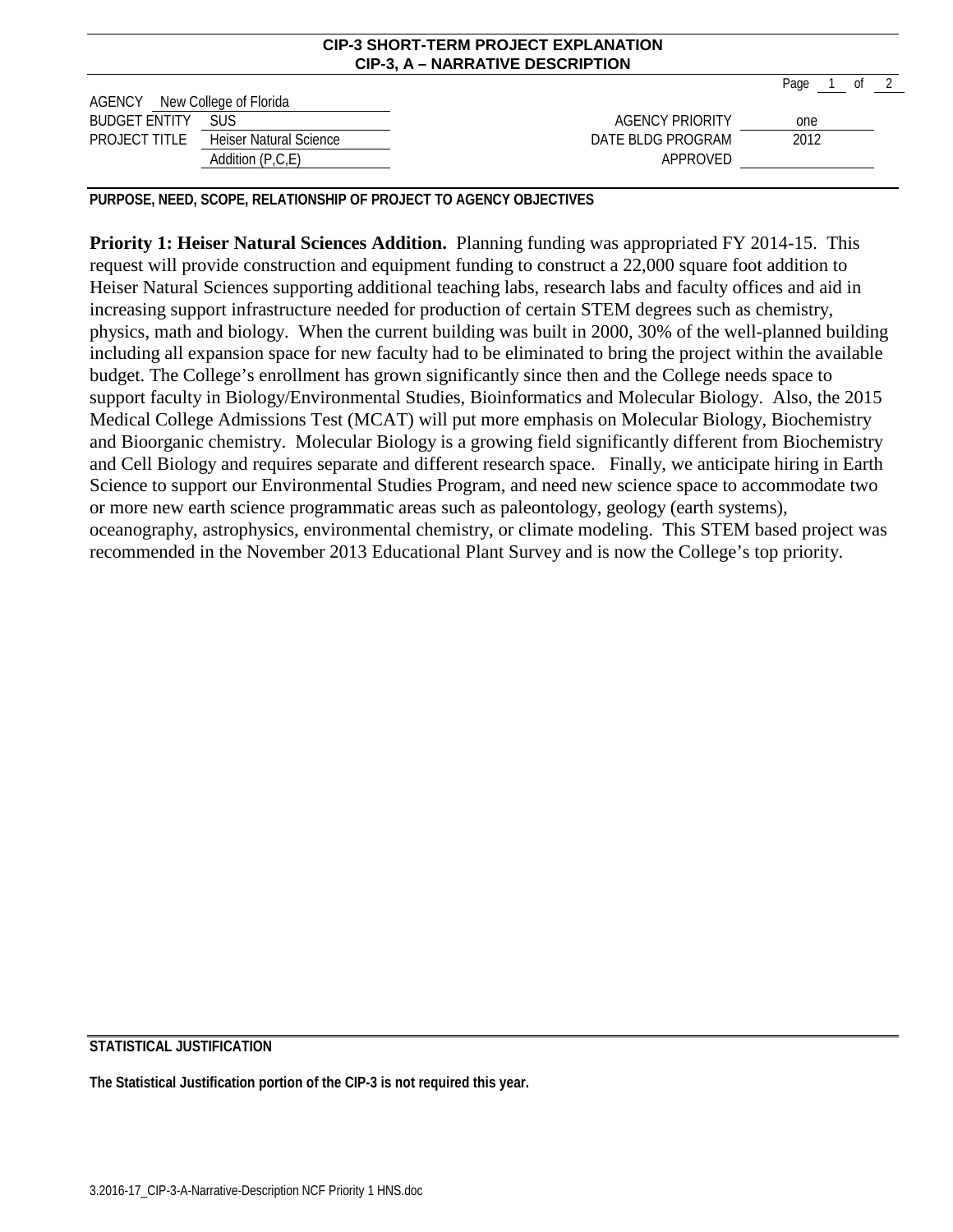**CIP-3 SHORT-TERM PROJECT EXPLANATION**
**CIP-3, A – NARRATIVE DESCRIPTION**

| | | | |
|---|---|---|---|
| AGENCY | New College of Florida | | |
| BUDGET ENTITY | SUS | AGENCY PRIORITY | one |
| PROJECT TITLE | Heiser Natural Science Addition (P,C,E) | DATE BLDG PROGRAM APPROVED | 2012 |

**PURPOSE, NEED, SCOPE, RELATIONSHIP OF PROJECT TO AGENCY OBJECTIVES**

**Priority 1: Heiser Natural Sciences Addition.** Planning funding was appropriated FY 2014-15. This request will provide construction and equipment funding to construct a 22,000 square foot addition to Heiser Natural Sciences supporting additional teaching labs, research labs and faculty offices and aid in increasing support infrastructure needed for production of certain STEM degrees such as chemistry, physics, math and biology. When the current building was built in 2000, 30% of the well-planned building including all expansion space for new faculty had to be eliminated to bring the project within the available budget. The College's enrollment has grown significantly since then and the College needs space to support faculty in Biology/Environmental Studies, Bioinformatics and Molecular Biology. Also, the 2015 Medical College Admissions Test (MCAT) will put more emphasis on Molecular Biology, Biochemistry and Bioorganic chemistry. Molecular Biology is a growing field significantly different from Biochemistry and Cell Biology and requires separate and different research space. Finally, we anticipate hiring in Earth Science to support our Environmental Studies Program, and need new science space to accommodate two or more new earth science programmatic areas such as paleontology, geology (earth systems), oceanography, astrophysics, environmental chemistry, or climate modeling. This STEM based project was recommended in the November 2013 Educational Plant Survey and is now the College's top priority.

**STATISTICAL JUSTIFICATION**

**The Statistical Justification portion of the CIP-3 is not required this year.**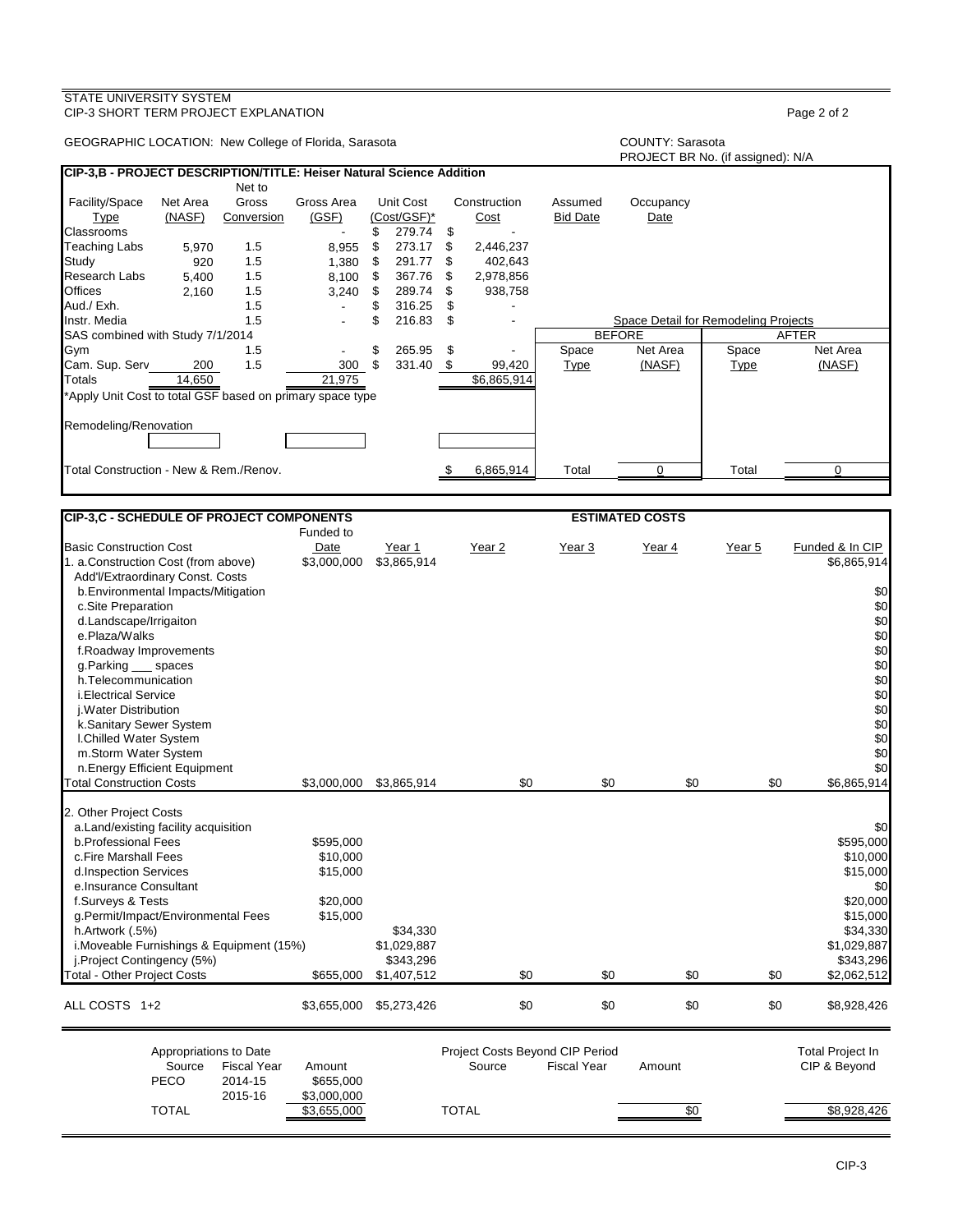STATE UNIVERSITY SYSTEM
CIP-3 SHORT TERM PROJECT EXPLANATION

GEOGRAPHIC LOCATION: New College of Florida, Sarasota

COUNTY: Sarasota

PROJECT BR No. (if assigned): N/A

## CIP-3,B - PROJECT DESCRIPTION/TITLE: Heiser Natural Science Addition

| Facility/Space Type | Net Area (NASF) | Net to Gross Conversion | Gross Area (GSF) | Unit Cost (Cost/GSF)* | Construction Cost | Assumed Bid Date | Occupancy Date |
|---|---|---|---|---|---|---|---|
| Classrooms | | | - | $ 279.74 | $ - | | |
| Teaching Labs | 5,970 | 1.5 | 8,955 | $ 273.17 | $ 2,446,237 | | |
| Study | 920 | 1.5 | 1,380 | $ 291.77 | $ 402,643 | | |
| Research Labs | 5,400 | 1.5 | 8,100 | $ 367.76 | $ 2,978,856 | | |
| Offices | 2,160 | 1.5 | 3,240 | $ 289.74 | $ 938,758 | | |
| Aud./ Exh. | | 1.5 | - | $ 316.25 | $ - | | |
| Instr. Media | | 1.5 | - | $ 216.83 | $ - | | |
| SAS combined with Study 7/1/2014 | | | | | | | |
| Gym | | 1.5 | - | $ 265.95 | $ - | | |
| Cam. Sup. Serv | 200 | 1.5 | 300 | $ 331.40 | $ 99,420 | | |
| Totals | 14,650 | | 21,975 | | $6,865,914 | | |

*Apply Unit Cost to total GSF based on primary space type

Remodeling/Renovation

Total Construction - New & Rem./Renov. $ 6,865,914

**Space Detail for Remodeling Projects**

| BEFORE Space Type | BEFORE Net Area (NASF) | AFTER Space Type | AFTER Net Area (NASF) |
|---|---|---|---|
| Total | 0 | Total | 0 |

## CIP-3,C - SCHEDULE OF PROJECT COMPONENTS

ESTIMATED COSTS

| Basic Construction Cost | Funded to Date | Year 1 | Year 2 | Year 3 | Year 4 | Year 5 | Funded & In CIP |
|---|---|---|---|---|---|---|---|
| 1. a.Construction Cost (from above) | $3,000,000 | $3,865,914 | | | | | $6,865,914 |
| Add'l/Extraordinary Const. Costs | | | | | | | |
| b.Environmental Impacts/Mitigation | | | | | | | $0 |
| c.Site Preparation | | | | | | | $0 |
| d.Landscape/Irrigaiton | | | | | | | $0 |
| e.Plaza/Walks | | | | | | | $0 |
| f.Roadway Improvements | | | | | | | $0 |
| g.Parking ___ spaces | | | | | | | $0 |
| h.Telecommunication | | | | | | | $0 |
| i.Electrical Service | | | | | | | $0 |
| j.Water Distribution | | | | | | | $0 |
| k.Sanitary Sewer System | | | | | | | $0 |
| l.Chilled Water System | | | | | | | $0 |
| m.Storm Water System | | | | | | | $0 |
| n.Energy Efficient Equipment | | | | | | | $0 |
| Total Construction Costs | $3,000,000 | $3,865,914 | $0 | $0 | $0 | $0 | $6,865,914 |
| 2. Other Project Costs | | | | | | | |
| a.Land/existing facility acquisition | | | | | | | $0 |
| b.Professional Fees | $595,000 | | | | | | $595,000 |
| c.Fire Marshall Fees | $10,000 | | | | | | $10,000 |
| d.Inspection Services | $15,000 | | | | | | $15,000 |
| e.Insurance Consultant | | | | | | | $0 |
| f.Surveys & Tests | $20,000 | | | | | | $20,000 |
| g.Permit/Impact/Environmental Fees | $15,000 | | | | | | $15,000 |
| h.Artwork (.5%) | | $34,330 | | | | | $34,330 |
| i.Moveable Furnishings & Equipment (15%) | | $1,029,887 | | | | | $1,029,887 |
| j.Project Contingency (5%) | | $343,296 | | | | | $343,296 |
| Total - Other Project Costs | $655,000 | $1,407,512 | $0 | $0 | $0 | $0 | $2,062,512 |
| ALL COSTS 1+2 | $3,655,000 | $5,273,426 | $0 | $0 | $0 | $0 | $8,928,426 |

| Appropriations to Date Source | Fiscal Year | Amount |
|---|---|---|
| PECO | 2014-15 | $655,000 |
| | 2015-16 | $3,000,000 |
| TOTAL | | $3,655,000 |

| Project Costs Beyond CIP Period Source | Fiscal Year | Amount |
|---|---|---|
| TOTAL | | $0 |

Total Project In CIP & Beyond: $8,928,426

CIP-3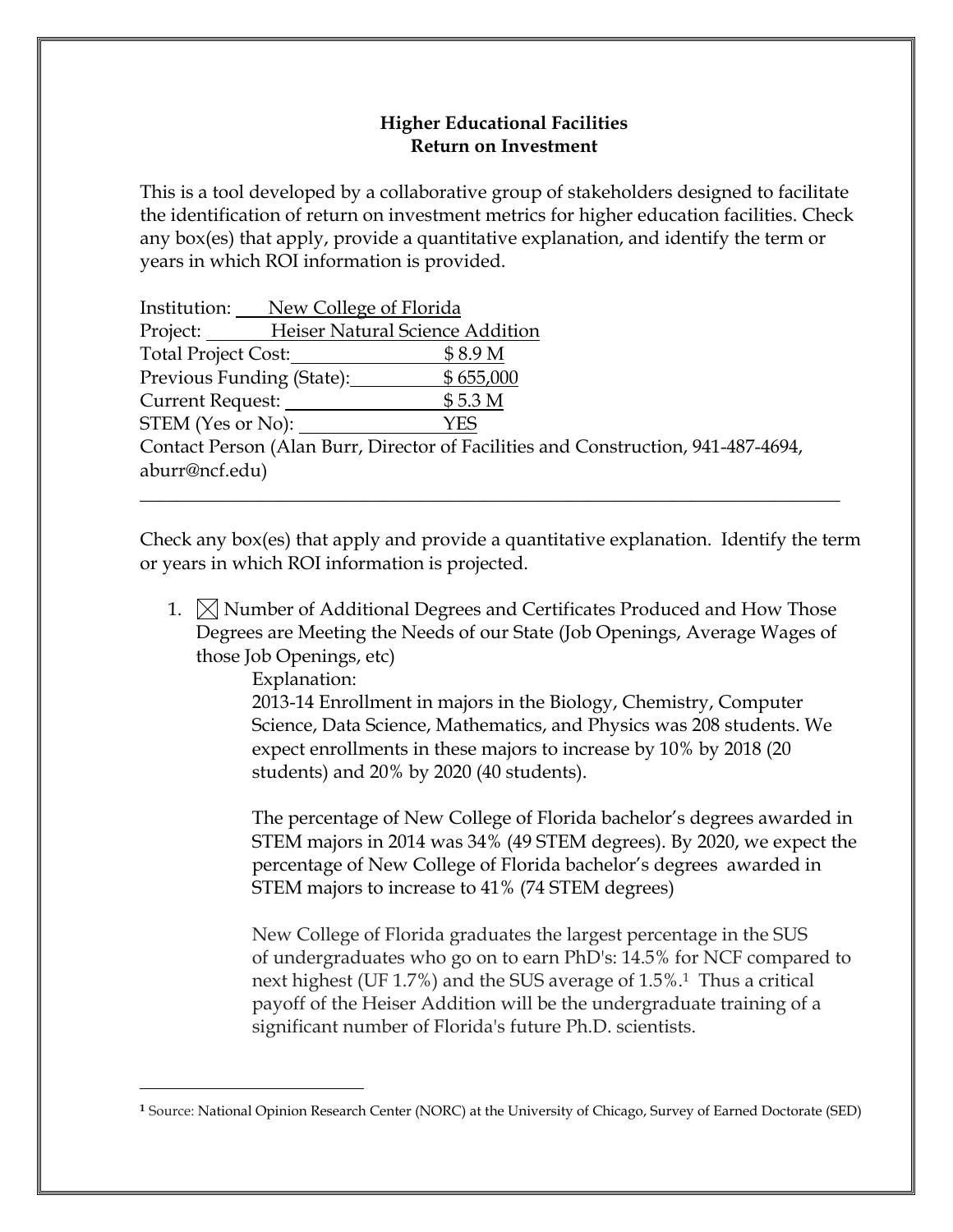**Higher Educational Facilities**
**Return on Investment**

This is a tool developed by a collaborative group of stakeholders designed to facilitate the identification of return on investment metrics for higher education facilities. Check any box(es) that apply, provide a quantitative explanation, and identify the term or years in which ROI information is provided.

Institution: New College of Florida
Project: Heiser Natural Science Addition
Total Project Cost: $ 8.9 M
Previous Funding (State): $ 655,000
Current Request: $ 5.3 M
STEM (Yes or No): YES
Contact Person (Alan Burr, Director of Facilities and Construction, 941-487-4694, aburr@ncf.edu)

---

Check any box(es) that apply and provide a quantitative explanation. Identify the term or years in which ROI information is projected.

1. ☒ Number of Additional Degrees and Certificates Produced and How Those Degrees are Meeting the Needs of our State (Job Openings, Average Wages of those Job Openings, etc)

   Explanation:

   2013-14 Enrollment in majors in the Biology, Chemistry, Computer Science, Data Science, Mathematics, and Physics was 208 students. We expect enrollments in these majors to increase by 10% by 2018 (20 students) and 20% by 2020 (40 students).

   The percentage of New College of Florida bachelor's degrees awarded in STEM majors in 2014 was 34% (49 STEM degrees). By 2020, we expect the percentage of New College of Florida bachelor's degrees awarded in STEM majors to increase to 41% (74 STEM degrees)

   New College of Florida graduates the largest percentage in the SUS of undergraduates who go on to earn PhD's: 14.5% for NCF compared to next highest (UF 1.7%) and the SUS average of 1.5%.[1] Thus a critical payoff of the Heiser Addition will be the undergraduate training of a significant number of Florida's future Ph.D. scientists.

---

[1] Source: National Opinion Research Center (NORC) at the University of Chicago, Survey of Earned Doctorate (SED)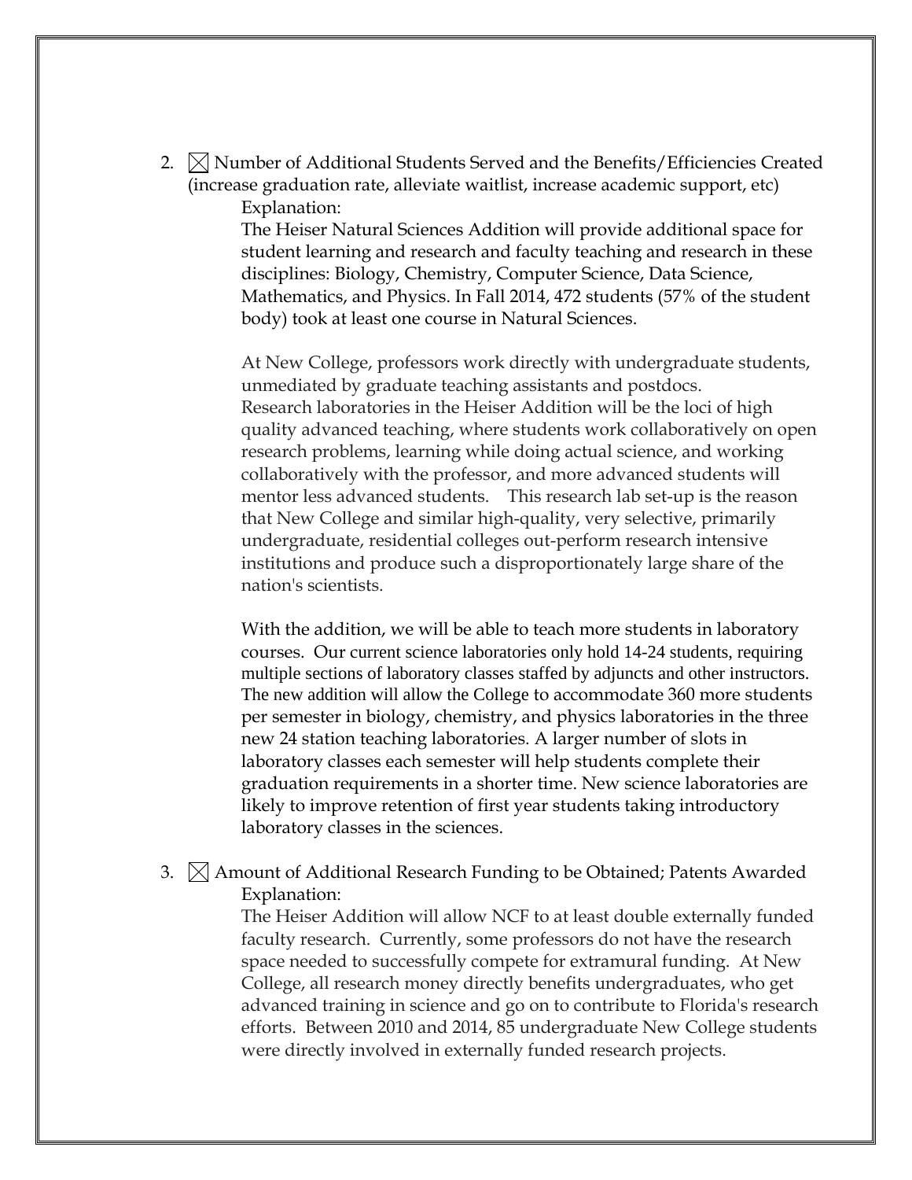2. ☒ Number of Additional Students Served and the Benefits/Efficiencies Created (increase graduation rate, alleviate waitlist, increase academic support, etc)

   Explanation:

   The Heiser Natural Sciences Addition will provide additional space for student learning and research and faculty teaching and research in these disciplines: Biology, Chemistry, Computer Science, Data Science, Mathematics, and Physics. In Fall 2014, 472 students (57% of the student body) took at least one course in Natural Sciences.

   At New College, professors work directly with undergraduate students, unmediated by graduate teaching assistants and postdocs. Research laboratories in the Heiser Addition will be the loci of high quality advanced teaching, where students work collaboratively on open research problems, learning while doing actual science, and working collaboratively with the professor, and more advanced students will mentor less advanced students. This research lab set-up is the reason that New College and similar high-quality, very selective, primarily undergraduate, residential colleges out-perform research intensive institutions and produce such a disproportionately large share of the nation's scientists.

   With the addition, we will be able to teach more students in laboratory courses. Our current science laboratories only hold 14-24 students, requiring multiple sections of laboratory classes staffed by adjuncts and other instructors. The new addition will allow the College to accommodate 360 more students per semester in biology, chemistry, and physics laboratories in the three new 24 station teaching laboratories. A larger number of slots in laboratory classes each semester will help students complete their graduation requirements in a shorter time. New science laboratories are likely to improve retention of first year students taking introductory laboratory classes in the sciences.

3. ☒ Amount of Additional Research Funding to be Obtained; Patents Awarded

   Explanation:

   The Heiser Addition will allow NCF to at least double externally funded faculty research. Currently, some professors do not have the research space needed to successfully compete for extramural funding. At New College, all research money directly benefits undergraduates, who get advanced training in science and go on to contribute to Florida's research efforts. Between 2010 and 2014, 85 undergraduate New College students were directly involved in externally funded research projects.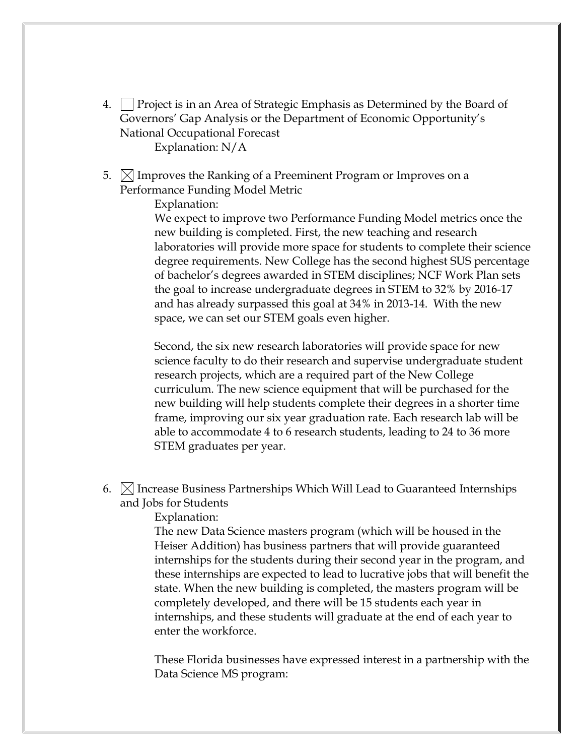4. ☐ Project is in an Area of Strategic Emphasis as Determined by the Board of Governors' Gap Analysis or the Department of Economic Opportunity's National Occupational Forecast

   Explanation: N/A

5. ☒ Improves the Ranking of a Preeminent Program or Improves on a Performance Funding Model Metric

   Explanation:

   We expect to improve two Performance Funding Model metrics once the new building is completed. First, the new teaching and research laboratories will provide more space for students to complete their science degree requirements. New College has the second highest SUS percentage of bachelor's degrees awarded in STEM disciplines; NCF Work Plan sets the goal to increase undergraduate degrees in STEM to 32% by 2016-17 and has already surpassed this goal at 34% in 2013-14. With the new space, we can set our STEM goals even higher.

   Second, the six new research laboratories will provide space for new science faculty to do their research and supervise undergraduate student research projects, which are a required part of the New College curriculum. The new science equipment that will be purchased for the new building will help students complete their degrees in a shorter time frame, improving our six year graduation rate. Each research lab will be able to accommodate 4 to 6 research students, leading to 24 to 36 more STEM graduates per year.

6. ☒ Increase Business Partnerships Which Will Lead to Guaranteed Internships and Jobs for Students

   Explanation:

   The new Data Science masters program (which will be housed in the Heiser Addition) has business partners that will provide guaranteed internships for the students during their second year in the program, and these internships are expected to lead to lucrative jobs that will benefit the state. When the new building is completed, the masters program will be completely developed, and there will be 15 students each year in internships, and these students will graduate at the end of each year to enter the workforce.

   These Florida businesses have expressed interest in a partnership with the Data Science MS program: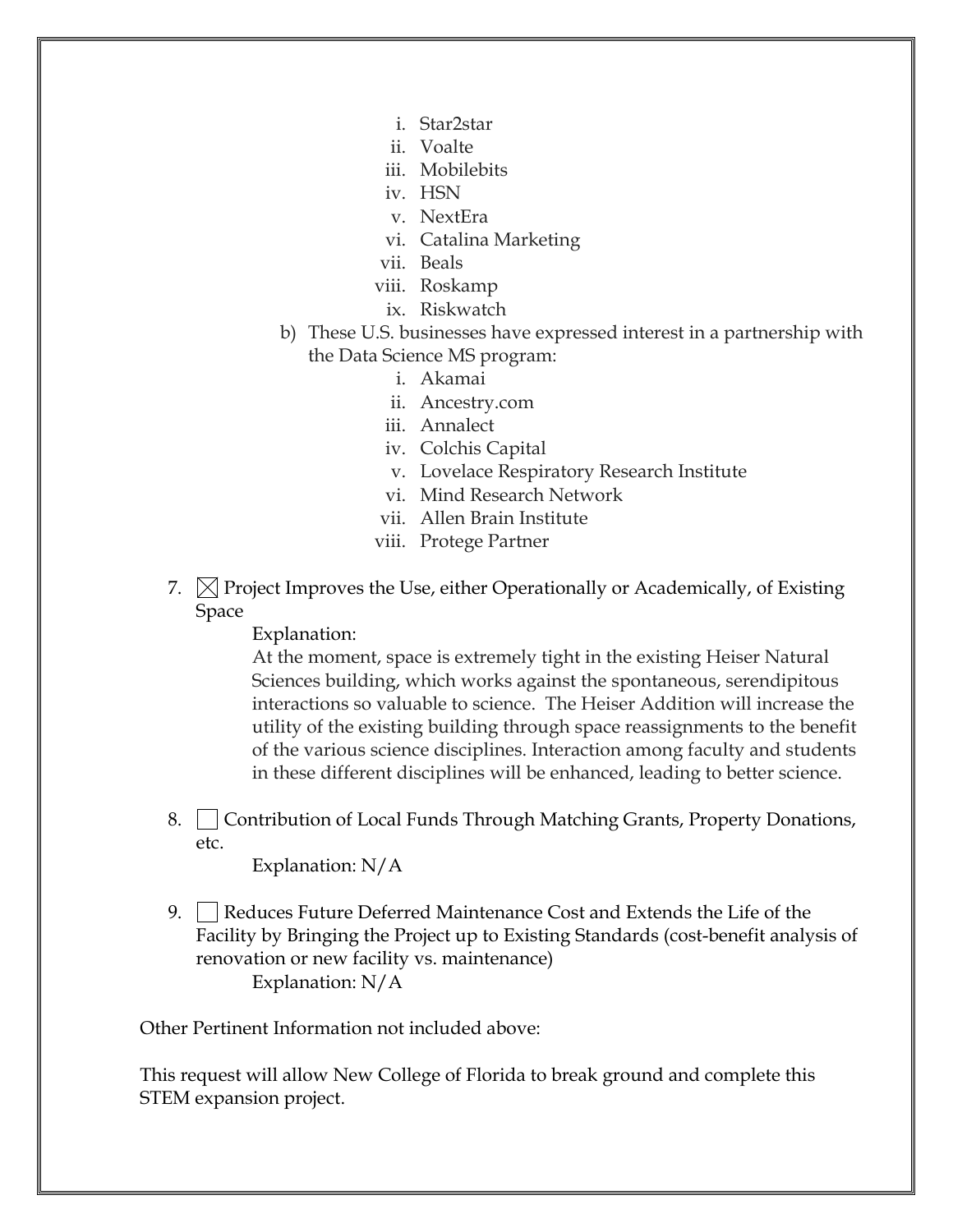i. Star2star
   ii. Voalte
   iii. Mobilebits
   iv. HSN
   v. NextEra
   vi. Catalina Marketing
   vii. Beals
   viii. Roskamp
   ix. Riskwatch

b) These U.S. businesses have expressed interest in a partnership with the Data Science MS program:
   i. Akamai
   ii. Ancestry.com
   iii. Annalect
   iv. Colchis Capital
   v. Lovelace Respiratory Research Institute
   vi. Mind Research Network
   vii. Allen Brain Institute
   viii. Protege Partner

7. ☒ Project Improves the Use, either Operationally or Academically, of Existing Space

   Explanation:
   At the moment, space is extremely tight in the existing Heiser Natural Sciences building, which works against the spontaneous, serendipitous interactions so valuable to science. The Heiser Addition will increase the utility of the existing building through space reassignments to the benefit of the various science disciplines. Interaction among faculty and students in these different disciplines will be enhanced, leading to better science.

8. ☐ Contribution of Local Funds Through Matching Grants, Property Donations, etc.

   Explanation: N/A

9. ☐ Reduces Future Deferred Maintenance Cost and Extends the Life of the Facility by Bringing the Project up to Existing Standards (cost-benefit analysis of renovation or new facility vs. maintenance)

   Explanation: N/A

Other Pertinent Information not included above:

This request will allow New College of Florida to break ground and complete this STEM expansion project.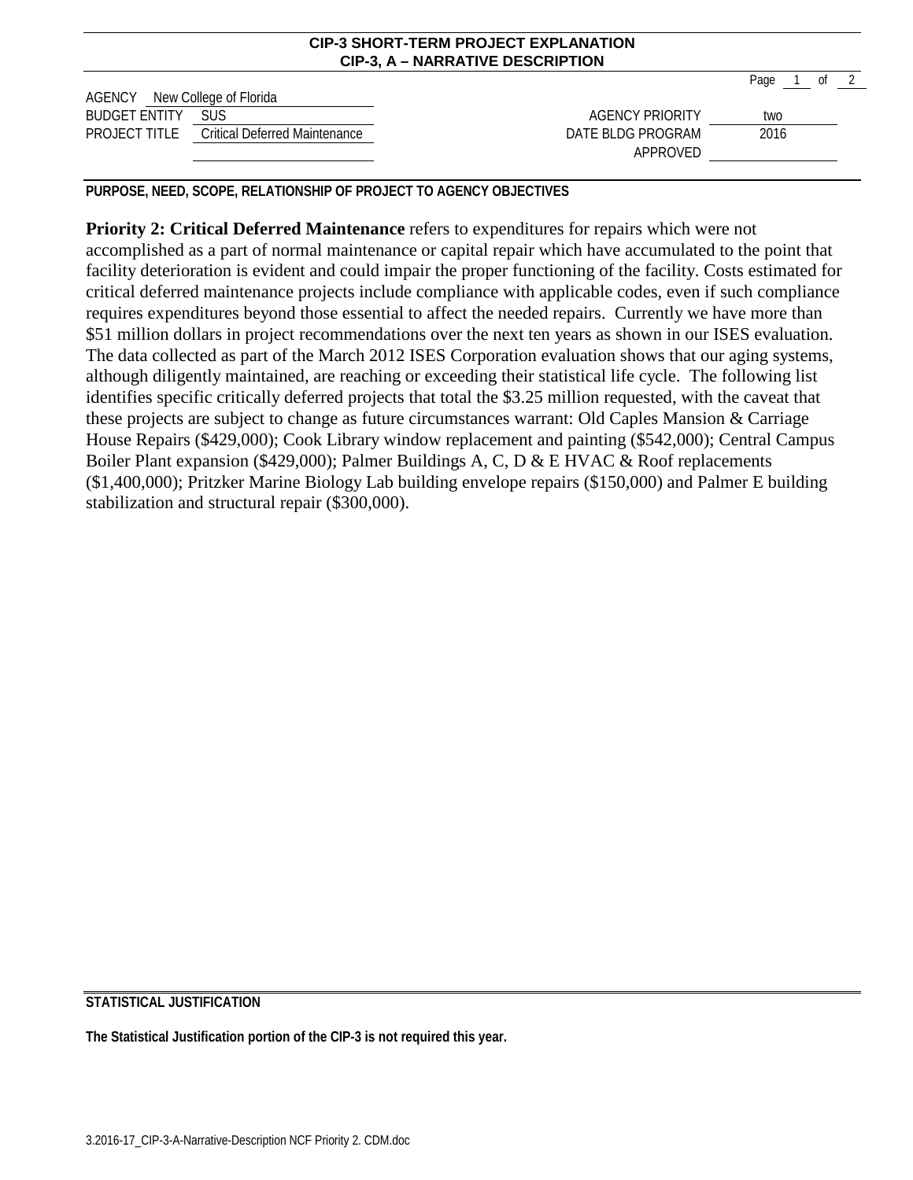**CIP-3 SHORT-TERM PROJECT EXPLANATION**
**CIP-3, A – NARRATIVE DESCRIPTION**

| | | | |
|---|---|---|---|
| AGENCY | New College of Florida | | |
| BUDGET ENTITY | SUS | AGENCY PRIORITY | two |
| PROJECT TITLE | Critical Deferred Maintenance | DATE BLDG PROGRAM APPROVED | 2016 |

**PURPOSE, NEED, SCOPE, RELATIONSHIP OF PROJECT TO AGENCY OBJECTIVES**

**Priority 2: Critical Deferred Maintenance** refers to expenditures for repairs which were not accomplished as a part of normal maintenance or capital repair which have accumulated to the point that facility deterioration is evident and could impair the proper functioning of the facility. Costs estimated for critical deferred maintenance projects include compliance with applicable codes, even if such compliance requires expenditures beyond those essential to affect the needed repairs. Currently we have more than $51 million dollars in project recommendations over the next ten years as shown in our ISES evaluation. The data collected as part of the March 2012 ISES Corporation evaluation shows that our aging systems, although diligently maintained, are reaching or exceeding their statistical life cycle. The following list identifies specific critically deferred projects that total the $3.25 million requested, with the caveat that these projects are subject to change as future circumstances warrant: Old Caples Mansion & Carriage House Repairs ($429,000); Cook Library window replacement and painting ($542,000); Central Campus Boiler Plant expansion ($429,000); Palmer Buildings A, C, D & E HVAC & Roof replacements ($1,400,000); Pritzker Marine Biology Lab building envelope repairs ($150,000) and Palmer E building stabilization and structural repair ($300,000).

**STATISTICAL JUSTIFICATION**

**The Statistical Justification portion of the CIP-3 is not required this year.**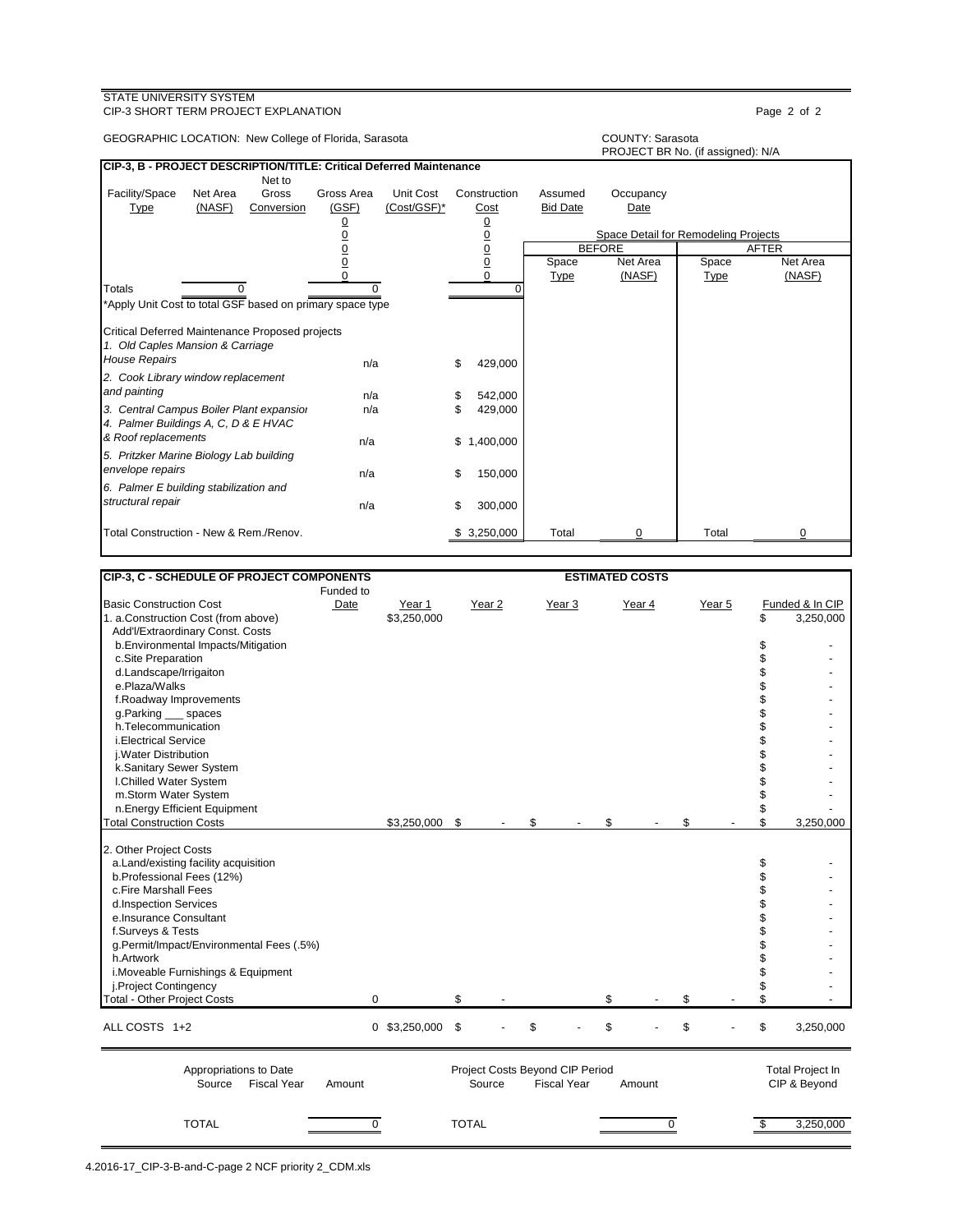STATE UNIVERSITY SYSTEM
CIP-3 SHORT TERM PROJECT EXPLANATION

GEOGRAPHIC LOCATION: New College of Florida, Sarasota

COUNTY: Sarasota
PROJECT BR No. (if assigned): N/A

## CIP-3, B - PROJECT DESCRIPTION/TITLE: Critical Deferred Maintenance

| Facility/Space Type | Net Area (NASF) | Net to Gross Conversion | Gross Area (GSF) | Unit Cost (Cost/GSF)* | Construction Cost | Assumed Bid Date | Occupancy Date |
|---|---|---|---|---|---|---|---|
| | | | 0 | | 0 | | |
| | | | 0 | | 0 | | |
| | | | 0 | | 0 | | |
| | | | 0 | | 0 | | |
| | | | 0 | | 0 | | |
| Totals | 0 | | 0 | | 0 | | |

*Apply Unit Cost to total GSF based on primary space type

Space Detail for Remodeling Projects

| BEFORE Space Type | BEFORE Net Area (NASF) | AFTER Space Type | AFTER Net Area (NASF) |
|---|---|---|---|
| Total | 0 | Total | 0 |

Critical Deferred Maintenance Proposed projects

| Project | Gross Area (GSF) | Construction Cost |
|---|---|---|
| *1. Old Caples Mansion & Carriage House Repairs* | n/a | $ 429,000 |
| *2. Cook Library window replacement and painting* | n/a | $ 542,000 |
| *3. Central Campus Boiler Plant expansion* | n/a | $ 429,000 |
| *4. Palmer Buildings A, C, D & E HVAC & Roof replacements* | n/a | $ 1,400,000 |
| *5. Pritzker Marine Biology Lab building envelope repairs* | n/a | $ 150,000 |
| *6. Palmer E building stabilization and structural repair* | n/a | $ 300,000 |
| Total Construction - New & Rem./Renov. | | $ 3,250,000 |

## CIP-3, C - SCHEDULE OF PROJECT COMPONENTS

ESTIMATED COSTS

| Basic Construction Cost | Funded to Date | Year 1 | Year 2 | Year 3 | Year 4 | Year 5 | Funded & In CIP |
|---|---|---|---|---|---|---|---|
| 1. a.Construction Cost (from above) | | $3,250,000 | | | | | $ 3,250,000 |
| Add'l/Extraordinary Const. Costs | | | | | | | |
| b.Environmental Impacts/Mitigation | | | | | | | $ - |
| c.Site Preparation | | | | | | | $ - |
| d.Landscape/Irrigaiton | | | | | | | $ - |
| e.Plaza/Walks | | | | | | | $ - |
| f.Roadway Improvements | | | | | | | $ - |
| g.Parking ___ spaces | | | | | | | $ - |
| h.Telecommunication | | | | | | | $ - |
| i.Electrical Service | | | | | | | $ - |
| j.Water Distribution | | | | | | | $ - |
| k.Sanitary Sewer System | | | | | | | $ - |
| l.Chilled Water System | | | | | | | $ - |
| m.Storm Water System | | | | | | | $ - |
| n.Energy Efficient Equipment | | | | | | | $ - |
| Total Construction Costs | | $3,250,000 | $ - | $ - | $ - | $ - | $ 3,250,000 |
| 2. Other Project Costs | | | | | | | |
| a.Land/existing facility acquisition | | | | | | | $ - |
| b.Professional Fees (12%) | | | | | | | $ - |
| c.Fire Marshall Fees | | | | | | | $ - |
| d.Inspection Services | | | | | | | $ - |
| e.Insurance Consultant | | | | | | | $ - |
| f.Surveys & Tests | | | | | | | $ - |
| g.Permit/Impact/Environmental Fees (.5%) | | | | | | | $ - |
| h.Artwork | | | | | | | $ - |
| i.Moveable Furnishings & Equipment | | | | | | | $ - |
| j.Project Contingency | | | | | | | $ - |
| Total - Other Project Costs | 0 | | $ - | | $ - | $ - | $ - |
| ALL COSTS 1+2 | 0 | $3,250,000 | $ - | $ - | $ - | $ - | $ 3,250,000 |

| Appropriations to Date Source | Fiscal Year | Amount | Project Costs Beyond CIP Period Source | Fiscal Year | Amount | Total Project In CIP & Beyond |
|---|---|---|---|---|---|---|
| TOTAL | | 0 | TOTAL | | 0 | $ 3,250,000 |

4.2016-17_CIP-3-B-and-C-page 2 NCF priority 2_CDM.xls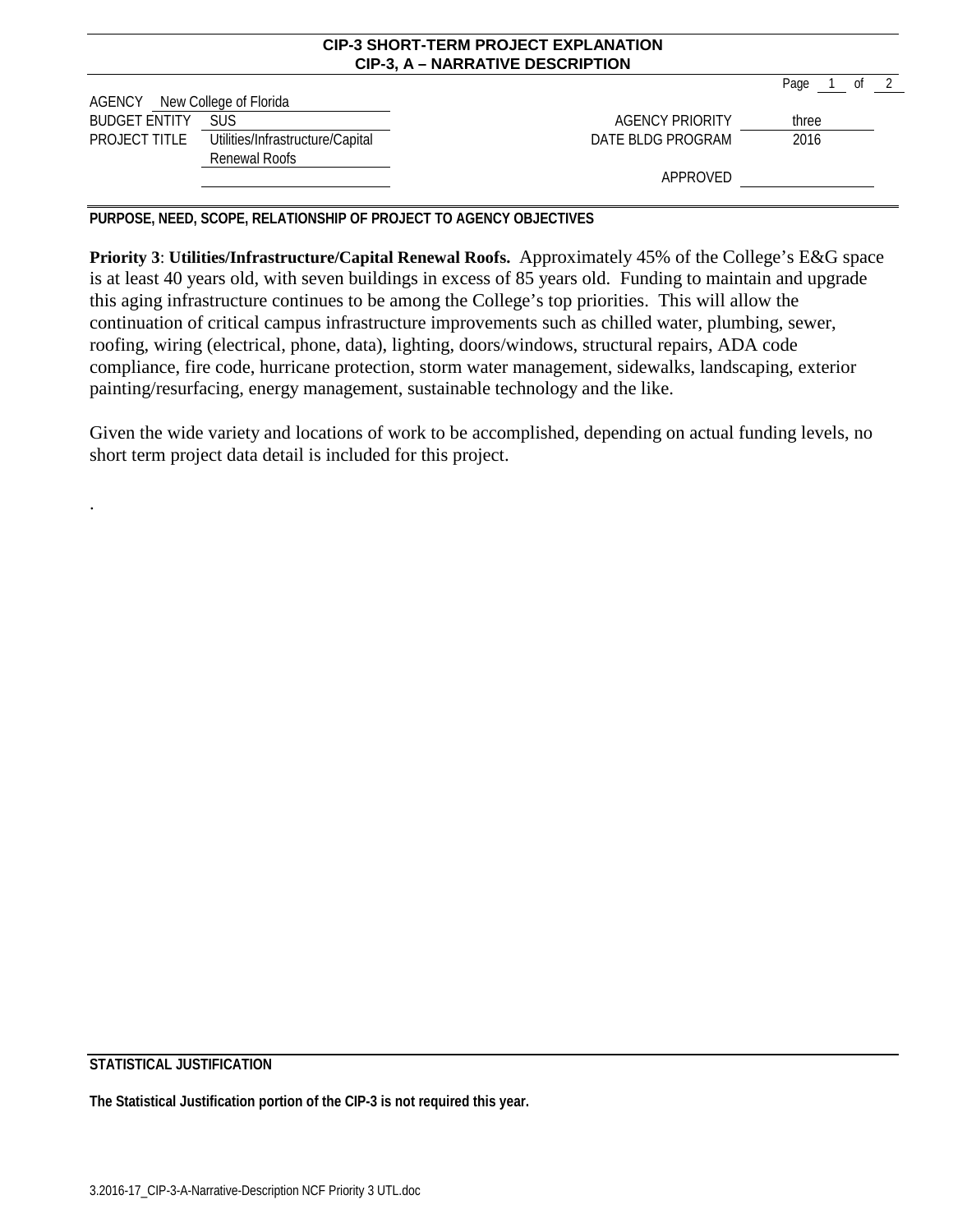**CIP-3 SHORT-TERM PROJECT EXPLANATION**
**CIP-3, A – NARRATIVE DESCRIPTION**

| | | | |
|---|---|---|---|
| AGENCY | New College of Florida | | |
| BUDGET ENTITY | SUS | AGENCY PRIORITY | three |
| PROJECT TITLE | Utilities/Infrastructure/Capital Renewal Roofs | DATE BLDG PROGRAM | 2016 |
| | | APPROVED | |

**PURPOSE, NEED, SCOPE, RELATIONSHIP OF PROJECT TO AGENCY OBJECTIVES**

**Priority 3**: **Utilities/Infrastructure/Capital Renewal Roofs.** Approximately 45% of the College's E&G space is at least 40 years old, with seven buildings in excess of 85 years old. Funding to maintain and upgrade this aging infrastructure continues to be among the College's top priorities. This will allow the continuation of critical campus infrastructure improvements such as chilled water, plumbing, sewer, roofing, wiring (electrical, phone, data), lighting, doors/windows, structural repairs, ADA code compliance, fire code, hurricane protection, storm water management, sidewalks, landscaping, exterior painting/resurfacing, energy management, sustainable technology and the like.

Given the wide variety and locations of work to be accomplished, depending on actual funding levels, no short term project data detail is included for this project.

.

**STATISTICAL JUSTIFICATION**

**The Statistical Justification portion of the CIP-3 is not required this year.**

3.2016-17_CIP-3-A-Narrative-Description NCF Priority 3 UTL.doc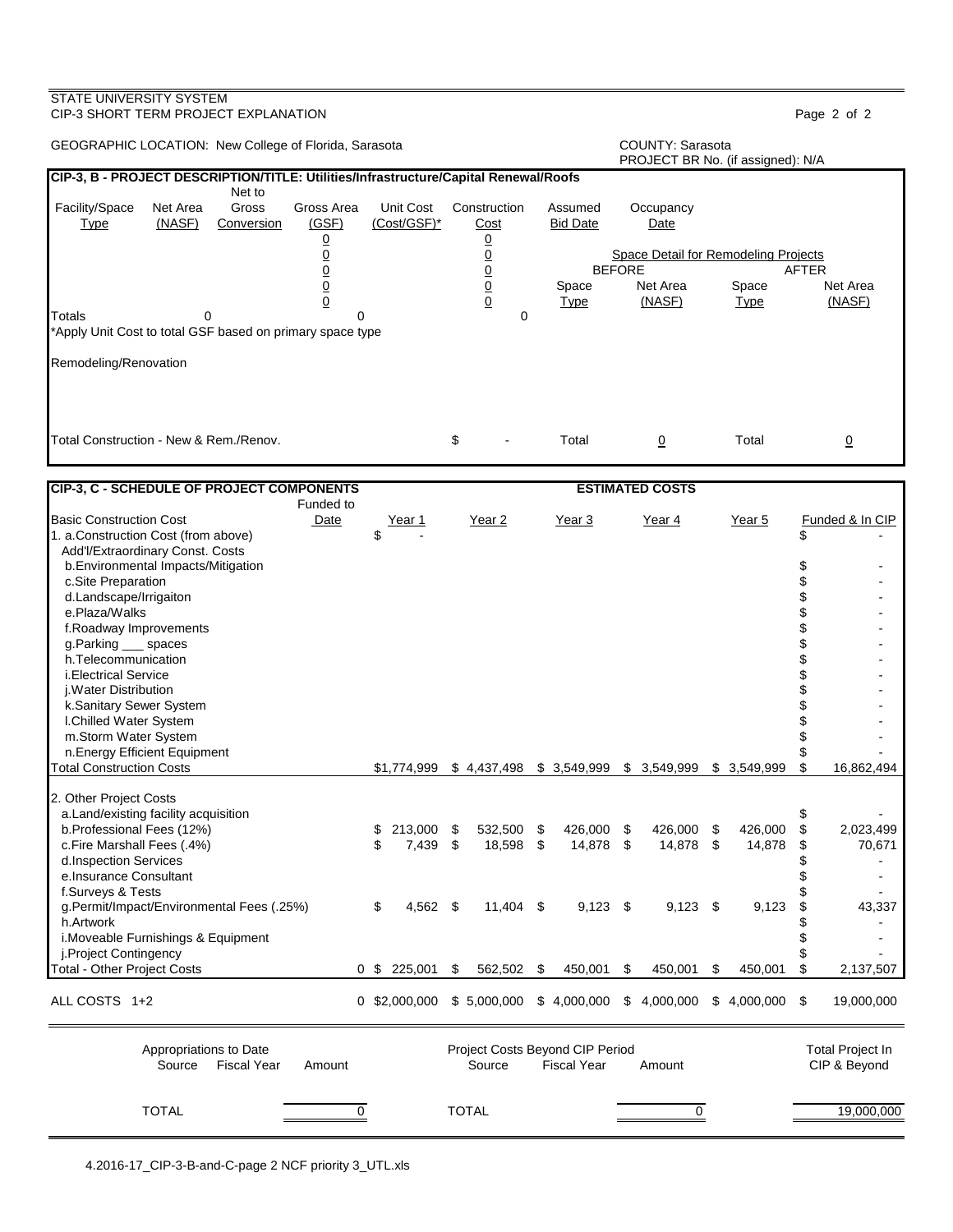STATE UNIVERSITY SYSTEM
CIP-3 SHORT TERM PROJECT EXPLANATION

GEOGRAPHIC LOCATION: New College of Florida, Sarasota

COUNTY: Sarasota
PROJECT BR No. (if assigned): N/A

## CIP-3, B - PROJECT DESCRIPTION/TITLE: Utilities/Infrastructure/Capital Renewal/Roofs

| Facility/Space Type | Net Area (NASF) | Net to Gross Conversion | Gross Area (GSF) | Unit Cost (Cost/GSF)* | Construction Cost | Assumed Bid Date | Occupancy Date |
|---|---|---|---|---|---|---|---|
| | | | 0 | | 0 | | |
| | | | 0 | | 0 | | |
| | | | 0 | | 0 | | |
| | | | 0 | | 0 | | |
| | | | 0 | | 0 | | |
| Totals | 0 | | 0 | | 0 | | |

*Apply Unit Cost to total GSF based on primary space type

Space Detail for Remodeling Projects

| BEFORE Space Type | BEFORE Net Area (NASF) | AFTER Space Type | AFTER Net Area (NASF) |
|---|---|---|---|
| Total | 0 | Total | 0 |

Remodeling/Renovation

Total Construction - New & Rem./Renov. $ -

## CIP-3, C - SCHEDULE OF PROJECT COMPONENTS

| Basic Construction Cost | Funded to Date | Year 1 | Year 2 | Year 3 | Year 4 | Year 5 | Funded & In CIP |
|---|---|---|---|---|---|---|---|
| 1. a.Construction Cost (from above) | | $ - | | | | | $ - |
| Add'l/Extraordinary Const. Costs | | | | | | | |
| b.Environmental Impacts/Mitigation | | | | | | | $ - |
| c.Site Preparation | | | | | | | $ - |
| d.Landscape/Irrigaiton | | | | | | | $ - |
| e.Plaza/Walks | | | | | | | $ - |
| f.Roadway Improvements | | | | | | | $ - |
| g.Parking ___ spaces | | | | | | | $ - |
| h.Telecommunication | | | | | | | $ - |
| i.Electrical Service | | | | | | | $ - |
| j.Water Distribution | | | | | | | $ - |
| k.Sanitary Sewer System | | | | | | | $ - |
| l.Chilled Water System | | | | | | | $ - |
| m.Storm Water System | | | | | | | $ - |
| n.Energy Efficient Equipment | | | | | | | $ - |
| Total Construction Costs | | $1,774,999 | $ 4,437,498 | $ 3,549,999 | $ 3,549,999 | $ 3,549,999 | $ 16,862,494 |
| 2. Other Project Costs | | | | | | | |
| a.Land/existing facility acquisition | | | | | | | $ - |
| b.Professional Fees (12%) | | $ 213,000 | $ 532,500 | $ 426,000 | $ 426,000 | $ 426,000 | $ 2,023,499 |
| c.Fire Marshall Fees (.4%) | | $ 7,439 | $ 18,598 | $ 14,878 | $ 14,878 | $ 14,878 | $ 70,671 |
| d.Inspection Services | | | | | | | $ - |
| e.Insurance Consultant | | | | | | | $ - |
| f.Surveys & Tests | | | | | | | $ - |
| g.Permit/Impact/Environmental Fees (.25%) | | $ 4,562 | $ 11,404 | $ 9,123 | $ 9,123 | $ 9,123 | $ 43,337 |
| h.Artwork | | | | | | | $ - |
| i.Moveable Furnishings & Equipment | | | | | | | $ - |
| j.Project Contingency | | | | | | | $ - |
| Total - Other Project Costs | 0 | $ 225,001 | $ 562,502 | $ 450,001 | $ 450,001 | $ 450,001 | $ 2,137,507 |
| ALL COSTS 1+2 | 0 | $2,000,000 | $ 5,000,000 | $ 4,000,000 | $ 4,000,000 | $ 4,000,000 | $ 19,000,000 |

| Appropriations to Date Source | Fiscal Year | Amount | Project Costs Beyond CIP Period Source | Fiscal Year | Amount | Total Project In CIP & Beyond |
|---|---|---|---|---|---|---|
| TOTAL | | 0 | TOTAL | | 0 | 19,000,000 |

4.2016-17_CIP-3-B-and-C-page 2 NCF priority 3_UTL.xls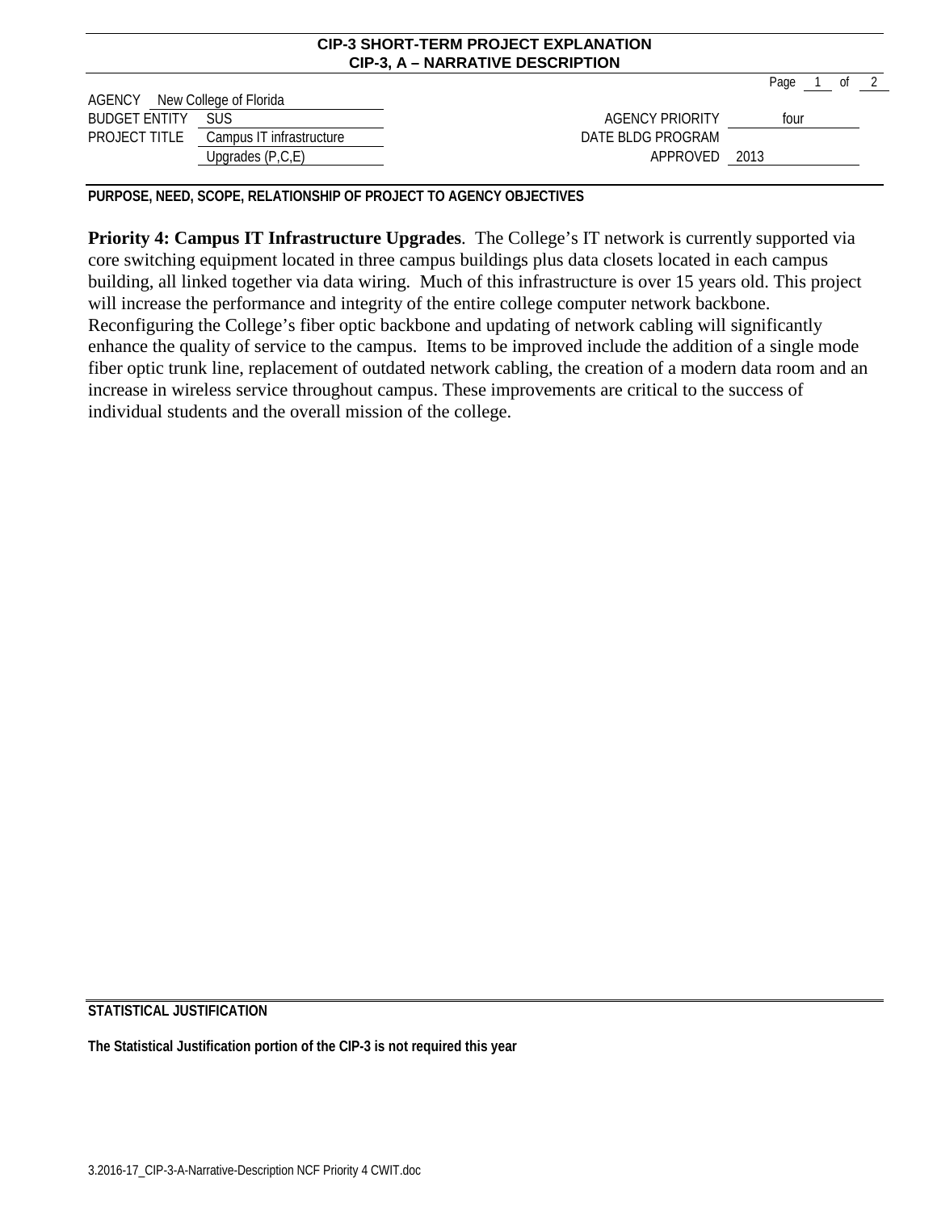**CIP-3 SHORT-TERM PROJECT EXPLANATION**
**CIP-3, A – NARRATIVE DESCRIPTION**

| | | | |
|---|---|---|---|
| AGENCY | New College of Florida | | |
| BUDGET ENTITY | SUS | AGENCY PRIORITY | four |
| PROJECT TITLE | Campus IT infrastructure Upgrades (P,C,E) | DATE BLDG PROGRAM APPROVED | 2013 |

**PURPOSE, NEED, SCOPE, RELATIONSHIP OF PROJECT TO AGENCY OBJECTIVES**

**Priority 4: Campus IT Infrastructure Upgrades**. The College's IT network is currently supported via core switching equipment located in three campus buildings plus data closets located in each campus building, all linked together via data wiring. Much of this infrastructure is over 15 years old. This project will increase the performance and integrity of the entire college computer network backbone. Reconfiguring the College's fiber optic backbone and updating of network cabling will significantly enhance the quality of service to the campus. Items to be improved include the addition of a single mode fiber optic trunk line, replacement of outdated network cabling, the creation of a modern data room and an increase in wireless service throughout campus. These improvements are critical to the success of individual students and the overall mission of the college.

**STATISTICAL JUSTIFICATION**

**The Statistical Justification portion of the CIP-3 is not required this year**

3.2016-17_CIP-3-A-Narrative-Description NCF Priority 4 CWIT.doc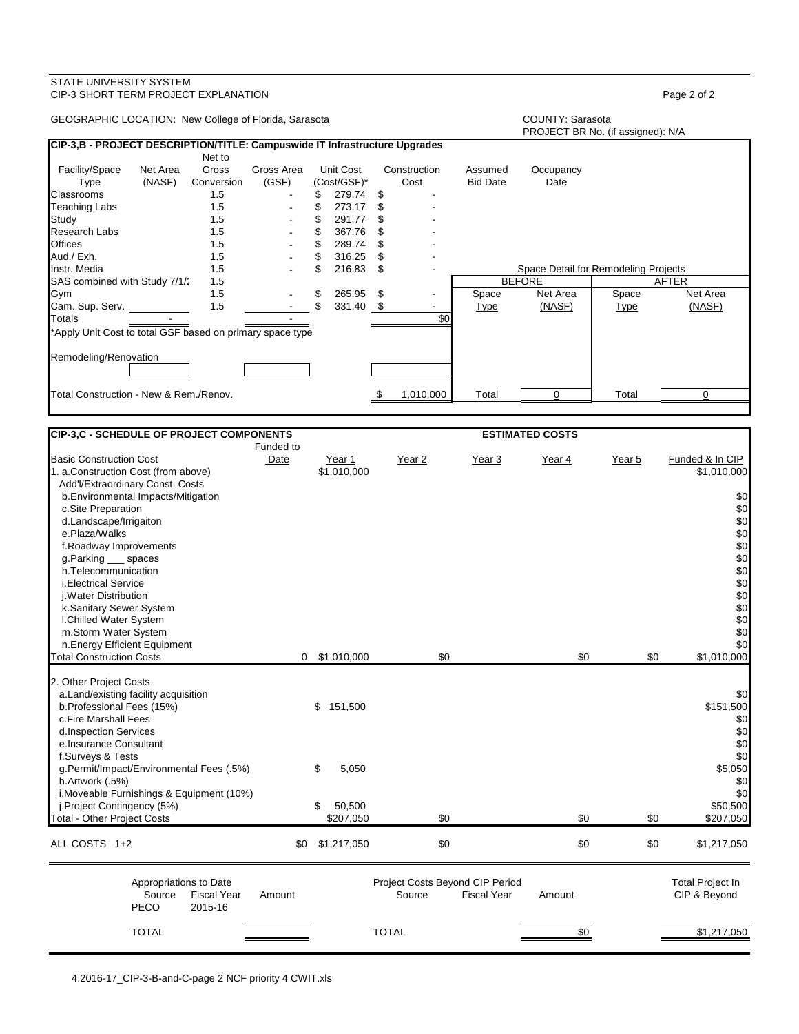STATE UNIVERSITY SYSTEM
CIP-3 SHORT TERM PROJECT EXPLANATION

GEOGRAPHIC LOCATION: New College of Florida, Sarasota

COUNTY: Sarasota
PROJECT BR No. (if assigned): N/A

## CIP-3,B - PROJECT DESCRIPTION/TITLE: Campuswide IT Infrastructure Upgrades

| Facility/Space Type | Net Area (NASF) | Net to Gross Conversion | Gross Area (GSF) | Unit Cost (Cost/GSF)* | Construction Cost | Assumed Bid Date | Occupancy Date |
|---|---|---|---|---|---|---|---|
| Classrooms | | 1.5 | - | $ 279.74 | $ - | | |
| Teaching Labs | | 1.5 | - | $ 273.17 | $ - | | |
| Study | | 1.5 | - | $ 291.77 | $ - | | |
| Research Labs | | 1.5 | - | $ 367.76 | $ - | | |
| Offices | | 1.5 | - | $ 289.74 | $ - | | |
| Aud./ Exh. | | 1.5 | - | $ 316.25 | $ - | | |
| Instr. Media | | 1.5 | - | $ 216.83 | $ - | | |
| SAS combined with Study 7/1/: | | 1.5 | | | | | |
| Gym | | 1.5 | - | $ 265.95 | $ - | | |
| Cam. Sup. Serv. | | 1.5 | - | $ 331.40 | $ - | | |
| Totals | - | | - | | $0 | | |

*Apply Unit Cost to total GSF based on primary space type

Remodeling/Renovation

Total Construction - New & Rem./Renov. $ 1,010,000

Space Detail for Remodeling Projects

| BEFORE | | AFTER | |
|---|---|---|---|
| Space Type | Net Area (NASF) | Space Type | Net Area (NASF) |
| Total | 0 | Total | 0 |

## CIP-3,C - SCHEDULE OF PROJECT COMPONENTS — ESTIMATED COSTS

| | Funded to Date | Year 1 | Year 2 | Year 3 | Year 4 | Year 5 | Funded & In CIP |
|---|---|---|---|---|---|---|---|
| **Basic Construction Cost** | | | | | | | |
| 1. a.Construction Cost (from above) | | $1,010,000 | | | | | $1,010,000 |
| Add'l/Extraordinary Const. Costs | | | | | | | |
| b.Environmental Impacts/Mitigation | | | | | | | $0 |
| c.Site Preparation | | | | | | | $0 |
| d.Landscape/Irrigaiton | | | | | | | $0 |
| e.Plaza/Walks | | | | | | | $0 |
| f.Roadway Improvements | | | | | | | $0 |
| g.Parking ___ spaces | | | | | | | $0 |
| h.Telecommunication | | | | | | | $0 |
| i.Electrical Service | | | | | | | $0 |
| j.Water Distribution | | | | | | | $0 |
| k.Sanitary Sewer System | | | | | | | $0 |
| l.Chilled Water System | | | | | | | $0 |
| m.Storm Water System | | | | | | | $0 |
| n.Energy Efficient Equipment | | | | | | | $0 |
| Total Construction Costs | 0 | $1,010,000 | $0 | | $0 | $0 | $1,010,000 |
| 2. Other Project Costs | | | | | | | |
| a.Land/existing facility acquisition | | | | | | | $0 |
| b.Professional Fees (15%) | | $ 151,500 | | | | | $151,500 |
| c.Fire Marshall Fees | | | | | | | $0 |
| d.Inspection Services | | | | | | | $0 |
| e.Insurance Consultant | | | | | | | $0 |
| f.Surveys & Tests | | | | | | | $0 |
| g.Permit/Impact/Environmental Fees (.5%) | | $ 5,050 | | | | | $5,050 |
| h.Artwork (.5%) | | | | | | | $0 |
| i.Moveable Furnishings & Equipment (10%) | | | | | | | $0 |
| j.Project Contingency (5%) | | $ 50,500 | | | | | $50,500 |
| Total - Other Project Costs | | $207,050 | $0 | | $0 | $0 | $207,050 |
| ALL COSTS 1+2 | $0 | $1,217,050 | $0 | | $0 | $0 | $1,217,050 |

| Appropriations to Date | | | Project Costs Beyond CIP Period | | | Total Project In CIP & Beyond |
|---|---|---|---|---|---|---|
| Source | Fiscal Year | Amount | Source | Fiscal Year | Amount | |
| PECO | 2015-16 | | | | | |
| TOTAL | | | TOTAL | | $0 | $1,217,050 |

4.2016-17_CIP-3-B-and-C-page 2 NCF priority 4 CWIT.xls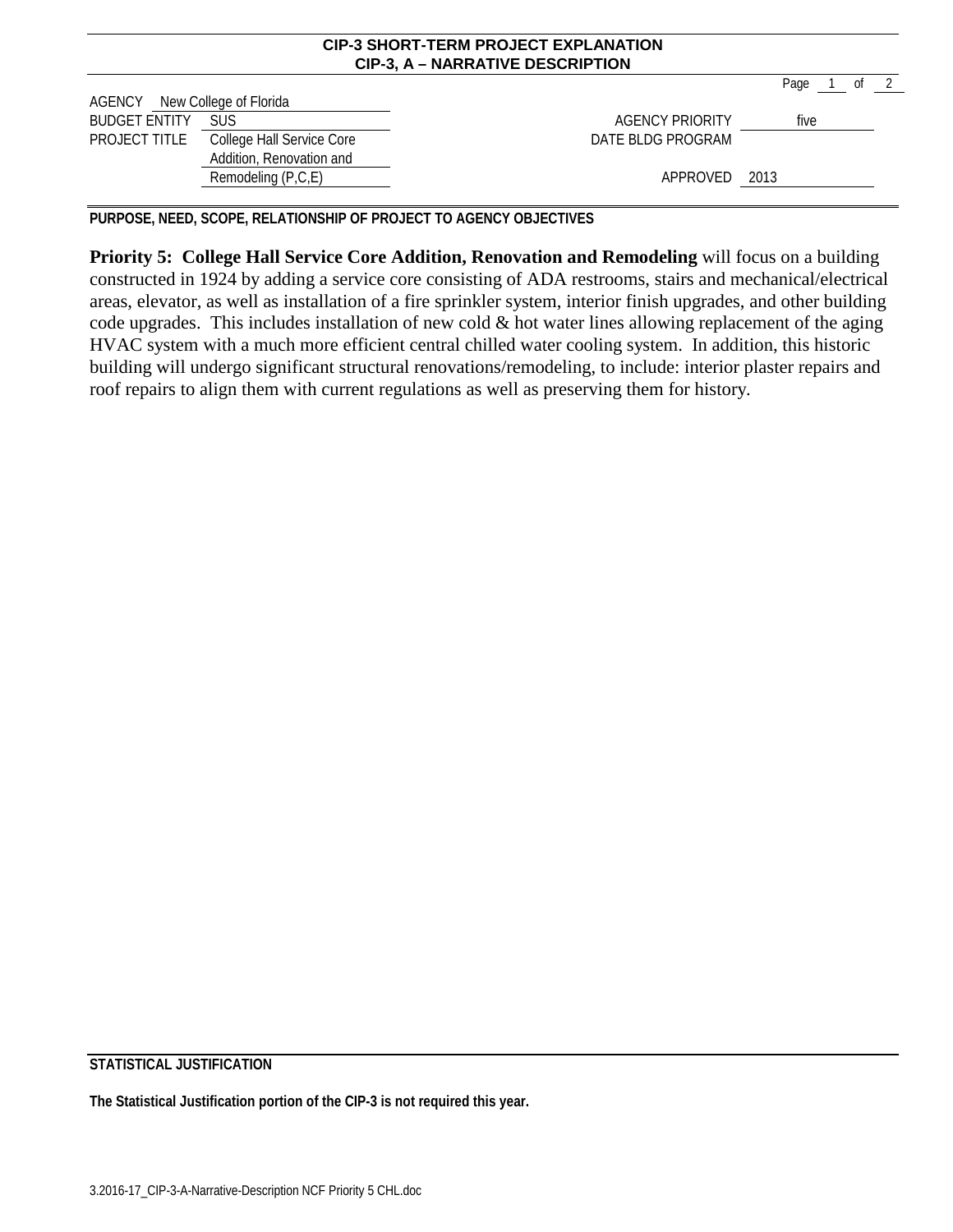**CIP-3 SHORT-TERM PROJECT EXPLANATION**
**CIP-3, A – NARRATIVE DESCRIPTION**

| | | | |
|---|---|---|---|
| AGENCY | New College of Florida | | |
| BUDGET ENTITY | SUS | AGENCY PRIORITY | five |
| PROJECT TITLE | College Hall Service Core Addition, Renovation and Remodeling (P,C,E) | DATE BLDG PROGRAM APPROVED | 2013 |

**PURPOSE, NEED, SCOPE, RELATIONSHIP OF PROJECT TO AGENCY OBJECTIVES**

**Priority 5: College Hall Service Core Addition, Renovation and Remodeling** will focus on a building constructed in 1924 by adding a service core consisting of ADA restrooms, stairs and mechanical/electrical areas, elevator, as well as installation of a fire sprinkler system, interior finish upgrades, and other building code upgrades. This includes installation of new cold & hot water lines allowing replacement of the aging HVAC system with a much more efficient central chilled water cooling system. In addition, this historic building will undergo significant structural renovations/remodeling, to include: interior plaster repairs and roof repairs to align them with current regulations as well as preserving them for history.

**STATISTICAL JUSTIFICATION**

**The Statistical Justification portion of the CIP-3 is not required this year.**

3.2016-17_CIP-3-A-Narrative-Description NCF Priority 5 CHL.doc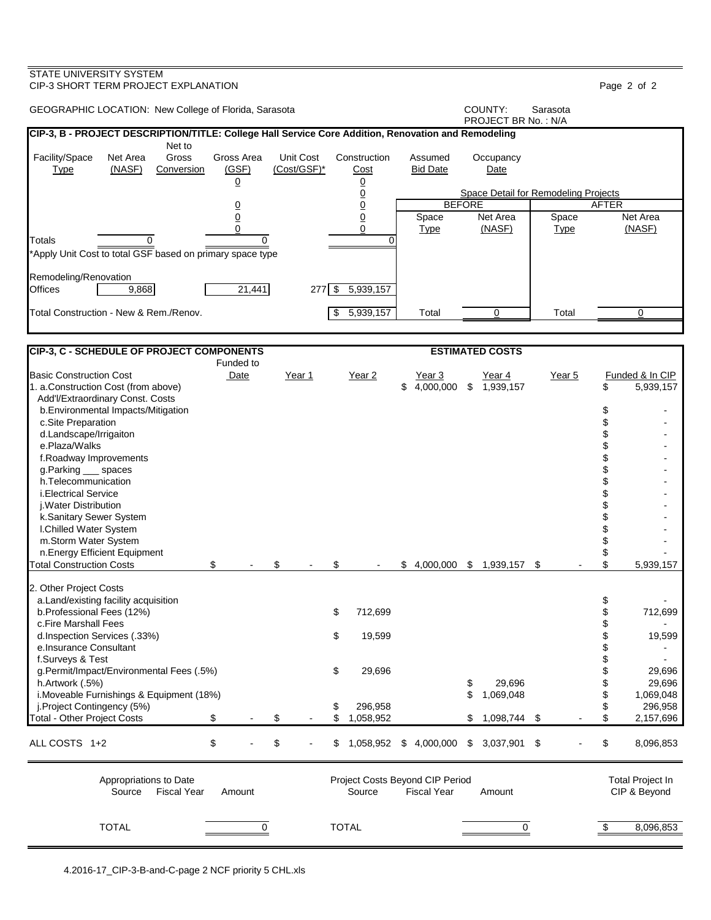STATE UNIVERSITY SYSTEM
CIP-3 SHORT TERM PROJECT EXPLANATION

GEOGRAPHIC LOCATION: New College of Florida, Sarasota

COUNTY: Sarasota
PROJECT BR No. : N/A

## CIP-3, B - PROJECT DESCRIPTION/TITLE: College Hall Service Core Addition, Renovation and Remodeling

| Facility/Space Type | Net Area (NASF) | Net to Gross Conversion | Gross Area (GSF) | Unit Cost (Cost/GSF)* | Construction Cost | Assumed Bid Date | Occupancy Date |
|---|---|---|---|---|---|---|---|
| | | | 0 | | 0 | | |
| | | | | | 0 | | |
| | | | 0 | | 0 | | |
| | | | 0 | | 0 | | |
| | | | 0 | | 0 | | |
| Totals | 0 | | 0 | | 0 | | |

*Apply Unit Cost to total GSF based on primary space type

| Remodeling/Renovation | Net Area (NASF) | | Gross Area (GSF) | Unit Cost | Construction Cost |
|---|---|---|---|---|---|
| Offices | 9,868 | | 21,441 | 277 | $ 5,939,157 |
| Total Construction - New & Rem./Renov. | | | | | $ 5,939,157 |

Space Detail for Remodeling Projects

| BEFORE Space Type | BEFORE Net Area (NASF) | AFTER Space Type | AFTER Net Area (NASF) |
|---|---|---|---|
| Total | 0 | Total | 0 |

## CIP-3, C - SCHEDULE OF PROJECT COMPONENTS

ESTIMATED COSTS

| Basic Construction Cost | Funded to Date | Year 1 | Year 2 | Year 3 | Year 4 | Year 5 | Funded & In CIP |
|---|---|---|---|---|---|---|---|
| 1. a.Construction Cost (from above) | | | | $ 4,000,000 | $ 1,939,157 | | $ 5,939,157 |
| Add'l/Extraordinary Const. Costs | | | | | | | |
| b.Environmental Impacts/Mitigation | | | | | | | $ - |
| c.Site Preparation | | | | | | | $ - |
| d.Landscape/Irrigaiton | | | | | | | $ - |
| e.Plaza/Walks | | | | | | | $ - |
| f.Roadway Improvements | | | | | | | $ - |
| g.Parking ___ spaces | | | | | | | $ - |
| h.Telecommunication | | | | | | | $ - |
| i.Electrical Service | | | | | | | $ - |
| j.Water Distribution | | | | | | | $ - |
| k.Sanitary Sewer System | | | | | | | $ - |
| l.Chilled Water System | | | | | | | $ - |
| m.Storm Water System | | | | | | | $ - |
| n.Energy Efficient Equipment | | | | | | | $ - |
| Total Construction Costs | $ - | $ - | $ - | $ 4,000,000 | $ 1,939,157 | $ - | $ 5,939,157 |
| 2. Other Project Costs | | | | | | | |
| a.Land/existing facility acquisition | | | | | | | $ - |
| b.Professional Fees (12%) | | | $ 712,699 | | | | $ 712,699 |
| c.Fire Marshall Fees | | | | | | | $ - |
| d.Inspection Services (.33%) | | | $ 19,599 | | | | $ 19,599 |
| e.Insurance Consultant | | | | | | | $ - |
| f.Surveys & Test | | | | | | | $ - |
| g.Permit/Impact/Environmental Fees (.5%) | | | $ 29,696 | | | | $ 29,696 |
| h.Artwork (.5%) | | | | | $ 29,696 | | $ 29,696 |
| i.Moveable Furnishings & Equipment (18%) | | | | | $ 1,069,048 | | $ 1,069,048 |
| j.Project Contingency (5%) | | | $ 296,958 | | | | $ 296,958 |
| Total - Other Project Costs | $ - | $ - | $ 1,058,952 | | $ 1,098,744 | $ - | $ 2,157,696 |
| ALL COSTS 1+2 | $ - | $ - | $ 1,058,952 | $ 4,000,000 | $ 3,037,901 | $ - | $ 8,096,853 |

| Appropriations to Date Source | Fiscal Year | Amount | Project Costs Beyond CIP Period Source | Fiscal Year | Amount | Total Project In CIP & Beyond |
|---|---|---|---|---|---|---|
| TOTAL | | 0 | TOTAL | | 0 | $ 8,096,853 |

4.2016-17_CIP-3-B-and-C-page 2 NCF priority 5 CHL.xls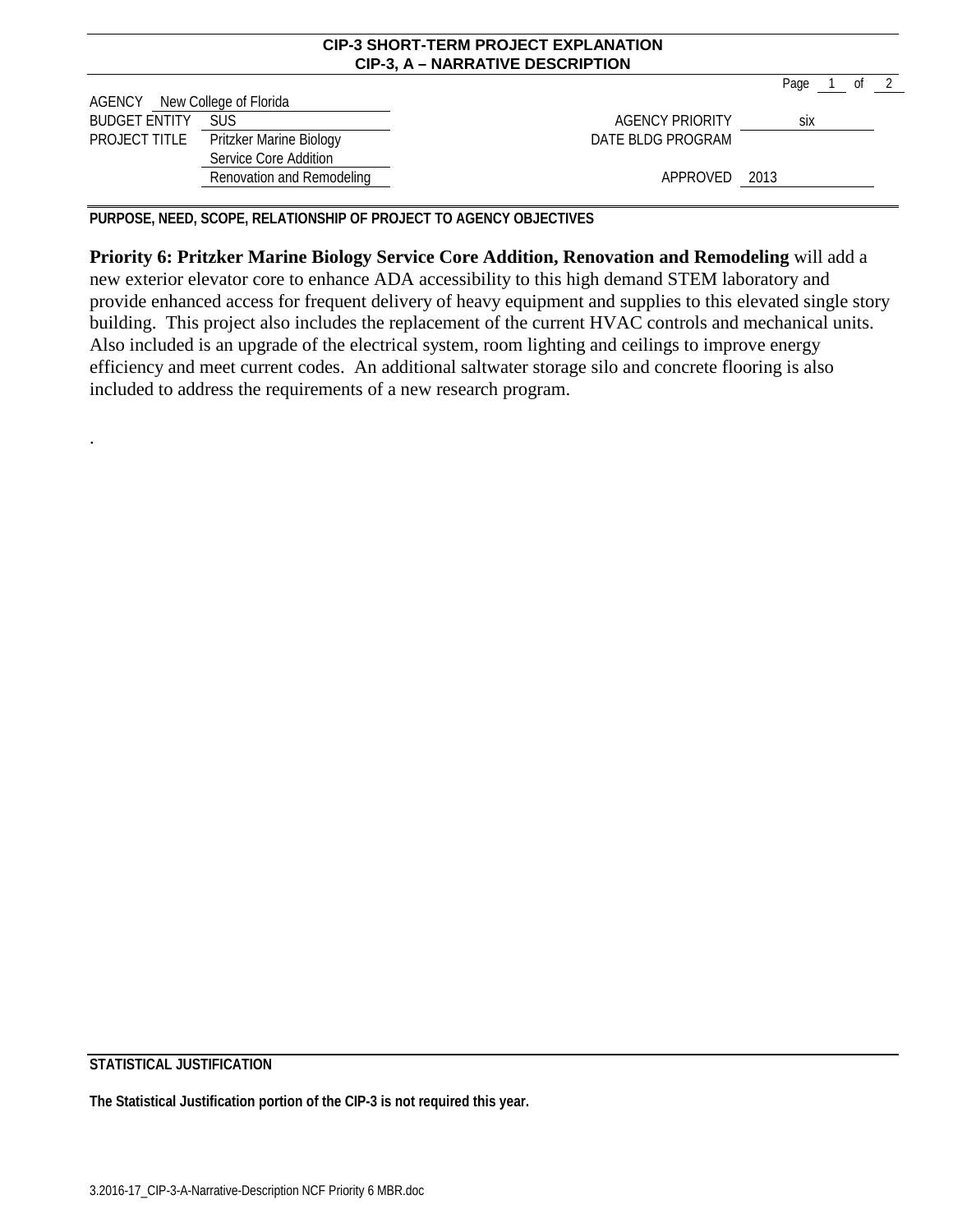## CIP-3 SHORT-TERM PROJECT EXPLANATION
## CIP-3, A – NARRATIVE DESCRIPTION

| | | | |
|---|---|---|---|
| AGENCY | New College of Florida | | |
| BUDGET ENTITY | SUS | AGENCY PRIORITY | six |
| PROJECT TITLE | Pritzker Marine Biology Service Core Addition Renovation and Remodeling | DATE BLDG PROGRAM APPROVED | 2013 |

**PURPOSE, NEED, SCOPE, RELATIONSHIP OF PROJECT TO AGENCY OBJECTIVES**

**Priority 6: Pritzker Marine Biology Service Core Addition, Renovation and Remodeling** will add a new exterior elevator core to enhance ADA accessibility to this high demand STEM laboratory and provide enhanced access for frequent delivery of heavy equipment and supplies to this elevated single story building. This project also includes the replacement of the current HVAC controls and mechanical units. Also included is an upgrade of the electrical system, room lighting and ceilings to improve energy efficiency and meet current codes. An additional saltwater storage silo and concrete flooring is also included to address the requirements of a new research program.

.

**STATISTICAL JUSTIFICATION**

**The Statistical Justification portion of the CIP-3 is not required this year.**

3.2016-17_CIP-3-A-Narrative-Description NCF Priority 6 MBR.doc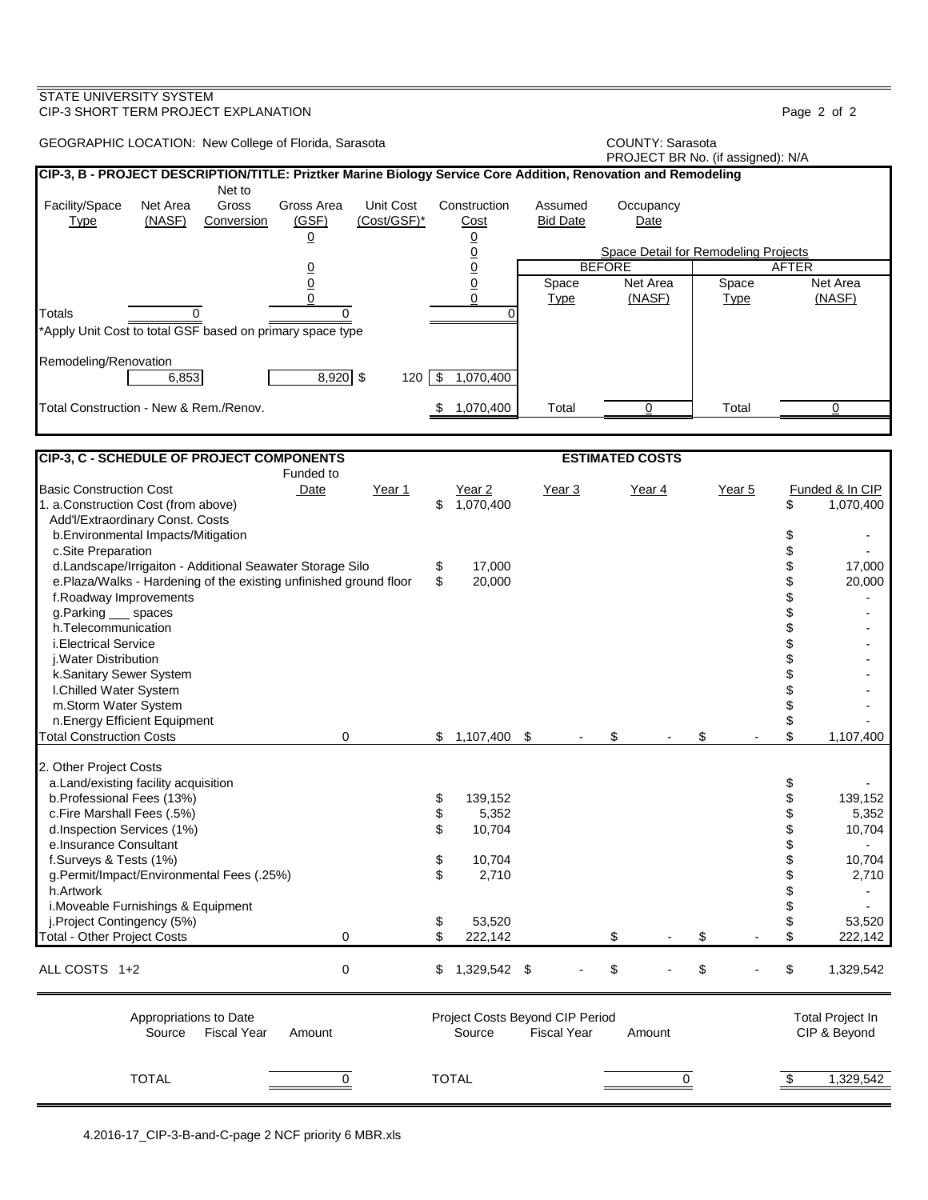STATE UNIVERSITY SYSTEM
CIP-3 SHORT TERM PROJECT EXPLANATION

GEOGRAPHIC LOCATION: New College of Florida, Sarasota

COUNTY: Sarasota
PROJECT BR No. (if assigned): N/A

**CIP-3, B - PROJECT DESCRIPTION/TITLE: Priztker Marine Biology Service Core Addition, Renovation and Remodeling**

| Facility/Space Type | Net Area (NASF) | Net to Gross Conversion | Gross Area (GSF) | Unit Cost (Cost/GSF)* | Construction Cost | Assumed Bid Date | Occupancy Date |
|---|---|---|---|---|---|---|---|
| | | | 0 | | 0 | | |
| | | | | | 0 | | |
| | | | 0 | | 0 | | |
| | | | 0 | | 0 | | |
| | | | 0 | | 0 | | |
| Totals | 0 | | 0 | | 0 | | |

*Apply Unit Cost to total GSF based on primary space type

| | Net Area (NASF) | | Gross Area (GSF) | Unit Cost | Construction Cost |
|---|---|---|---|---|---|
| Remodeling/Renovation | 6,853 | | 8,920 | $ 120 | $ 1,070,400 |
| Total Construction - New & Rem./Renov. | | | | | $ 1,070,400 |

Space Detail for Remodeling Projects

| BEFORE | | AFTER | |
|---|---|---|---|
| Space Type | Net Area (NASF) | Space Type | Net Area (NASF) |
| Total | 0 | Total | 0 |

**CIP-3, C - SCHEDULE OF PROJECT COMPONENTS** — ESTIMATED COSTS

| Basic Construction Cost | Funded to Date | Year 1 | Year 2 | Year 3 | Year 4 | Year 5 | Funded & In CIP |
|---|---|---|---|---|---|---|---|
| 1. a.Construction Cost (from above) | | | $ 1,070,400 | | | | $ 1,070,400 |
| Add'l/Extraordinary Const. Costs | | | | | | | |
| b.Environmental Impacts/Mitigation | | | | | | | $ - |
| c.Site Preparation | | | | | | | $ - |
| d.Landscape/Irrigaiton - Additional Seawater Storage Silo | | | $ 17,000 | | | | $ 17,000 |
| e.Plaza/Walks - Hardening of the existing unfinished ground floor | | | $ 20,000 | | | | $ 20,000 |
| f.Roadway Improvements | | | | | | | $ - |
| g.Parking ___ spaces | | | | | | | $ - |
| h.Telecommunication | | | | | | | $ - |
| i.Electrical Service | | | | | | | $ - |
| j.Water Distribution | | | | | | | $ - |
| k.Sanitary Sewer System | | | | | | | $ - |
| l.Chilled Water System | | | | | | | $ - |
| m.Storm Water System | | | | | | | $ - |
| n.Energy Efficient Equipment | | | | | | | $ - |
| Total Construction Costs | 0 | | $ 1,107,400 | $ - | $ - | $ - | $ 1,107,400 |
| 2. Other Project Costs | | | | | | | |
| a.Land/existing facility acquisition | | | | | | | $ - |
| b.Professional Fees (13%) | | | $ 139,152 | | | | $ 139,152 |
| c.Fire Marshall Fees (.5%) | | | $ 5,352 | | | | $ 5,352 |
| d.Inspection Services (1%) | | | $ 10,704 | | | | $ 10,704 |
| e.Insurance Consultant | | | | | | | $ - |
| f.Surveys & Tests (1%) | | | $ 10,704 | | | | $ 10,704 |
| g.Permit/Impact/Environmental Fees (.25%) | | | $ 2,710 | | | | $ 2,710 |
| h.Artwork | | | | | | | $ - |
| i.Moveable Furnishings & Equipment | | | | | | | $ - |
| j.Project Contingency (5%) | | | $ 53,520 | | | | $ 53,520 |
| Total - Other Project Costs | 0 | | $ 222,142 | | $ - | $ - | $ 222,142 |
| ALL COSTS 1+2 | 0 | | $ 1,329,542 | $ - | $ - | $ - | $ 1,329,542 |

| Appropriations to Date | | | Project Costs Beyond CIP Period | | | Total Project In CIP & Beyond |
|---|---|---|---|---|---|---|
| Source | Fiscal Year | Amount | Source | Fiscal Year | Amount | |
| TOTAL | | 0 | TOTAL | | 0 | $ 1,329,542 |

4.2016-17_CIP-3-B-and-C-page 2 NCF priority 6 MBR.xls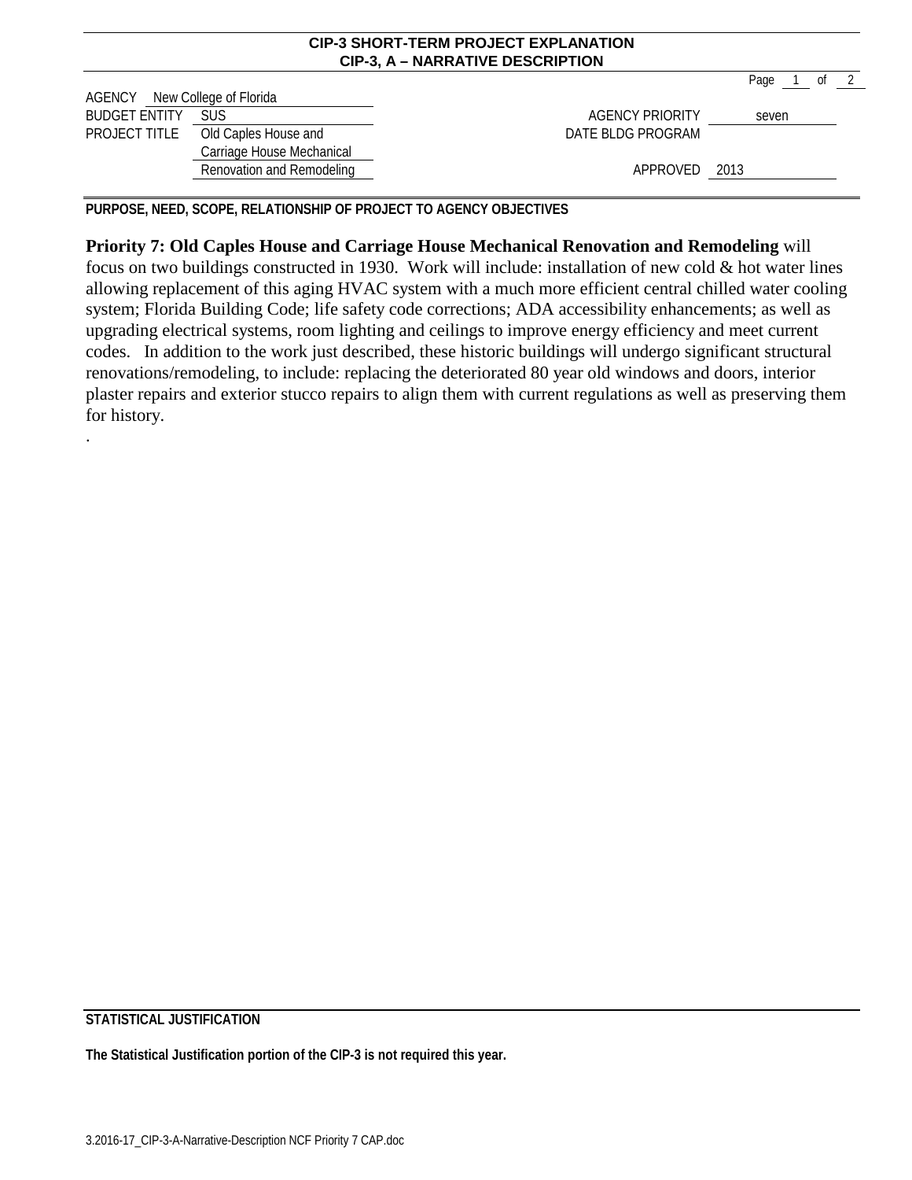**CIP-3 SHORT-TERM PROJECT EXPLANATION**
**CIP-3, A – NARRATIVE DESCRIPTION**

| | | | |
|---|---|---|---|
| AGENCY | New College of Florida | | |
| BUDGET ENTITY | SUS | AGENCY PRIORITY | seven |
| PROJECT TITLE | Old Caples House and Carriage House Mechanical Renovation and Remodeling | DATE BLDG PROGRAM APPROVED | 2013 |

**PURPOSE, NEED, SCOPE, RELATIONSHIP OF PROJECT TO AGENCY OBJECTIVES**

**Priority 7: Old Caples House and Carriage House Mechanical Renovation and Remodeling** will focus on two buildings constructed in 1930. Work will include: installation of new cold & hot water lines allowing replacement of this aging HVAC system with a much more efficient central chilled water cooling system; Florida Building Code; life safety code corrections; ADA accessibility enhancements; as well as upgrading electrical systems, room lighting and ceilings to improve energy efficiency and meet current codes. In addition to the work just described, these historic buildings will undergo significant structural renovations/remodeling, to include: replacing the deteriorated 80 year old windows and doors, interior plaster repairs and exterior stucco repairs to align them with current regulations as well as preserving them for history.

.

**STATISTICAL JUSTIFICATION**

**The Statistical Justification portion of the CIP-3 is not required this year.**

3.2016-17_CIP-3-A-Narrative-Description NCF Priority 7 CAP.doc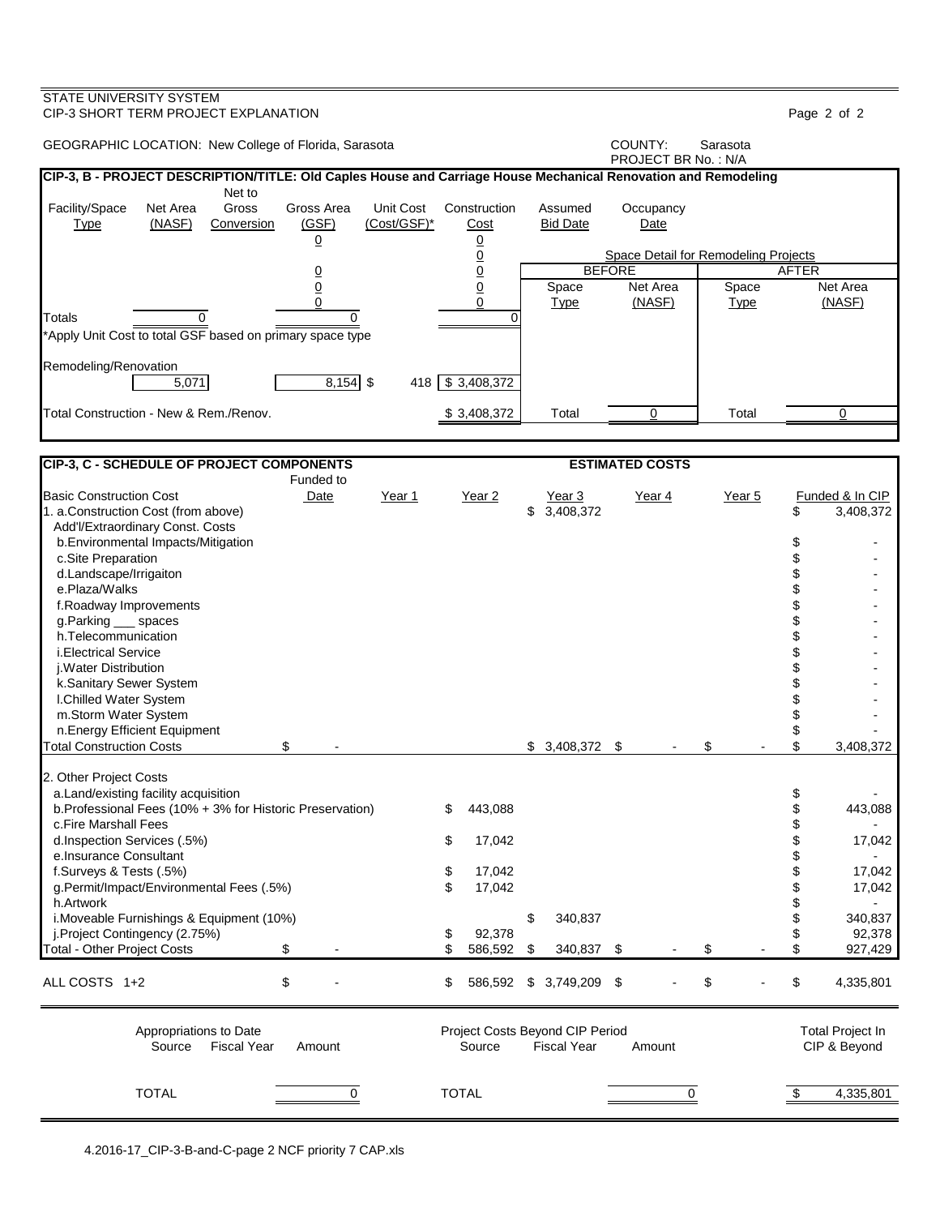STATE UNIVERSITY SYSTEM
CIP-3 SHORT TERM PROJECT EXPLANATION

GEOGRAPHIC LOCATION: New College of Florida, Sarasota

COUNTY: Sarasota
PROJECT BR No. : N/A

## CIP-3, B - PROJECT DESCRIPTION/TITLE: Old Caples House and Carriage House Mechanical Renovation and Remodeling

| Facility/Space Type | Net Area (NASF) | Net to Gross Conversion | Gross Area (GSF) | Unit Cost (Cost/GSF)* | Construction Cost | Assumed Bid Date | Occupancy Date |
|---|---|---|---|---|---|---|---|
| | | | 0 | | 0 | | |
| | | | | | 0 | | |
| | | | 0 | | 0 | | |
| | | | 0 | | 0 | | |
| | | | 0 | | 0 | | |
| Totals | 0 | | 0 | | 0 | | |

*Apply Unit Cost to total GSF based on primary space type

| | Net Area (NASF) | | Gross Area (GSF) | Unit Cost | Construction Cost |
|---|---|---|---|---|---|
| Remodeling/Renovation | 5,071 | | 8,154 | $ 418 | $ 3,408,372 |
| Total Construction - New & Rem./Renov. | | | | | $ 3,408,372 |

Space Detail for Remodeling Projects

| BEFORE Space Type | BEFORE Net Area (NASF) | AFTER Space Type | AFTER Net Area (NASF) |
|---|---|---|---|
| Total | 0 | Total | 0 |

## CIP-3, C - SCHEDULE OF PROJECT COMPONENTS

ESTIMATED COSTS

| Basic Construction Cost | Funded to Date | Year 1 | Year 2 | Year 3 | Year 4 | Year 5 | Funded & In CIP |
|---|---|---|---|---|---|---|---|
| 1. a.Construction Cost (from above) | | | | $ 3,408,372 | | | $ 3,408,372 |
| Add'l/Extraordinary Const. Costs | | | | | | | |
| b.Environmental Impacts/Mitigation | | | | | | | $ - |
| c.Site Preparation | | | | | | | $ - |
| d.Landscape/Irrigaiton | | | | | | | $ - |
| e.Plaza/Walks | | | | | | | $ - |
| f.Roadway Improvements | | | | | | | $ - |
| g.Parking ___ spaces | | | | | | | $ - |
| h.Telecommunication | | | | | | | $ - |
| i.Electrical Service | | | | | | | $ - |
| j.Water Distribution | | | | | | | $ - |
| k.Sanitary Sewer System | | | | | | | $ - |
| l.Chilled Water System | | | | | | | $ - |
| m.Storm Water System | | | | | | | $ - |
| n.Energy Efficient Equipment | | | | | | | $ - |
| Total Construction Costs | $ - | | | $ 3,408,372 | $ - | $ - | $ 3,408,372 |
| 2. Other Project Costs | | | | | | | |
| a.Land/existing facility acquisition | | | | | | | $ - |
| b.Professional Fees (10% + 3% for Historic Preservation) | | | $ 443,088 | | | | $ 443,088 |
| c.Fire Marshall Fees | | | | | | | $ - |
| d.Inspection Services (.5%) | | | $ 17,042 | | | | $ 17,042 |
| e.Insurance Consultant | | | | | | | $ - |
| f.Surveys & Tests (.5%) | | | $ 17,042 | | | | $ 17,042 |
| g.Permit/Impact/Environmental Fees (.5%) | | | $ 17,042 | | | | $ 17,042 |
| h.Artwork | | | | | | | $ - |
| i.Moveable Furnishings & Equipment (10%) | | | | $ 340,837 | | | $ 340,837 |
| j.Project Contingency (2.75%) | | | $ 92,378 | | | | $ 92,378 |
| Total - Other Project Costs | $ - | | $ 586,592 | $ 340,837 | $ - | $ - | $ 927,429 |
| ALL COSTS 1+2 | $ - | | $ 586,592 | $ 3,749,209 | $ - | $ - | $ 4,335,801 |

| Appropriations to Date Source | Fiscal Year | Amount | Project Costs Beyond CIP Period Source | Fiscal Year | Amount | Total Project In CIP & Beyond |
|---|---|---|---|---|---|---|
| TOTAL | | 0 | TOTAL | | 0 | $ 4,335,801 |

4.2016-17_CIP-3-B-and-C-page 2 NCF priority 7 CAP.xls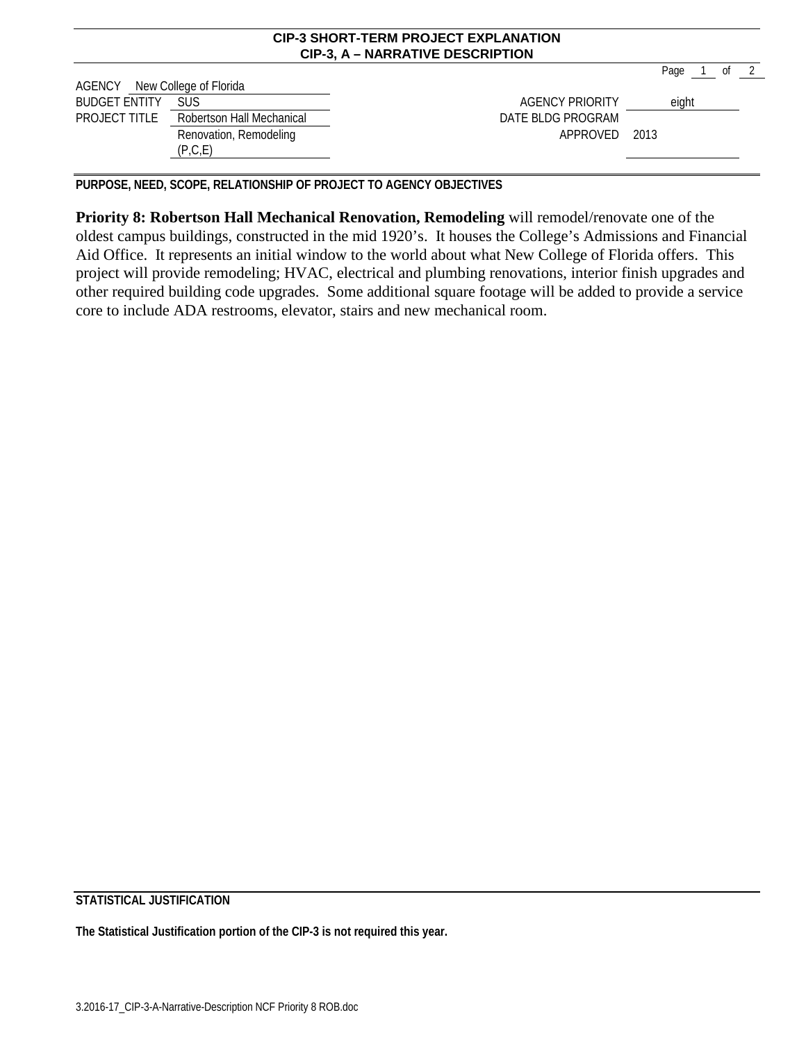## CIP-3 SHORT-TERM PROJECT EXPLANATION
## CIP-3, A – NARRATIVE DESCRIPTION

| | | | |
|---|---|---|---|
| AGENCY | New College of Florida | | |
| BUDGET ENTITY | SUS | AGENCY PRIORITY | eight |
| PROJECT TITLE | Robertson Hall Mechanical Renovation, Remodeling (P,C,E) | DATE BLDG PROGRAM APPROVED | 2013 |

**PURPOSE, NEED, SCOPE, RELATIONSHIP OF PROJECT TO AGENCY OBJECTIVES**

**Priority 8: Robertson Hall Mechanical Renovation, Remodeling** will remodel/renovate one of the oldest campus buildings, constructed in the mid 1920's. It houses the College's Admissions and Financial Aid Office. It represents an initial window to the world about what New College of Florida offers. This project will provide remodeling; HVAC, electrical and plumbing renovations, interior finish upgrades and other required building code upgrades. Some additional square footage will be added to provide a service core to include ADA restrooms, elevator, stairs and new mechanical room.

**STATISTICAL JUSTIFICATION**

**The Statistical Justification portion of the CIP-3 is not required this year.**

3.2016-17_CIP-3-A-Narrative-Description NCF Priority 8 ROB.doc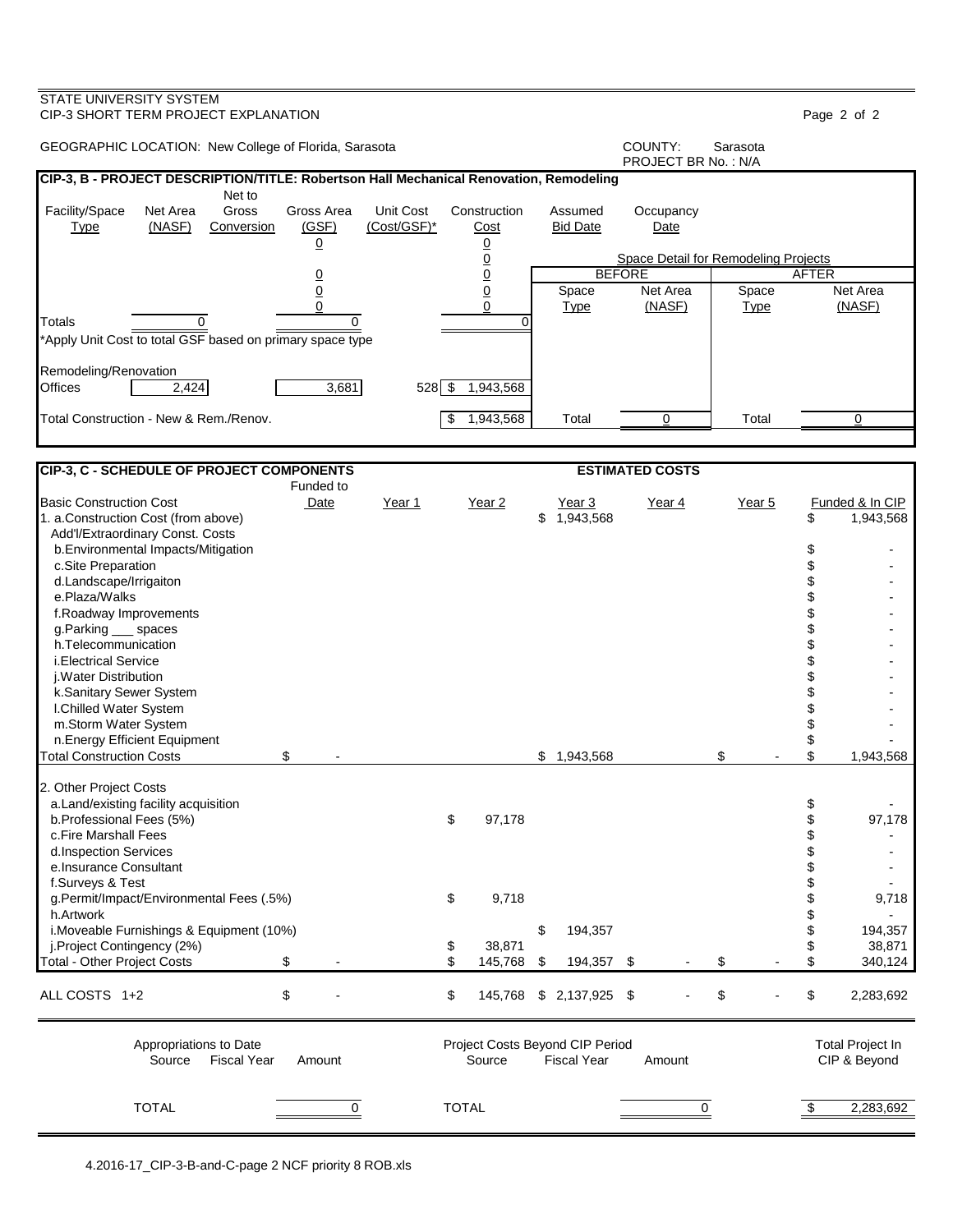STATE UNIVERSITY SYSTEM
CIP-3 SHORT TERM PROJECT EXPLANATION

GEOGRAPHIC LOCATION: New College of Florida, Sarasota

COUNTY: Sarasota
PROJECT BR No. : N/A

## CIP-3, B - PROJECT DESCRIPTION/TITLE: Robertson Hall Mechanical Renovation, Remodeling

| Facility/Space Type | Net Area (NASF) | Net to Gross Conversion | Gross Area (GSF) | Unit Cost (Cost/GSF)* | Construction Cost | Assumed Bid Date | Occupancy Date |
|---|---|---|---|---|---|---|---|
| | | | 0 | | 0 | | |
| | | | | | 0 | | |
| | | | 0 | | 0 | | |
| | | | 0 | | 0 | | |
| | | | 0 | | 0 | | |
| Totals | 0 | | 0 | | 0 | | |

*Apply Unit Cost to total GSF based on primary space type

| Remodeling/Renovation | Net Area (NASF) | Gross Area (GSF) | Unit Cost | Construction Cost |
|---|---|---|---|---|
| Offices | 2,424 | 3,681 | 528 | $ 1,943,568 |
| Total Construction - New & Rem./Renov. | | | | $ 1,943,568 |

Space Detail for Remodeling Projects

| BEFORE Space Type | BEFORE Net Area (NASF) | AFTER Space Type | AFTER Net Area (NASF) |
|---|---|---|---|
| Total | 0 | Total | 0 |

## CIP-3, C - SCHEDULE OF PROJECT COMPONENTS

ESTIMATED COSTS

| Basic Construction Cost | Funded to Date | Year 1 | Year 2 | Year 3 | Year 4 | Year 5 | Funded & In CIP |
|---|---|---|---|---|---|---|---|
| 1. a.Construction Cost (from above) | | | | $ 1,943,568 | | | $ 1,943,568 |
| Add'l/Extraordinary Const. Costs | | | | | | | |
| b.Environmental Impacts/Mitigation | | | | | | | $ - |
| c.Site Preparation | | | | | | | $ - |
| d.Landscape/Irrigaiton | | | | | | | $ - |
| e.Plaza/Walks | | | | | | | $ - |
| f.Roadway Improvements | | | | | | | $ - |
| g.Parking ___ spaces | | | | | | | $ - |
| h.Telecommunication | | | | | | | $ - |
| i.Electrical Service | | | | | | | $ - |
| j.Water Distribution | | | | | | | $ - |
| k.Sanitary Sewer System | | | | | | | $ - |
| l.Chilled Water System | | | | | | | $ - |
| m.Storm Water System | | | | | | | $ - |
| n.Energy Efficient Equipment | | | | | | | $ - |
| Total Construction Costs | $ - | | | $ 1,943,568 | | $ - | $ 1,943,568 |
| 2. Other Project Costs | | | | | | | |
| a.Land/existing facility acquisition | | | | | | | $ - |
| b.Professional Fees (5%) | | | $ 97,178 | | | | $ 97,178 |
| c.Fire Marshall Fees | | | | | | | $ - |
| d.Inspection Services | | | | | | | $ - |
| e.Insurance Consultant | | | | | | | $ - |
| f.Surveys & Test | | | | | | | $ - |
| g.Permit/Impact/Environmental Fees (.5%) | | | $ 9,718 | | | | $ 9,718 |
| h.Artwork | | | | | | | $ - |
| i.Moveable Furnishings & Equipment (10%) | | | | $ 194,357 | | | $ 194,357 |
| j.Project Contingency (2%) | | | $ 38,871 | | | | $ 38,871 |
| Total - Other Project Costs | $ - | | $ 145,768 | $ 194,357 | $ - | $ - | $ 340,124 |
| ALL COSTS 1+2 | $ - | | $ 145,768 | $ 2,137,925 | $ - | $ - | $ 2,283,692 |

| Appropriations to Date Source | Fiscal Year | Amount | Project Costs Beyond CIP Period Source | Fiscal Year | Amount | Total Project In CIP & Beyond |
|---|---|---|---|---|---|---|
| TOTAL | | 0 | TOTAL | | 0 | $ 2,283,692 |

4.2016-17_CIP-3-B-and-C-page 2 NCF priority 8 ROB.xls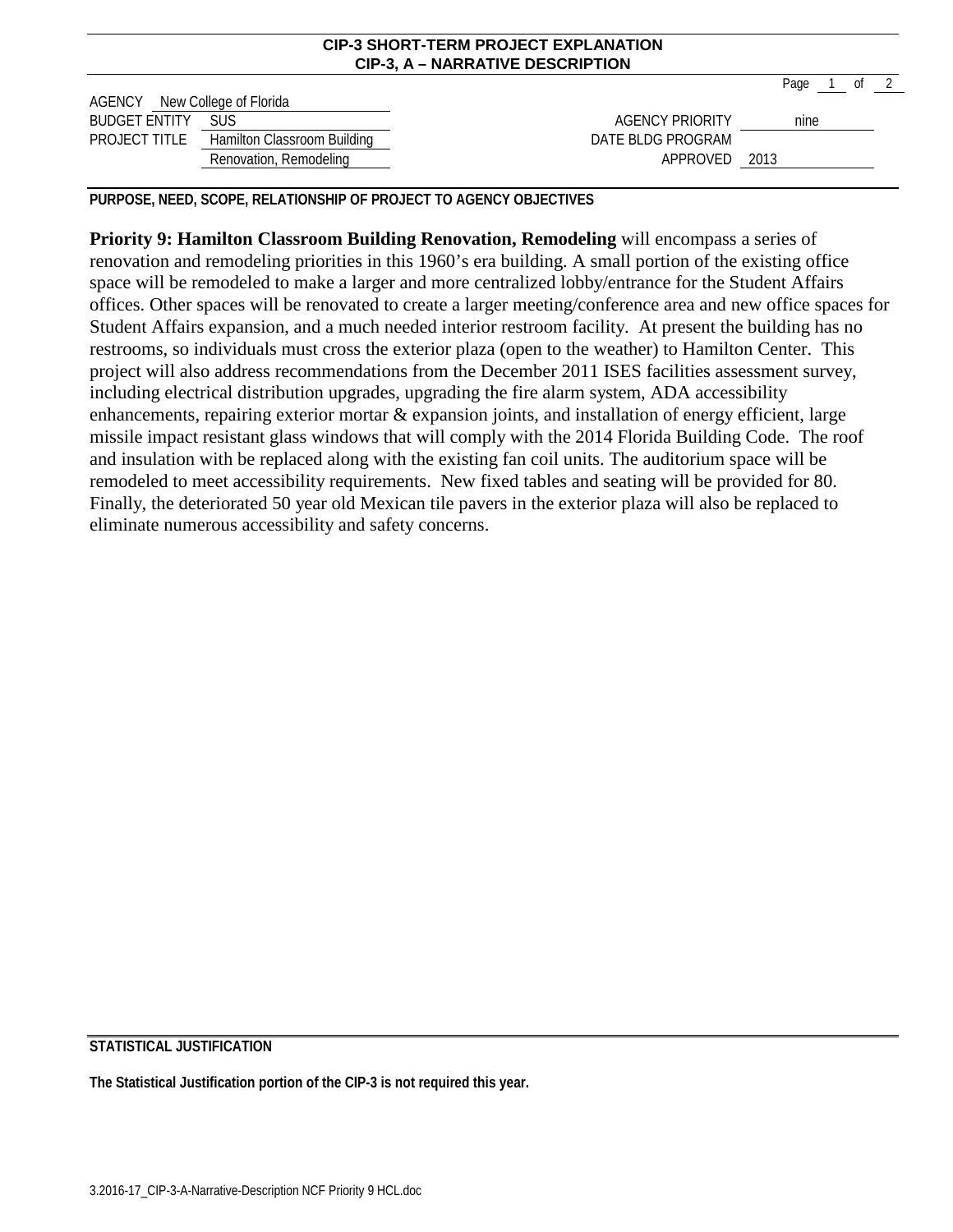**CIP-3 SHORT-TERM PROJECT EXPLANATION**
**CIP-3, A – NARRATIVE DESCRIPTION**

AGENCY New College of Florida
BUDGET ENTITY SUS
PROJECT TITLE Hamilton Classroom Building Renovation, Remodeling

AGENCY PRIORITY nine
DATE BLDG PROGRAM APPROVED 2013

**PURPOSE, NEED, SCOPE, RELATIONSHIP OF PROJECT TO AGENCY OBJECTIVES**

**Priority 9: Hamilton Classroom Building Renovation, Remodeling** will encompass a series of renovation and remodeling priorities in this 1960's era building. A small portion of the existing office space will be remodeled to make a larger and more centralized lobby/entrance for the Student Affairs offices. Other spaces will be renovated to create a larger meeting/conference area and new office spaces for Student Affairs expansion, and a much needed interior restroom facility. At present the building has no restrooms, so individuals must cross the exterior plaza (open to the weather) to Hamilton Center. This project will also address recommendations from the December 2011 ISES facilities assessment survey, including electrical distribution upgrades, upgrading the fire alarm system, ADA accessibility enhancements, repairing exterior mortar & expansion joints, and installation of energy efficient, large missile impact resistant glass windows that will comply with the 2014 Florida Building Code. The roof and insulation with be replaced along with the existing fan coil units. The auditorium space will be remodeled to meet accessibility requirements. New fixed tables and seating will be provided for 80. Finally, the deteriorated 50 year old Mexican tile pavers in the exterior plaza will also be replaced to eliminate numerous accessibility and safety concerns.

**STATISTICAL JUSTIFICATION**

**The Statistical Justification portion of the CIP-3 is not required this year.**

3.2016-17_CIP-3-A-Narrative-Description NCF Priority 9 HCL.doc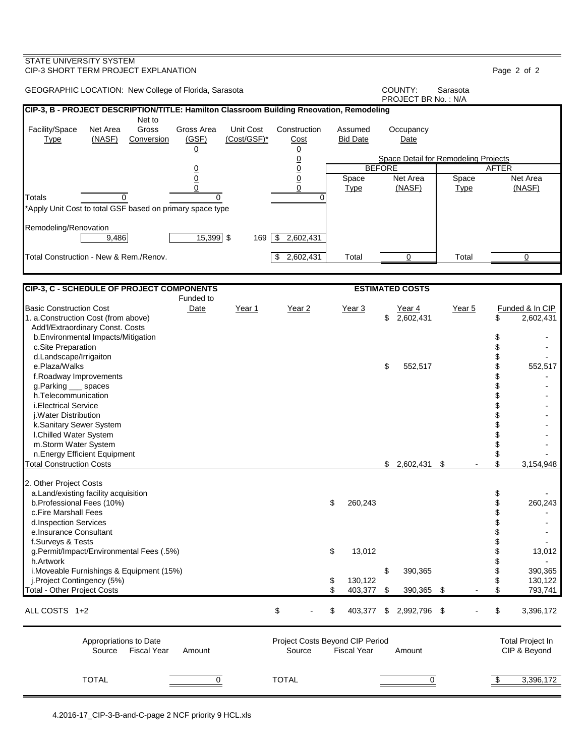STATE UNIVERSITY SYSTEM
CIP-3 SHORT TERM PROJECT EXPLANATION

GEOGRAPHIC LOCATION: New College of Florida, Sarasota

COUNTY: Sarasota
PROJECT BR No. : N/A

## CIP-3, B - PROJECT DESCRIPTION/TITLE: Hamilton Classroom Building Rneovation, Remodeling

| Facility/Space Type | Net Area (NASF) | Net to Gross Conversion | Gross Area (GSF) | Unit Cost (Cost/GSF)* | Construction Cost | Assumed Bid Date | Occupancy Date |
|---|---|---|---|---|---|---|---|
| | | | 0 | | 0 | | |
| | | | | | 0 | | |
| | | | 0 | | 0 | | |
| | | | 0 | | 0 | | |
| | | | 0 | | 0 | | |
| Totals | 0 | | 0 | | 0 | | |

*Apply Unit Cost to total GSF based on primary space type

| | Net Area (NASF) | | Gross Area (GSF) | Unit Cost | Construction Cost |
|---|---|---|---|---|---|
| Remodeling/Renovation | 9,486 | | 15,399 | $ 169 | $ 2,602,431 |
| Total Construction - New & Rem./Renov. | | | | | $ 2,602,431 |

Space Detail for Remodeling Projects

| BEFORE Space Type | BEFORE Net Area (NASF) | AFTER Space Type | AFTER Net Area (NASF) |
|---|---|---|---|
| Total | 0 | Total | 0 |

## CIP-3, C - SCHEDULE OF PROJECT COMPONENTS — ESTIMATED COSTS

| Basic Construction Cost | Funded to Date | Year 1 | Year 2 | Year 3 | Year 4 | Year 5 | Funded & In CIP |
|---|---|---|---|---|---|---|---|
| 1. a.Construction Cost (from above) | | | | | $ 2,602,431 | | $ 2,602,431 |
| Add'l/Extraordinary Const. Costs | | | | | | | |
| b.Environmental Impacts/Mitigation | | | | | | | $ - |
| c.Site Preparation | | | | | | | $ - |
| d.Landscape/Irrigaiton | | | | | | | $ - |
| e.Plaza/Walks | | | | | $ 552,517 | | $ 552,517 |
| f.Roadway Improvements | | | | | | | $ - |
| g.Parking ___ spaces | | | | | | | $ - |
| h.Telecommunication | | | | | | | $ - |
| i.Electrical Service | | | | | | | $ - |
| j.Water Distribution | | | | | | | $ - |
| k.Sanitary Sewer System | | | | | | | $ - |
| l.Chilled Water System | | | | | | | $ - |
| m.Storm Water System | | | | | | | $ - |
| n.Energy Efficient Equipment | | | | | | | $ - |
| Total Construction Costs | | | | | $ 2,602,431 | $ - | $ 3,154,948 |
| 2. Other Project Costs | | | | | | | |
| a.Land/existing facility acquisition | | | | | | | $ - |
| b.Professional Fees (10%) | | | | $ 260,243 | | | $ 260,243 |
| c.Fire Marshall Fees | | | | | | | $ - |
| d.Inspection Services | | | | | | | $ - |
| e.Insurance Consultant | | | | | | | $ - |
| f.Surveys & Tests | | | | | | | $ - |
| g.Permit/Impact/Environmental Fees (.5%) | | | | $ 13,012 | | | $ 13,012 |
| h.Artwork | | | | | | | $ - |
| i.Moveable Furnishings & Equipment (15%) | | | | | $ 390,365 | | $ 390,365 |
| j.Project Contingency (5%) | | | | $ 130,122 | | | $ 130,122 |
| Total - Other Project Costs | | | | $ 403,377 | $ 390,365 | $ - | $ 793,741 |
| ALL COSTS 1+2 | | | $ - | $ 403,377 | $ 2,992,796 | $ - | $ 3,396,172 |

| Appropriations to Date Source | Fiscal Year | Amount | Project Costs Beyond CIP Period Source | Fiscal Year | Amount | Total Project In CIP & Beyond |
|---|---|---|---|---|---|---|
| TOTAL | | 0 | TOTAL | | 0 | $ 3,396,172 |

4.2016-17_CIP-3-B-and-C-page 2 NCF priority 9 HCL.xls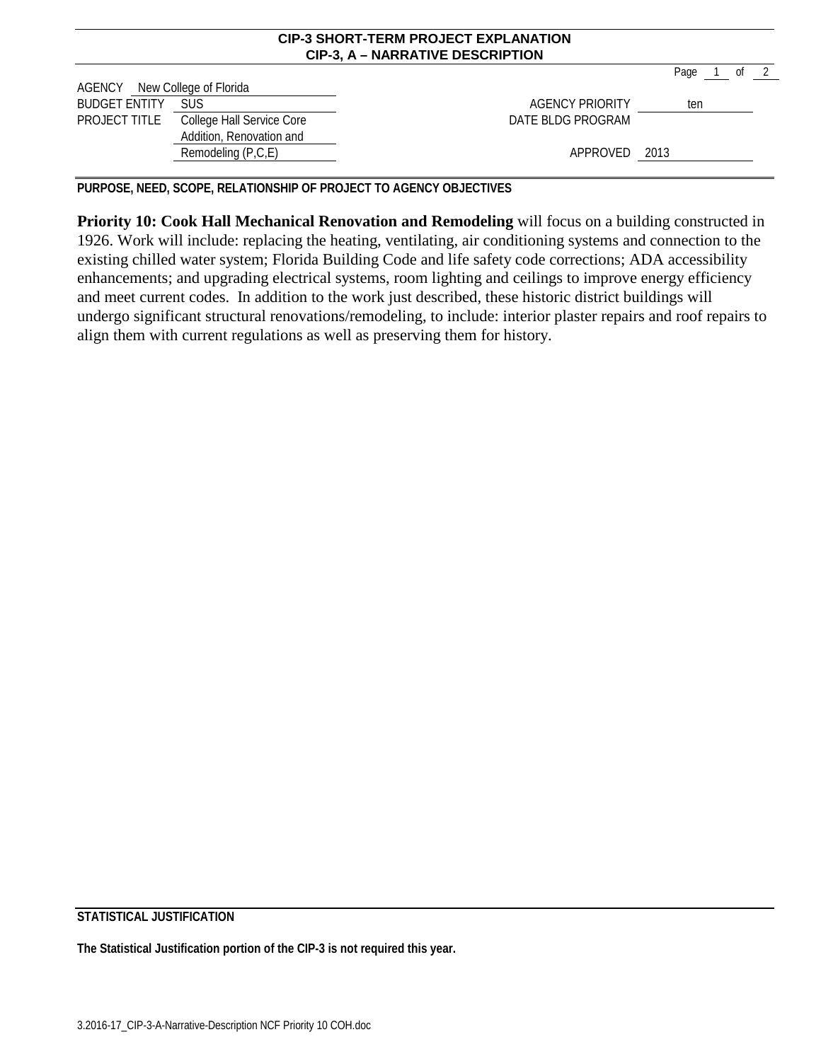**CIP-3 SHORT-TERM PROJECT EXPLANATION**
**CIP-3, A – NARRATIVE DESCRIPTION**

| | | | |
|---|---|---|---|
| AGENCY | New College of Florida | | |
| BUDGET ENTITY | SUS | AGENCY PRIORITY | ten |
| PROJECT TITLE | College Hall Service Core Addition, Renovation and Remodeling (P,C,E) | DATE BLDG PROGRAM APPROVED | 2013 |

**PURPOSE, NEED, SCOPE, RELATIONSHIP OF PROJECT TO AGENCY OBJECTIVES**

**Priority 10: Cook Hall Mechanical Renovation and Remodeling** will focus on a building constructed in 1926. Work will include: replacing the heating, ventilating, air conditioning systems and connection to the existing chilled water system; Florida Building Code and life safety code corrections; ADA accessibility enhancements; and upgrading electrical systems, room lighting and ceilings to improve energy efficiency and meet current codes. In addition to the work just described, these historic district buildings will undergo significant structural renovations/remodeling, to include: interior plaster repairs and roof repairs to align them with current regulations as well as preserving them for history.

**STATISTICAL JUSTIFICATION**

**The Statistical Justification portion of the CIP-3 is not required this year.**

3.2016-17_CIP-3-A-Narrative-Description NCF Priority 10 COH.doc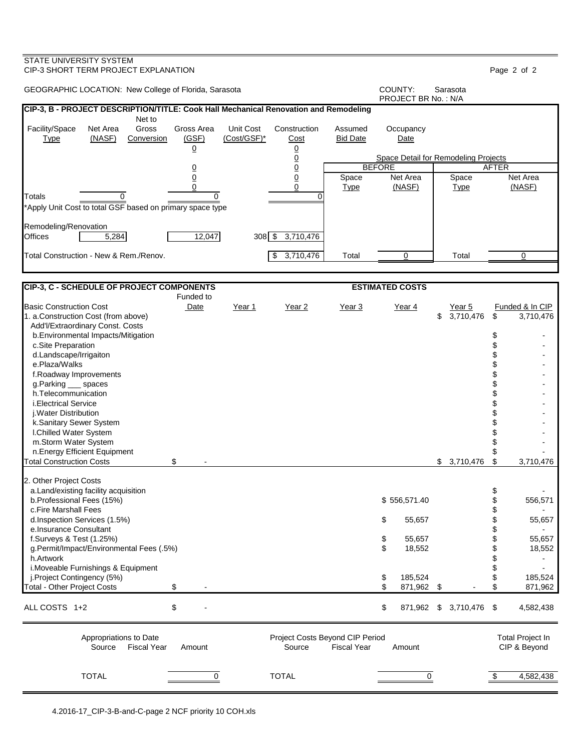STATE UNIVERSITY SYSTEM
CIP-3 SHORT TERM PROJECT EXPLANATION

GEOGRAPHIC LOCATION: New College of Florida, Sarasota

COUNTY: Sarasota
PROJECT BR No. : N/A

## CIP-3, B - PROJECT DESCRIPTION/TITLE: Cook Hall Mechanical Renovation and Remodeling

| Facility/Space Type | Net Area (NASF) | Net to Gross Conversion | Gross Area (GSF) | Unit Cost (Cost/GSF)* | Construction Cost | Assumed Bid Date | Occupancy Date |
|---|---|---|---|---|---|---|---|
| | | | 0 | | 0 | | |
| | | | | | 0 | | |
| | | | 0 | | 0 | | |
| | | | 0 | | 0 | | |
| | | | 0 | | 0 | | |
| Totals | 0 | | 0 | | 0 | | |

*Apply Unit Cost to total GSF based on primary space type

| Facility/Space Type | Net Area (NASF) | Net to Gross Conversion | Gross Area (GSF) | Unit Cost (Cost/GSF)* | Construction Cost |
|---|---|---|---|---|---|
| Remodeling/Renovation | | | | | |
| Offices | 5,284 | | 12,047 | 308 | $ 3,710,476 |
| Total Construction - New & Rem./Renov. | | | | | $ 3,710,476 |

Space Detail for Remodeling Projects

| BEFORE Space Type | BEFORE Net Area (NASF) | AFTER Space Type | AFTER Net Area (NASF) |
|---|---|---|---|
| Total | 0 | Total | 0 |

## CIP-3, C - SCHEDULE OF PROJECT COMPONENTS

| | Funded to Date | Year 1 | Year 2 | Year 3 | Year 4 | Year 5 | Funded & In CIP |
|---|---|---|---|---|---|---|---|
| **ESTIMATED COSTS** | | | | | | | |
| Basic Construction Cost | | | | | | | |
| 1. a.Construction Cost (from above) | | | | | | $ 3,710,476 | $ 3,710,476 |
| Add'l/Extraordinary Const. Costs | | | | | | | |
| b.Environmental Impacts/Mitigation | | | | | | | $ - |
| c.Site Preparation | | | | | | | $ - |
| d.Landscape/Irrigaiton | | | | | | | $ - |
| e.Plaza/Walks | | | | | | | $ - |
| f.Roadway Improvements | | | | | | | $ - |
| g.Parking ___ spaces | | | | | | | $ - |
| h.Telecommunication | | | | | | | $ - |
| i.Electrical Service | | | | | | | $ - |
| j.Water Distribution | | | | | | | $ - |
| k.Sanitary Sewer System | | | | | | | $ - |
| l.Chilled Water System | | | | | | | $ - |
| m.Storm Water System | | | | | | | $ - |
| n.Energy Efficient Equipment | | | | | | | $ - |
| Total Construction Costs | $ - | | | | | $ 3,710,476 | $ 3,710,476 |
| 2. Other Project Costs | | | | | | | |
| a.Land/existing facility acquisition | | | | | | | $ - |
| b.Professional Fees (15%) | | | | | $ 556,571.40 | | $ 556,571 |
| c.Fire Marshall Fees | | | | | | | $ - |
| d.Inspection Services (1.5%) | | | | | $ 55,657 | | $ 55,657 |
| e.Insurance Consultant | | | | | | | $ - |
| f.Surveys & Test (1.25%) | | | | | $ 55,657 | | $ 55,657 |
| g.Permit/Impact/Environmental Fees (.5%) | | | | | $ 18,552 | | $ 18,552 |
| h.Artwork | | | | | | | $ - |
| i.Moveable Furnishings & Equipment | | | | | | | $ - |
| j.Project Contingency (5%) | | | | | $ 185,524 | | $ 185,524 |
| Total - Other Project Costs | $ - | | | | $ 871,962 | $ - | $ 871,962 |
| ALL COSTS 1+2 | $ - | | | | $ 871,962 | $ 3,710,476 | $ 4,582,438 |

| Appropriations to Date Source | Fiscal Year | Amount | Project Costs Beyond CIP Period Source | Fiscal Year | Amount | Total Project In CIP & Beyond |
|---|---|---|---|---|---|---|
| TOTAL | | 0 | TOTAL | | 0 | $ 4,582,438 |

4.2016-17_CIP-3-B-and-C-page 2 NCF priority 10 COH.xls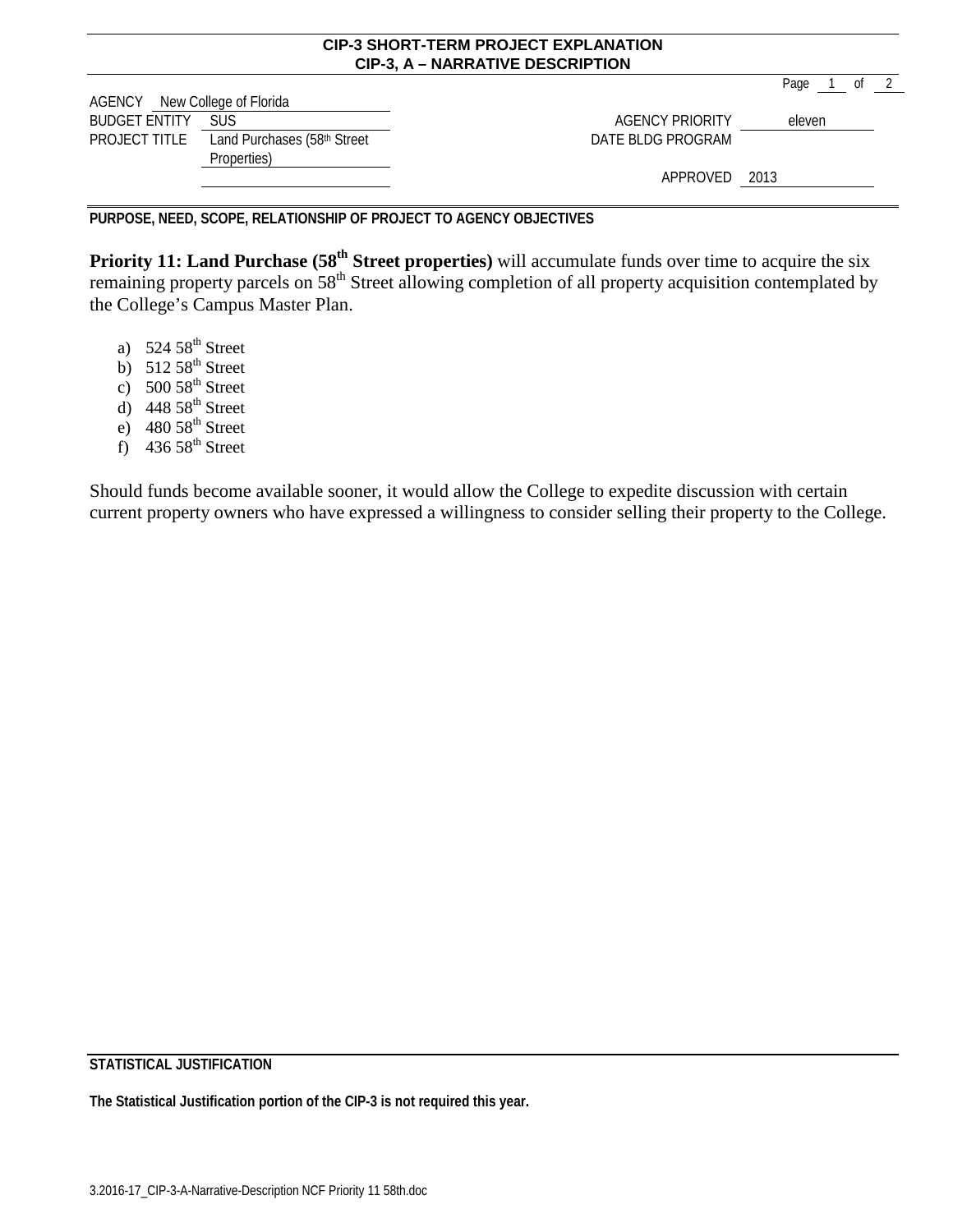**CIP-3 SHORT-TERM PROJECT EXPLANATION**
**CIP-3, A – NARRATIVE DESCRIPTION**

| | | | |
|---|---|---|---|
| AGENCY | New College of Florida | | |
| BUDGET ENTITY | SUS | AGENCY PRIORITY | eleven |
| PROJECT TITLE | Land Purchases (58th Street Properties) | DATE BLDG PROGRAM | |
| | | APPROVED | 2013 |

**PURPOSE, NEED, SCOPE, RELATIONSHIP OF PROJECT TO AGENCY OBJECTIVES**

**Priority 11: Land Purchase (58th Street properties)** will accumulate funds over time to acquire the six remaining property parcels on 58th Street allowing completion of all property acquisition contemplated by the College's Campus Master Plan.

a) 524 58th Street
b) 512 58th Street
c) 500 58th Street
d) 448 58th Street
e) 480 58th Street
f) 436 58th Street

Should funds become available sooner, it would allow the College to expedite discussion with certain current property owners who have expressed a willingness to consider selling their property to the College.

**STATISTICAL JUSTIFICATION**

**The Statistical Justification portion of the CIP-3 is not required this year.**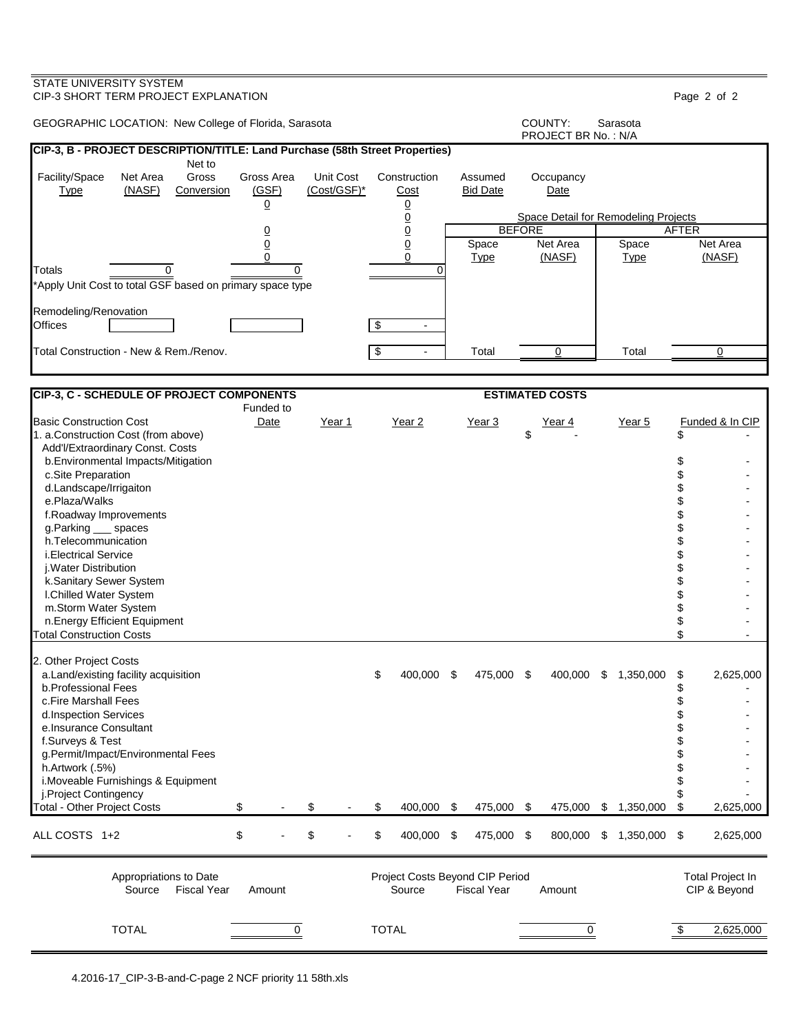STATE UNIVERSITY SYSTEM
CIP-3 SHORT TERM PROJECT EXPLANATION

GEOGRAPHIC LOCATION: New College of Florida, Sarasota

COUNTY: Sarasota
PROJECT BR No. : N/A

## CIP-3, B - PROJECT DESCRIPTION/TITLE: Land Purchase (58th Street Properties)

| Facility/Space Type | Net Area (NASF) | Net to Gross Conversion | Gross Area (GSF) | Unit Cost (Cost/GSF)* | Construction Cost | Assumed Bid Date | Occupancy Date |
|---|---|---|---|---|---|---|---|
| | | | 0 | | 0 | | |
| | | | | | 0 | | |
| | | | 0 | | 0 | | |
| | | | 0 | | 0 | | |
| | | | 0 | | 0 | | |
| Totals | 0 | | 0 | | 0 | | |

*Apply Unit Cost to total GSF based on primary space type

| | | | | |
|---|---|---|---|---|
| Remodeling/Renovation | | | | |
| Offices | | | | $ - |
| Total Construction - New & Rem./Renov. | | | | $ - |

Space Detail for Remodeling Projects

| BEFORE | | AFTER | |
|---|---|---|---|
| Space Type | Net Area (NASF) | Space Type | Net Area (NASF) |
| Total | 0 | Total | 0 |

## CIP-3, C - SCHEDULE OF PROJECT COMPONENTS

ESTIMATED COSTS

| Basic Construction Cost | Funded to Date | Year 1 | Year 2 | Year 3 | Year 4 | Year 5 | Funded & In CIP |
|---|---|---|---|---|---|---|---|
| 1. a.Construction Cost (from above) | | | | | $ - | | $ - |
| Add'l/Extraordinary Const. Costs | | | | | | | |
| b.Environmental Impacts/Mitigation | | | | | | | $ - |
| c.Site Preparation | | | | | | | $ - |
| d.Landscape/Irrigaiton | | | | | | | $ - |
| e.Plaza/Walks | | | | | | | $ - |
| f.Roadway Improvements | | | | | | | $ - |
| g.Parking ___ spaces | | | | | | | $ - |
| h.Telecommunication | | | | | | | $ - |
| i.Electrical Service | | | | | | | $ - |
| j.Water Distribution | | | | | | | $ - |
| k.Sanitary Sewer System | | | | | | | $ - |
| l.Chilled Water System | | | | | | | $ - |
| m.Storm Water System | | | | | | | $ - |
| n.Energy Efficient Equipment | | | | | | | $ - |
| Total Construction Costs | | | | | | | $ - |
| 2. Other Project Costs | | | | | | | |
| a.Land/existing facility acquisition | | | $ 400,000 | $ 475,000 | $ 400,000 | $ 1,350,000 | $ 2,625,000 |
| b.Professional Fees | | | | | | | $ - |
| c.Fire Marshall Fees | | | | | | | $ - |
| d.Inspection Services | | | | | | | $ - |
| e.Insurance Consultant | | | | | | | $ - |
| f.Surveys & Test | | | | | | | $ - |
| g.Permit/Impact/Environmental Fees | | | | | | | $ - |
| h.Artwork (.5%) | | | | | | | $ - |
| i.Moveable Furnishings & Equipment | | | | | | | $ - |
| j.Project Contingency | | | | | | | $ - |
| Total - Other Project Costs | $ - | $ - | $ 400,000 | $ 475,000 | $ 475,000 | $ 1,350,000 | $ 2,625,000 |
| ALL COSTS 1+2 | $ - | $ - | $ 400,000 | $ 475,000 | $ 800,000 | $ 1,350,000 | $ 2,625,000 |

| Appropriations to Date Source | Fiscal Year | Amount | Project Costs Beyond CIP Period Source | Fiscal Year | Amount | Total Project In CIP & Beyond |
|---|---|---|---|---|---|---|
| TOTAL | | 0 | TOTAL | | 0 | $ 2,625,000 |

4.2016-17_CIP-3-B-and-C-page 2 NCF priority 11 58th.xls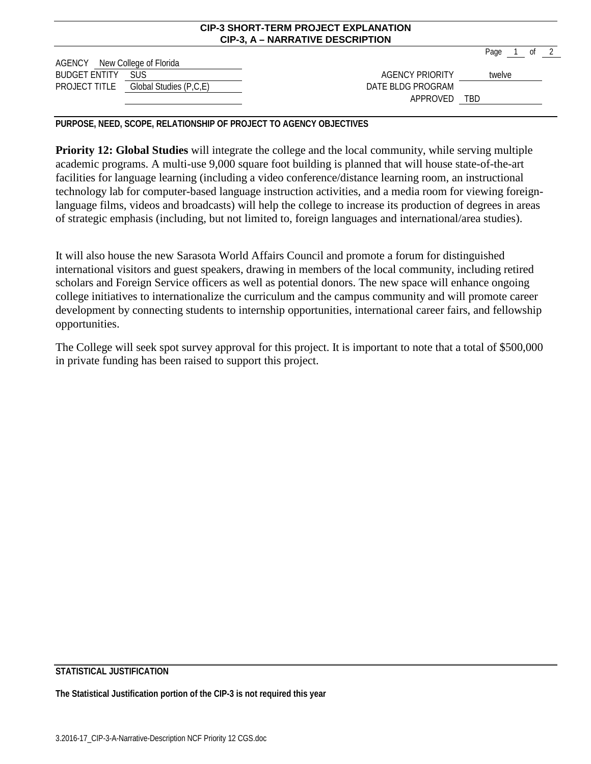**CIP-3 SHORT-TERM PROJECT EXPLANATION**
**CIP-3, A – NARRATIVE DESCRIPTION**

| | | | |
|---|---|---|---|
| AGENCY | New College of Florida | | |
| BUDGET ENTITY | SUS | AGENCY PRIORITY | twelve |
| PROJECT TITLE | Global Studies (P,C,E) | DATE BLDG PROGRAM APPROVED | TBD |

**PURPOSE, NEED, SCOPE, RELATIONSHIP OF PROJECT TO AGENCY OBJECTIVES**

**Priority 12: Global Studies** will integrate the college and the local community, while serving multiple academic programs. A multi-use 9,000 square foot building is planned that will house state-of-the-art facilities for language learning (including a video conference/distance learning room, an instructional technology lab for computer-based language instruction activities, and a media room for viewing foreign-language films, videos and broadcasts) will help the college to increase its production of degrees in areas of strategic emphasis (including, but not limited to, foreign languages and international/area studies).

It will also house the new Sarasota World Affairs Council and promote a forum for distinguished international visitors and guest speakers, drawing in members of the local community, including retired scholars and Foreign Service officers as well as potential donors. The new space will enhance ongoing college initiatives to internationalize the curriculum and the campus community and will promote career development by connecting students to internship opportunities, international career fairs, and fellowship opportunities.

The College will seek spot survey approval for this project. It is important to note that a total of $500,000 in private funding has been raised to support this project.

**STATISTICAL JUSTIFICATION**

**The Statistical Justification portion of the CIP-3 is not required this year**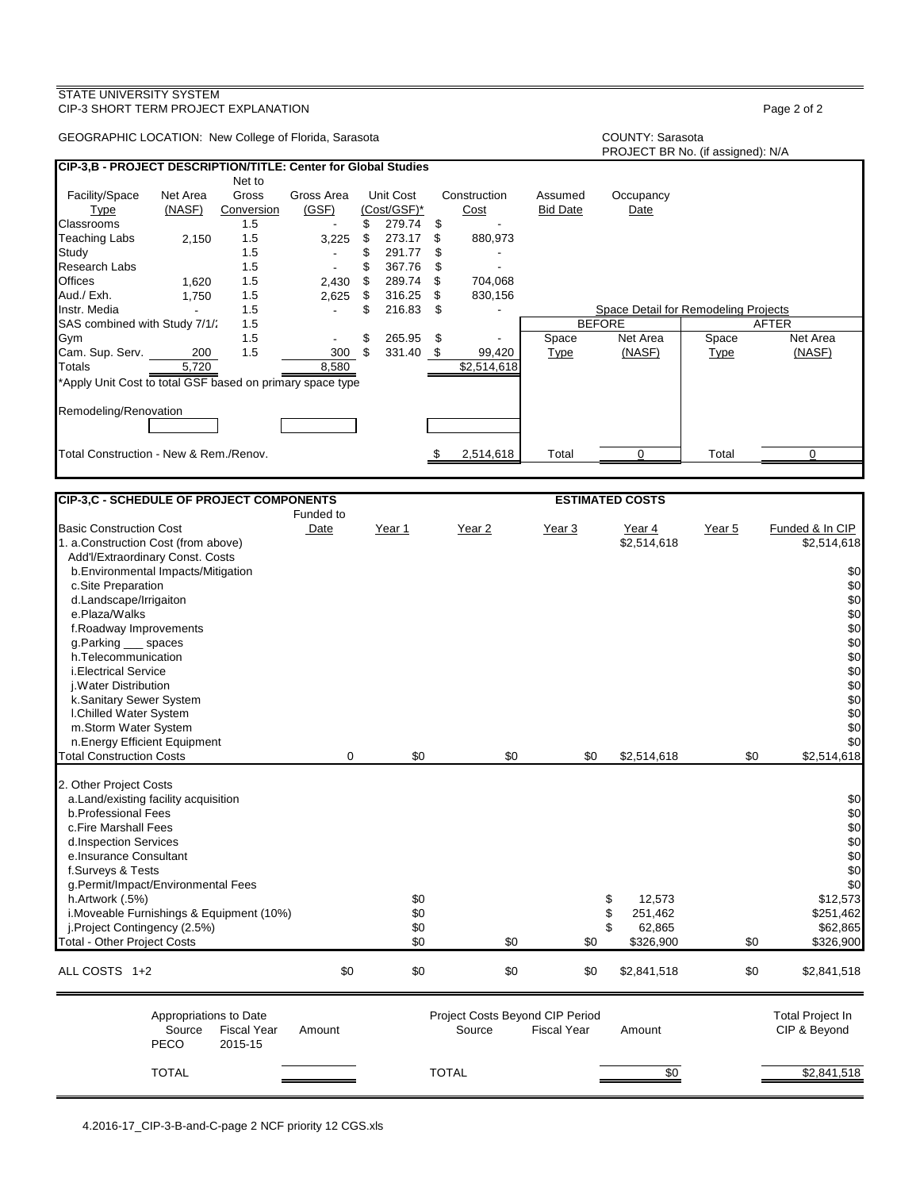STATE UNIVERSITY SYSTEM
CIP-3 SHORT TERM PROJECT EXPLANATION

GEOGRAPHIC LOCATION: New College of Florida, Sarasota

COUNTY: Sarasota
PROJECT BR No. (if assigned): N/A

## CIP-3,B - PROJECT DESCRIPTION/TITLE: Center for Global Studies

| Facility/Space Type | Net Area (NASF) | Net to Gross Conversion | Gross Area (GSF) | Unit Cost (Cost/GSF)* | Construction Cost | Assumed Bid Date | Occupancy Date |
|---|---|---|---|---|---|---|---|
| Classrooms | | 1.5 | - | $ 279.74 | $ - | | |
| Teaching Labs | 2,150 | 1.5 | 3,225 | $ 273.17 | $ 880,973 | | |
| Study | | 1.5 | - | $ 291.77 | $ - | | |
| Research Labs | | 1.5 | - | $ 367.76 | $ - | | |
| Offices | 1,620 | 1.5 | 2,430 | $ 289.74 | $ 704,068 | | |
| Aud./ Exh. | 1,750 | 1.5 | 2,625 | $ 316.25 | $ 830,156 | | |
| Instr. Media | - | 1.5 | - | $ 216.83 | $ - | | |
| SAS combined with Study 7/1/: | | 1.5 | | | | | |
| Gym | | 1.5 | - | $ 265.95 | $ - | | |
| Cam. Sup. Serv. | 200 | 1.5 | 300 | $ 331.40 | $ 99,420 | | |
| Totals | 5,720 | | 8,580 | | $2,514,618 | | |

*Apply Unit Cost to total GSF based on primary space type

Remodeling/Renovation

Total Construction - New & Rem./Renov. $ 2,514,618

Space Detail for Remodeling Projects

| BEFORE Space Type | BEFORE Net Area (NASF) | AFTER Space Type | AFTER Net Area (NASF) |
|---|---|---|---|
| Total | 0 | Total | 0 |

## CIP-3,C - SCHEDULE OF PROJECT COMPONENTS

ESTIMATED COSTS

| | Funded to Date | Year 1 | Year 2 | Year 3 | Year 4 | Year 5 | Funded & In CIP |
|---|---|---|---|---|---|---|---|
| **Basic Construction Cost** | | | | | | | |
| 1. a.Construction Cost (from above) | | | | | $2,514,618 | | $2,514,618 |
| Add'l/Extraordinary Const. Costs | | | | | | | |
| b.Environmental Impacts/Mitigation | | | | | | | $0 |
| c.Site Preparation | | | | | | | $0 |
| d.Landscape/Irrigaiton | | | | | | | $0 |
| e.Plaza/Walks | | | | | | | $0 |
| f.Roadway Improvements | | | | | | | $0 |
| g.Parking ___ spaces | | | | | | | $0 |
| h.Telecommunication | | | | | | | $0 |
| i.Electrical Service | | | | | | | $0 |
| j.Water Distribution | | | | | | | $0 |
| k.Sanitary Sewer System | | | | | | | $0 |
| l.Chilled Water System | | | | | | | $0 |
| m.Storm Water System | | | | | | | $0 |
| n.Energy Efficient Equipment | | | | | | | $0 |
| Total Construction Costs | 0 | $0 | $0 | $0 | $2,514,618 | $0 | $2,514,618 |
| 2. Other Project Costs | | | | | | | |
| a.Land/existing facility acquisition | | | | | | | $0 |
| b.Professional Fees | | | | | | | $0 |
| c.Fire Marshall Fees | | | | | | | $0 |
| d.Inspection Services | | | | | | | $0 |
| e.Insurance Consultant | | | | | | | $0 |
| f.Surveys & Tests | | | | | | | $0 |
| g.Permit/Impact/Environmental Fees | | | | | | | $0 |
| h.Artwork (.5%) | | $0 | | | $ 12,573 | | $12,573 |
| i.Moveable Furnishings & Equipment (10%) | | $0 | | | $ 251,462 | | $251,462 |
| j.Project Contingency (2.5%) | | $0 | | | $ 62,865 | | $62,865 |
| Total - Other Project Costs | | $0 | $0 | $0 | $326,900 | $0 | $326,900 |
| ALL COSTS 1+2 | $0 | $0 | $0 | $0 | $2,841,518 | $0 | $2,841,518 |

| Appropriations to Date Source | Fiscal Year | Amount | Project Costs Beyond CIP Period Source | Fiscal Year | Amount | Total Project In CIP & Beyond |
|---|---|---|---|---|---|---|
| PECO | 2015-15 | | | | | |
| TOTAL | | | TOTAL | | $0 | $2,841,518 |

4.2016-17_CIP-3-B-and-C-page 2 NCF priority 12 CGS.xls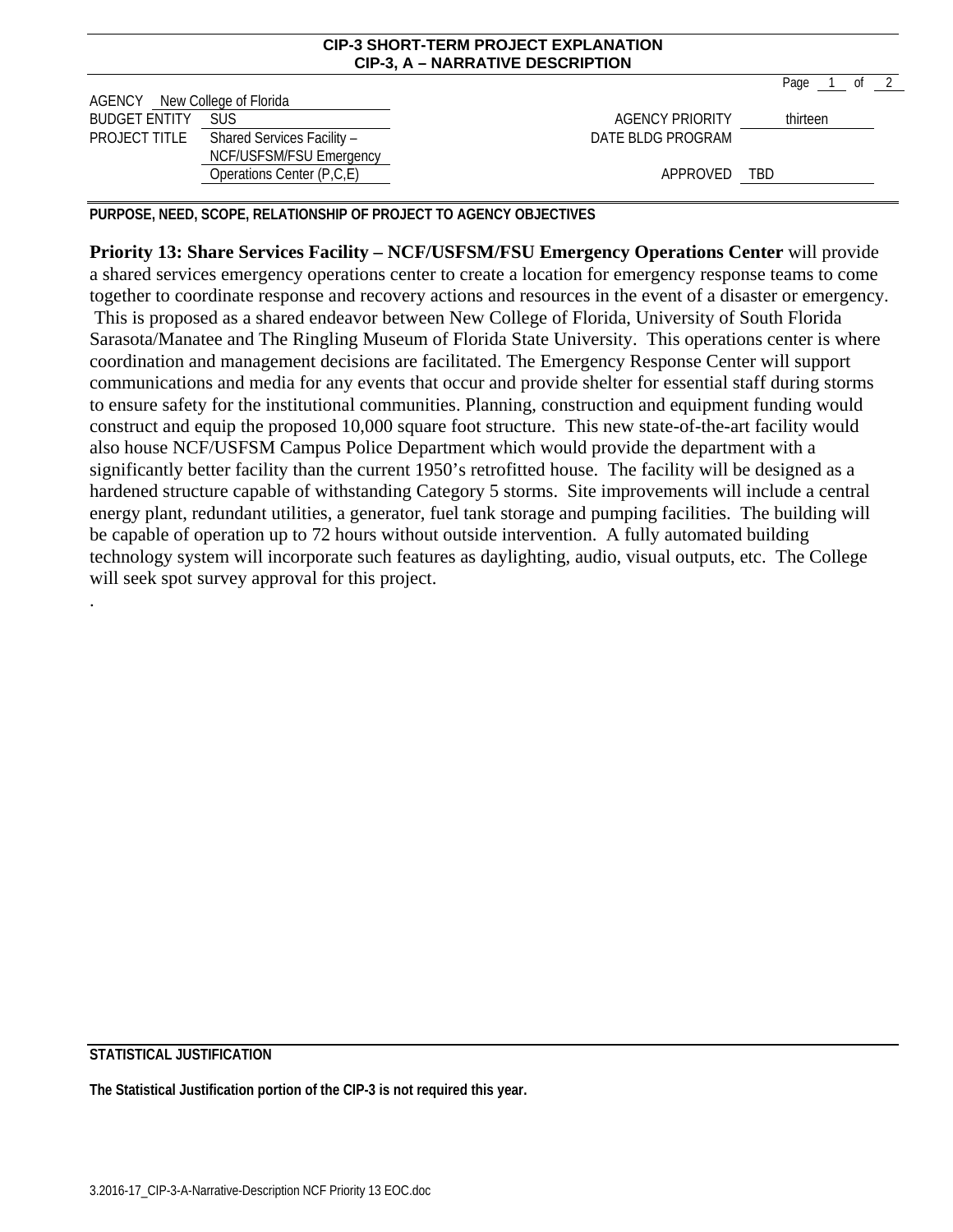**CIP-3 SHORT-TERM PROJECT EXPLANATION**
**CIP-3, A – NARRATIVE DESCRIPTION**

| | | | |
|---|---|---|---|
| AGENCY | New College of Florida | | |
| BUDGET ENTITY | SUS | AGENCY PRIORITY | thirteen |
| PROJECT TITLE | Shared Services Facility – NCF/USFSM/FSU Emergency Operations Center (P,C,E) | DATE BLDG PROGRAM APPROVED | TBD |

**PURPOSE, NEED, SCOPE, RELATIONSHIP OF PROJECT TO AGENCY OBJECTIVES**

**Priority 13: Share Services Facility – NCF/USFSM/FSU Emergency Operations Center** will provide a shared services emergency operations center to create a location for emergency response teams to come together to coordinate response and recovery actions and resources in the event of a disaster or emergency. This is proposed as a shared endeavor between New College of Florida, University of South Florida Sarasota/Manatee and The Ringling Museum of Florida State University. This operations center is where coordination and management decisions are facilitated. The Emergency Response Center will support communications and media for any events that occur and provide shelter for essential staff during storms to ensure safety for the institutional communities. Planning, construction and equipment funding would construct and equip the proposed 10,000 square foot structure. This new state-of-the-art facility would also house NCF/USFSM Campus Police Department which would provide the department with a significantly better facility than the current 1950's retrofitted house. The facility will be designed as a hardened structure capable of withstanding Category 5 storms. Site improvements will include a central energy plant, redundant utilities, a generator, fuel tank storage and pumping facilities. The building will be capable of operation up to 72 hours without outside intervention. A fully automated building technology system will incorporate such features as daylighting, audio, visual outputs, etc. The College will seek spot survey approval for this project.

.

**STATISTICAL JUSTIFICATION**

**The Statistical Justification portion of the CIP-3 is not required this year.**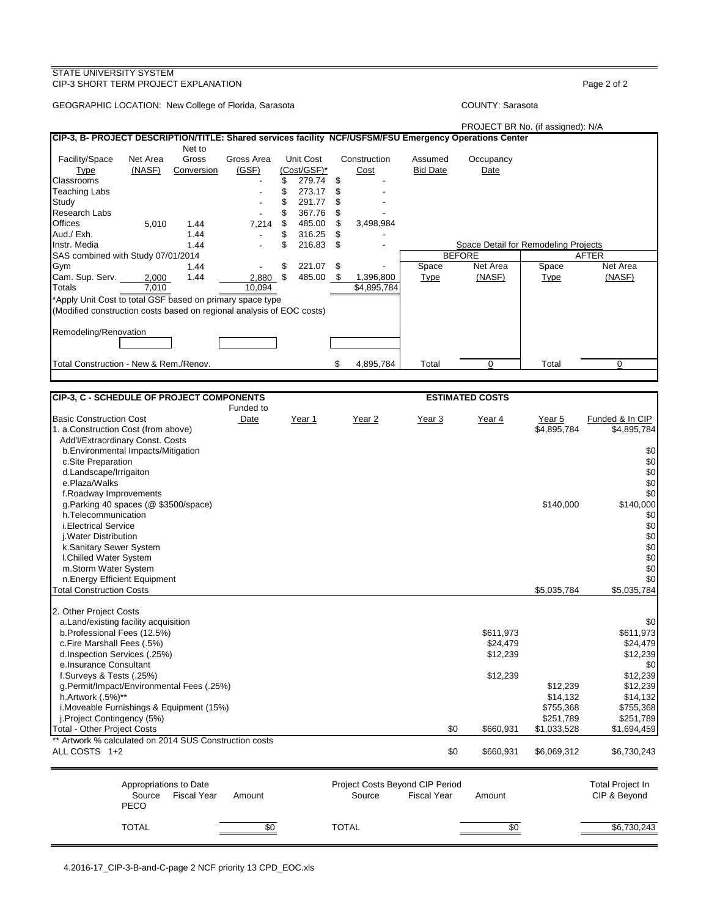STATE UNIVERSITY SYSTEM
CIP-3 SHORT TERM PROJECT EXPLANATION

GEOGRAPHIC LOCATION: New College of Florida, Sarasota

COUNTY: Sarasota

PROJECT BR No. (if assigned): N/A

**CIP-3, B- PROJECT DESCRIPTION/TITLE: Shared services facility NCF/USFSM/FSU Emergency Operations Center**

| Facility/Space Type | Net Area (NASF) | Net to Gross Conversion | Gross Area (GSF) | Unit Cost (Cost/GSF)* | Construction Cost | Assumed Bid Date | Occupancy Date |
|---|---|---|---|---|---|---|---|
| Classrooms | | | - | $ 279.74 | $ - | | |
| Teaching Labs | | | - | $ 273.17 | $ - | | |
| Study | | | - | $ 291.77 | $ - | | |
| Research Labs | | | - | $ 367.76 | $ - | | |
| Offices | 5,010 | 1.44 | 7,214 | $ 485.00 | $ 3,498,984 | | |
| Aud./ Exh. | | 1.44 | - | $ 316.25 | $ - | | |
| Instr. Media | | 1.44 | - | $ 216.83 | $ - | | |
| SAS combined with Study 07/01/2014 | | | | | | | |
| Gym | | 1.44 | - | $ 221.07 | $ - | | |
| Cam. Sup. Serv. | 2,000 | 1.44 | 2,880 | $ 485.00 | $ 1,396,800 | | |
| Totals | 7,010 | | 10,094 | | $4,895,784 | | |

*Apply Unit Cost to total GSF based on primary space type

(Modified construction costs based on regional analysis of EOC costs)

Remodeling/Renovation

Total Construction - New & Rem./Renov. $ 4,895,784

**Space Detail for Remodeling Projects**

| BEFORE | | AFTER | |
|---|---|---|---|
| Space Type | Net Area (NASF) | Space Type | Net Area (NASF) |
| Total | 0 | Total | 0 |

**CIP-3, C - SCHEDULE OF PROJECT COMPONENTS** — **ESTIMATED COSTS**

| Basic Construction Cost | Funded to Date | Year 1 | Year 2 | Year 3 | Year 4 | Year 5 | Funded & In CIP |
|---|---|---|---|---|---|---|---|
| 1. a.Construction Cost (from above) | | | | | | $4,895,784 | $4,895,784 |
| Add'l/Extraordinary Const. Costs | | | | | | | |
| b.Environmental Impacts/Mitigation | | | | | | | $0 |
| c.Site Preparation | | | | | | | $0 |
| d.Landscape/Irrigaiton | | | | | | | $0 |
| e.Plaza/Walks | | | | | | | $0 |
| f.Roadway Improvements | | | | | | | $0 |
| g.Parking 40 spaces (@ $3500/space) | | | | | | $140,000 | $140,000 |
| h.Telecommunication | | | | | | | $0 |
| i.Electrical Service | | | | | | | $0 |
| j.Water Distribution | | | | | | | $0 |
| k.Sanitary Sewer System | | | | | | | $0 |
| l.Chilled Water System | | | | | | | $0 |
| m.Storm Water System | | | | | | | $0 |
| n.Energy Efficient Equipment | | | | | | | $0 |
| Total Construction Costs | | | | | | $5,035,784 | $5,035,784 |
| 2. Other Project Costs | | | | | | | |
| a.Land/existing facility acquisition | | | | | | | $0 |
| b.Professional Fees (12.5%) | | | | | $611,973 | | $611,973 |
| c.Fire Marshall Fees (.5%) | | | | | $24,479 | | $24,479 |
| d.Inspection Services (.25%) | | | | | $12,239 | | $12,239 |
| e.Insurance Consultant | | | | | | | $0 |
| f.Surveys & Tests (.25%) | | | | | $12,239 | | $12,239 |
| g.Permit/Impact/Environmental Fees (.25%) | | | | | | $12,239 | $12,239 |
| h.Artwork (.5%)** | | | | | | $14,132 | $14,132 |
| i.Moveable Furnishings & Equipment (15%) | | | | | | $755,368 | $755,368 |
| j.Project Contingency (5%) | | | | | | $251,789 | $251,789 |
| Total - Other Project Costs | | | | $0 | $660,931 | $1,033,528 | $1,694,459 |
| ALL COSTS 1+2 | | | | $0 | $660,931 | $6,069,312 | $6,730,243 |

** Artwork % calculated on 2014 SUS Construction costs

| Appropriations to Date | | | Project Costs Beyond CIP Period | | | Total Project In CIP & Beyond |
|---|---|---|---|---|---|---|
| Source | Fiscal Year | Amount | Source | Fiscal Year | Amount | |
| PECO | | | | | | |
| TOTAL | | $0 | TOTAL | | $0 | $6,730,243 |

4.2016-17_CIP-3-B-and-C-page 2 NCF priority 13 CPD_EOC.xls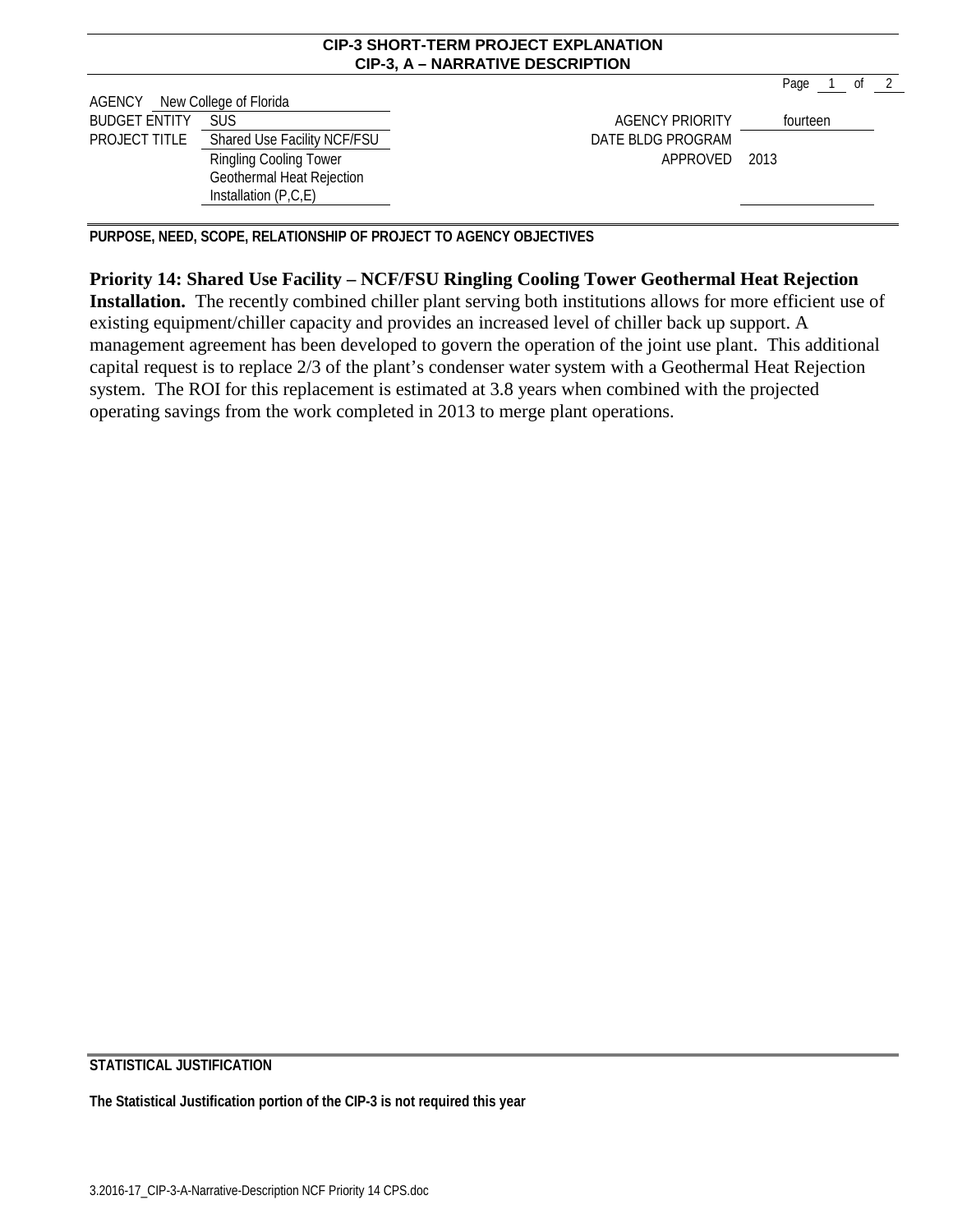**CIP-3 SHORT-TERM PROJECT EXPLANATION**
**CIP-3, A – NARRATIVE DESCRIPTION**

| | | | |
|---|---|---|---|
| AGENCY | New College of Florida | | |
| BUDGET ENTITY | SUS | AGENCY PRIORITY | fourteen |
| PROJECT TITLE | Shared Use Facility NCF/FSU Ringling Cooling Tower Geothermal Heat Rejection Installation (P,C,E) | DATE BLDG PROGRAM APPROVED | 2013 |

**PURPOSE, NEED, SCOPE, RELATIONSHIP OF PROJECT TO AGENCY OBJECTIVES**

**Priority 14: Shared Use Facility – NCF/FSU Ringling Cooling Tower Geothermal Heat Rejection Installation.** The recently combined chiller plant serving both institutions allows for more efficient use of existing equipment/chiller capacity and provides an increased level of chiller back up support. A management agreement has been developed to govern the operation of the joint use plant. This additional capital request is to replace 2/3 of the plant's condenser water system with a Geothermal Heat Rejection system. The ROI for this replacement is estimated at 3.8 years when combined with the projected operating savings from the work completed in 2013 to merge plant operations.

**STATISTICAL JUSTIFICATION**

**The Statistical Justification portion of the CIP-3 is not required this year**

3.2016-17_CIP-3-A-Narrative-Description NCF Priority 14 CPS.doc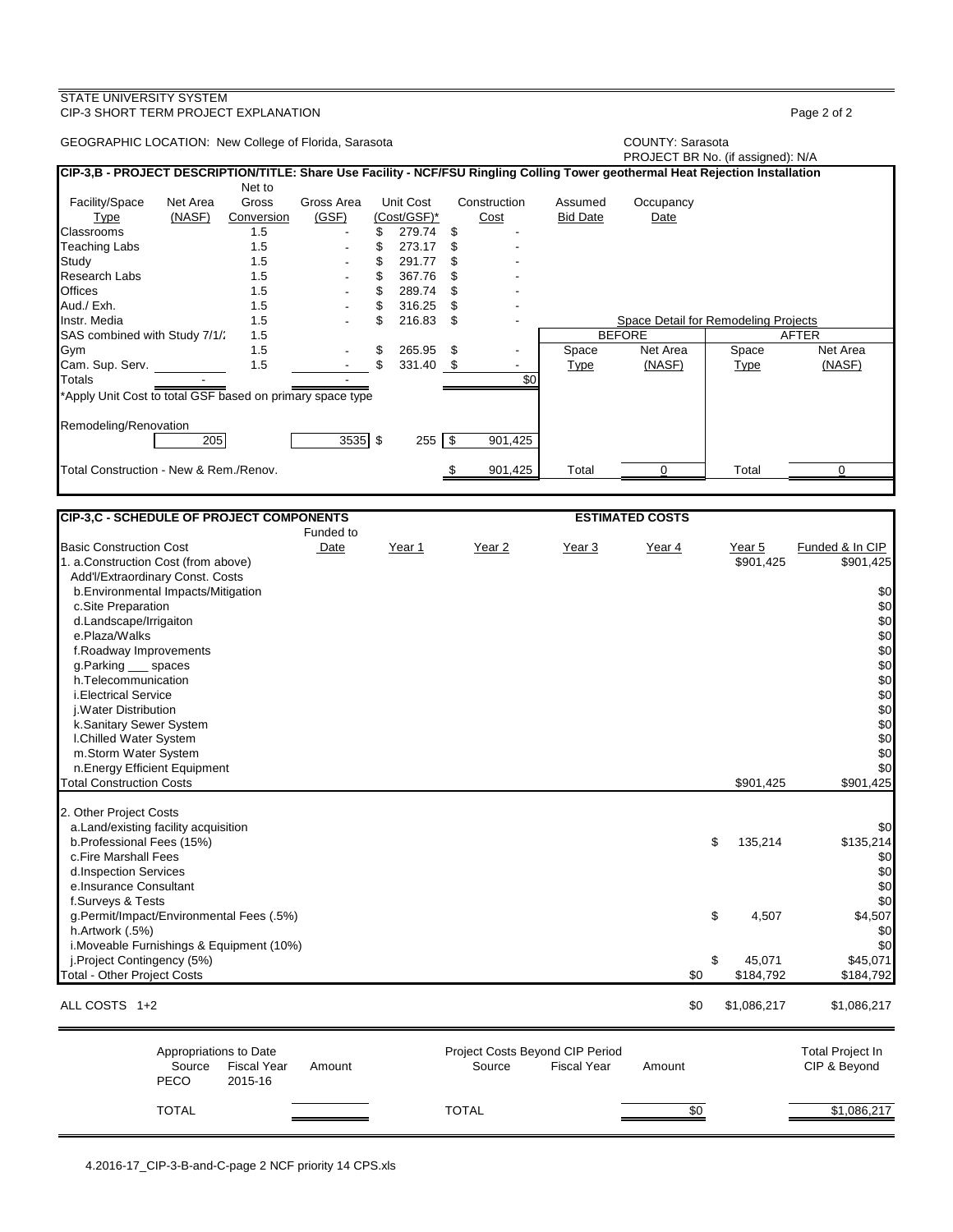STATE UNIVERSITY SYSTEM
CIP-3 SHORT TERM PROJECT EXPLANATION

GEOGRAPHIC LOCATION: New College of Florida, Sarasota

COUNTY: Sarasota
PROJECT BR No. (if assigned): N/A

## CIP-3,B - PROJECT DESCRIPTION/TITLE: Share Use Facility - NCF/FSU Ringling Colling Tower geothermal Heat Rejection Installation

| Facility/Space Type | Net Area (NASF) | Net to Gross Conversion | Gross Area (GSF) | Unit Cost (Cost/GSF)* | Construction Cost | Assumed Bid Date | Occupancy Date |
|---|---|---|---|---|---|---|---|
| Classrooms | | 1.5 | - | $ 279.74 | $ - | | |
| Teaching Labs | | 1.5 | - | $ 273.17 | $ - | | |
| Study | | 1.5 | - | $ 291.77 | $ - | | |
| Research Labs | | 1.5 | - | $ 367.76 | $ - | | |
| Offices | | 1.5 | - | $ 289.74 | $ - | | |
| Aud./ Exh. | | 1.5 | - | $ 316.25 | $ - | | |
| Instr. Media | | 1.5 | - | $ 216.83 | $ - | | |
| SAS combined with Study 7/1/: | | 1.5 | | | | | |
| Gym | | 1.5 | - | $ 265.95 | $ - | | |
| Cam. Sup. Serv. | | 1.5 | - | $ 331.40 | $ - | | |
| Totals | - | | - | | $0 | | |

*Apply Unit Cost to total GSF based on primary space type

| | Net Area (NASF) | Gross Area (GSF) | Unit Cost | Construction Cost |
|---|---|---|---|---|
| Remodeling/Renovation | 205 | 3535 | $ 255 | $ 901,425 |
| Total Construction - New & Rem./Renov. | | | | $ 901,425 |

Space Detail for Remodeling Projects

| BEFORE Space Type | BEFORE Net Area (NASF) | AFTER Space Type | AFTER Net Area (NASF) |
|---|---|---|---|
| Total | 0 | Total | 0 |

## CIP-3,C - SCHEDULE OF PROJECT COMPONENTS

ESTIMATED COSTS

| Basic Construction Cost | Funded to Date | Year 1 | Year 2 | Year 3 | Year 4 | Year 5 | Funded & In CIP |
|---|---|---|---|---|---|---|---|
| 1. a.Construction Cost (from above) | | | | | | $901,425 | $901,425 |
| Add'l/Extraordinary Const. Costs | | | | | | | |
| b.Environmental Impacts/Mitigation | | | | | | | $0 |
| c.Site Preparation | | | | | | | $0 |
| d.Landscape/Irrigaiton | | | | | | | $0 |
| e.Plaza/Walks | | | | | | | $0 |
| f.Roadway Improvements | | | | | | | $0 |
| g.Parking ___ spaces | | | | | | | $0 |
| h.Telecommunication | | | | | | | $0 |
| i.Electrical Service | | | | | | | $0 |
| j.Water Distribution | | | | | | | $0 |
| k.Sanitary Sewer System | | | | | | | $0 |
| l.Chilled Water System | | | | | | | $0 |
| m.Storm Water System | | | | | | | $0 |
| n.Energy Efficient Equipment | | | | | | | $0 |
| Total Construction Costs | | | | | | $901,425 | $901,425 |
| 2. Other Project Costs | | | | | | | |
| a.Land/existing facility acquisition | | | | | | | $0 |
| b.Professional Fees (15%) | | | | | | $ 135,214 | $135,214 |
| c.Fire Marshall Fees | | | | | | | $0 |
| d.Inspection Services | | | | | | | $0 |
| e.Insurance Consultant | | | | | | | $0 |
| f.Surveys & Tests | | | | | | | $0 |
| g.Permit/Impact/Environmental Fees (.5%) | | | | | | $ 4,507 | $4,507 |
| h.Artwork (.5%) | | | | | | | $0 |
| i.Moveable Furnishings & Equipment (10%) | | | | | | | $0 |
| j.Project Contingency (5%) | | | | | | $ 45,071 | $45,071 |
| Total - Other Project Costs | | | | | $0 | $184,792 | $184,792 |
| ALL COSTS 1+2 | | | | | $0 | $1,086,217 | $1,086,217 |

| Appropriations to Date Source | Fiscal Year | Amount | Project Costs Beyond CIP Period Source | Fiscal Year | Amount | Total Project In CIP & Beyond |
|---|---|---|---|---|---|---|
| PECO | 2015-16 | | | | | |
| TOTAL | | | TOTAL | | $0 | $1,086,217 |

4.2016-17_CIP-3-B-and-C-page 2 NCF priority 14 CPS.xls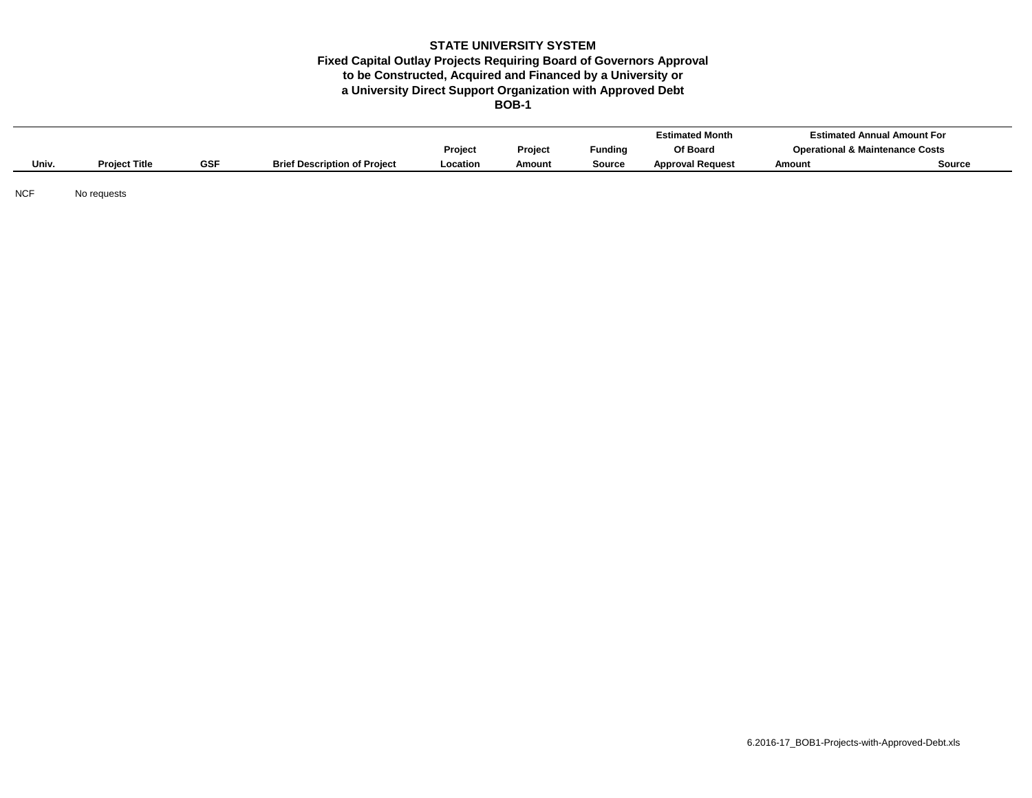**STATE UNIVERSITY SYSTEM**
**Fixed Capital Outlay Projects Requiring Board of Governors Approval**
**to be Constructed, Acquired and Financed by a University or**
**a University Direct Support Organization with Approved Debt**
**BOB-1**

| Univ. | Project Title | GSF | Brief Description of Project | Project Location | Project Amount | Funding Source | Estimated Month Of Board Approval Request | Estimated Annual Amount For Operational & Maintenance Costs | |
|---|---|---|---|---|---|---|---|---|---|
| | | | | | | | | Amount | Source |
| NCF | No requests | | | | | | | | |

6.2016-17_BOB1-Projects-with-Approved-Debt.xls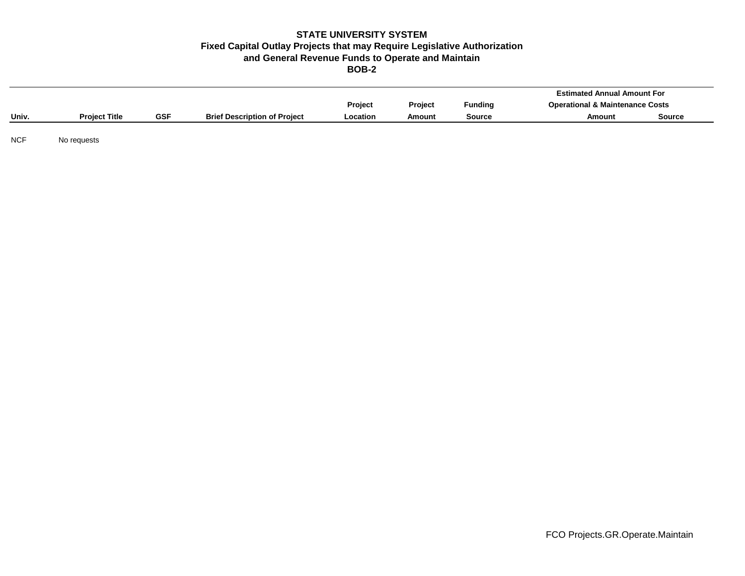**STATE UNIVERSITY SYSTEM**
**Fixed Capital Outlay Projects that may Require Legislative Authorization**
**and General Revenue Funds to Operate and Maintain**
**BOB-2**

| Univ. | Project Title | GSF | Brief Description of Project | Project Location | Project Amount | Funding Source | Estimated Annual Amount For Operational & Maintenance Costs Amount | Source |
|---|---|---|---|---|---|---|---|---|
| NCF | No requests | | | | | | | |

FCO Projects.GR.Operate.Maintain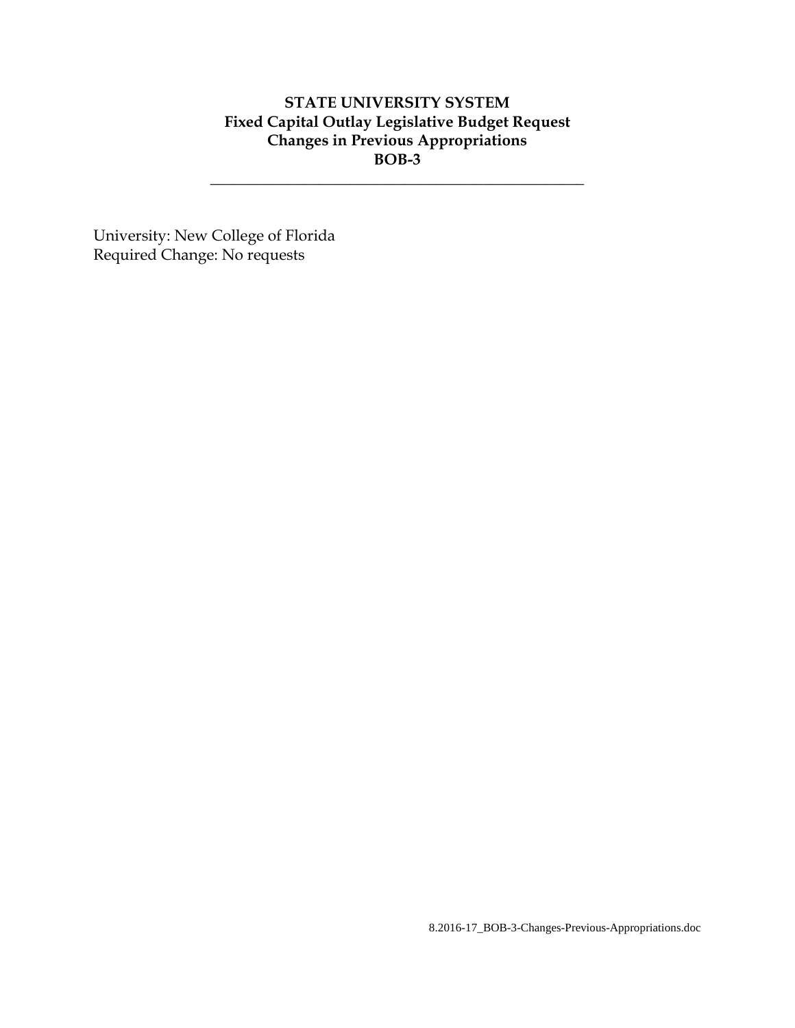# STATE UNIVERSITY SYSTEM
## Fixed Capital Outlay Legislative Budget Request
## Changes in Previous Appropriations
## BOB-3

---

University: New College of Florida
Required Change: No requests

8.2016-17_BOB-3-Changes-Previous-Appropriations.doc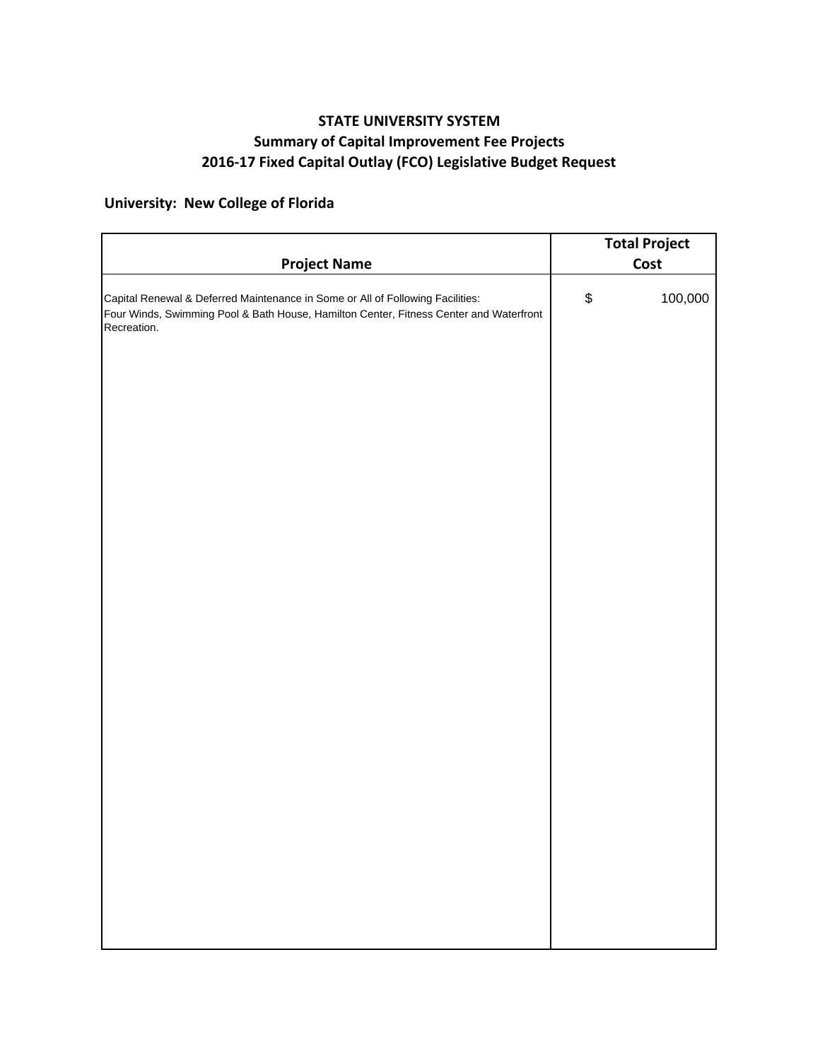**STATE UNIVERSITY SYSTEM**
**Summary of Capital Improvement Fee Projects**
**2016-17 Fixed Capital Outlay (FCO) Legislative Budget Request**

**University: New College of Florida**

| Project Name | Total Project Cost |
|---|---|
| Capital Renewal & Deferred Maintenance in Some or All of Following Facilities: Four Winds, Swimming Pool & Bath House, Hamilton Center, Fitness Center and Waterfront Recreation. | $ 100,000 |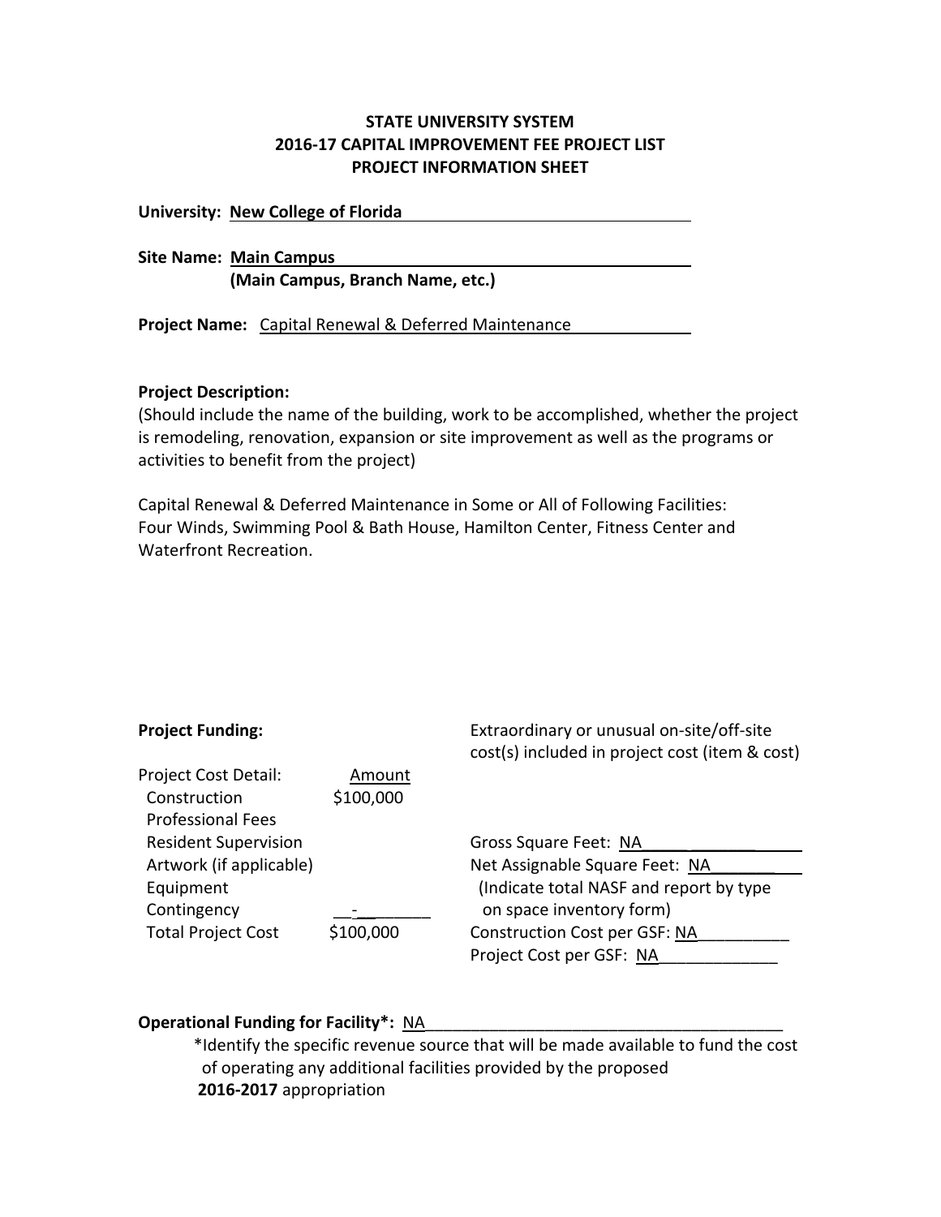**STATE UNIVERSITY SYSTEM**
**2016-17 CAPITAL IMPROVEMENT FEE PROJECT LIST**
**PROJECT INFORMATION SHEET**

**University:** **New College of Florida**

**Site Name:** **Main Campus**
**(Main Campus, Branch Name, etc.)**

**Project Name:** Capital Renewal & Deferred Maintenance

**Project Description:**
(Should include the name of the building, work to be accomplished, whether the project is remodeling, renovation, expansion or site improvement as well as the programs or activities to benefit from the project)

Capital Renewal & Deferred Maintenance in Some or All of Following Facilities: Four Winds, Swimming Pool & Bath House, Hamilton Center, Fitness Center and Waterfront Recreation.

**Project Funding:**

| Project Cost Detail: | Amount |
|---|---|
| Construction | $100,000 |
| Professional Fees | |
| Resident Supervision | |
| Artwork (if applicable) | |
| Equipment | |
| Contingency | - |
| Total Project Cost | $100,000 |

Extraordinary or unusual on-site/off-site cost(s) included in project cost (item & cost)

Gross Square Feet: NA
Net Assignable Square Feet: NA
(Indicate total NASF and report by type on space inventory form)
Construction Cost per GSF: NA
Project Cost per GSF: NA

**Operational Funding for Facility*:** NA
*Identify the specific revenue source that will be made available to fund the cost of operating any additional facilities provided by the proposed **2016-2017** appropriation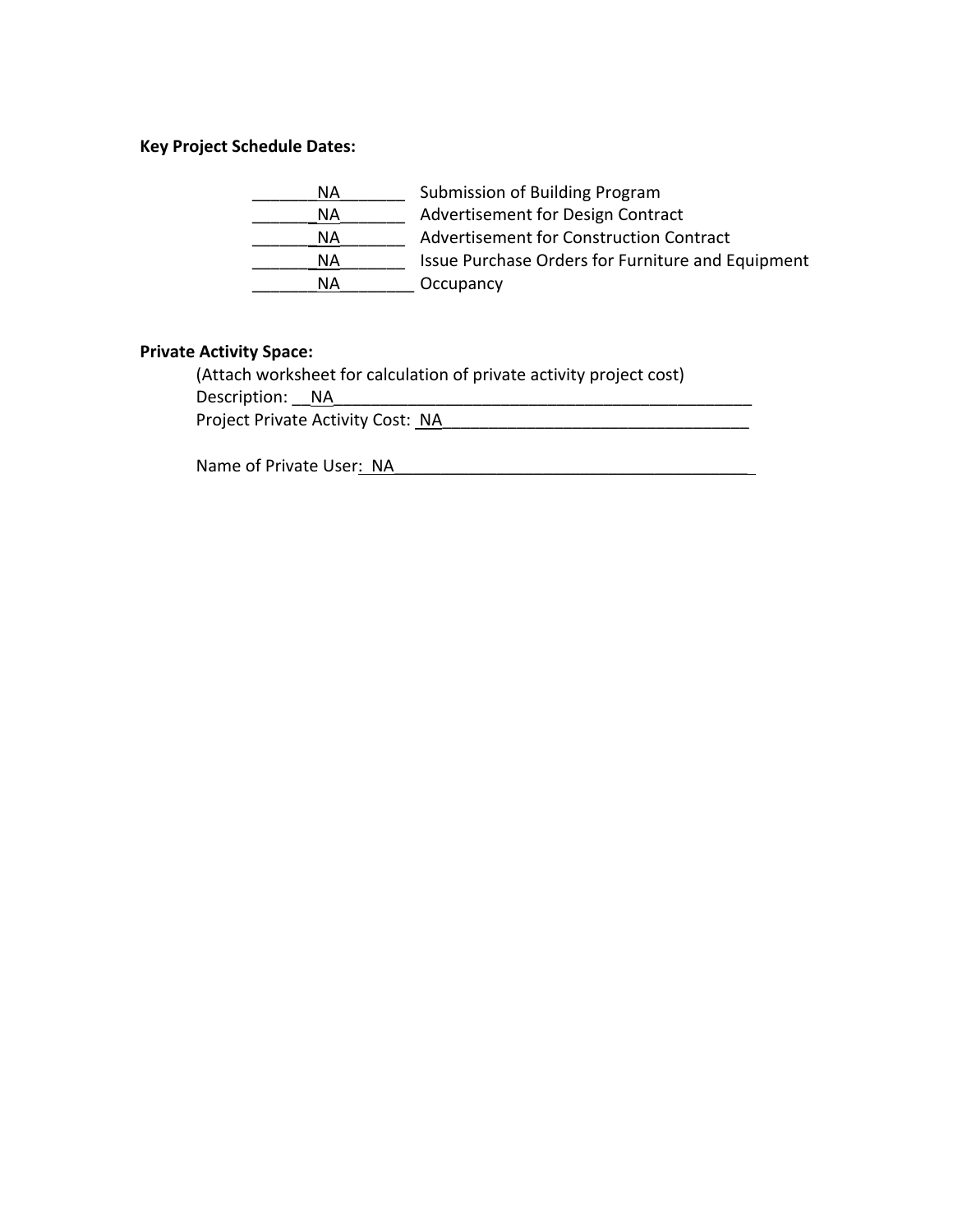**Key Project Schedule Dates:**

| | |
|---|---|
| NA | Submission of Building Program |
| NA | Advertisement for Design Contract |
| NA | Advertisement for Construction Contract |
| NA | Issue Purchase Orders for Furniture and Equipment |
| NA | Occupancy |

**Private Activity Space:**

(Attach worksheet for calculation of private activity project cost)

Description: NA

Project Private Activity Cost: NA

Name of Private User: NA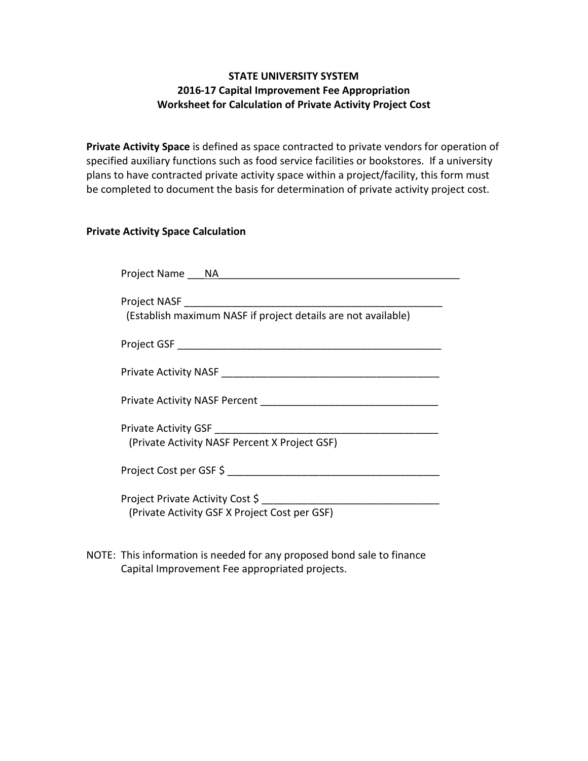**STATE UNIVERSITY SYSTEM**
**2016-17 Capital Improvement Fee Appropriation**
**Worksheet for Calculation of Private Activity Project Cost**

**Private Activity Space** is defined as space contracted to private vendors for operation of specified auxiliary functions such as food service facilities or bookstores. If a university plans to have contracted private activity space within a project/facility, this form must be completed to document the basis for determination of private activity project cost.

**Private Activity Space Calculation**

Project Name ___NA_____________________________________________

Project NASF _______________________________________________
(Establish maximum NASF if project details are not available)

Project GSF ________________________________________________

Private Activity NASF _______________________________________

Private Activity NASF Percent _______________________________

Private Activity GSF ________________________________________
(Private Activity NASF Percent X Project GSF)

Project Cost per GSF $ ______________________________________

Project Private Activity Cost $ _____________________________
(Private Activity GSF X Project Cost per GSF)

NOTE: This information is needed for any proposed bond sale to finance Capital Improvement Fee appropriated projects.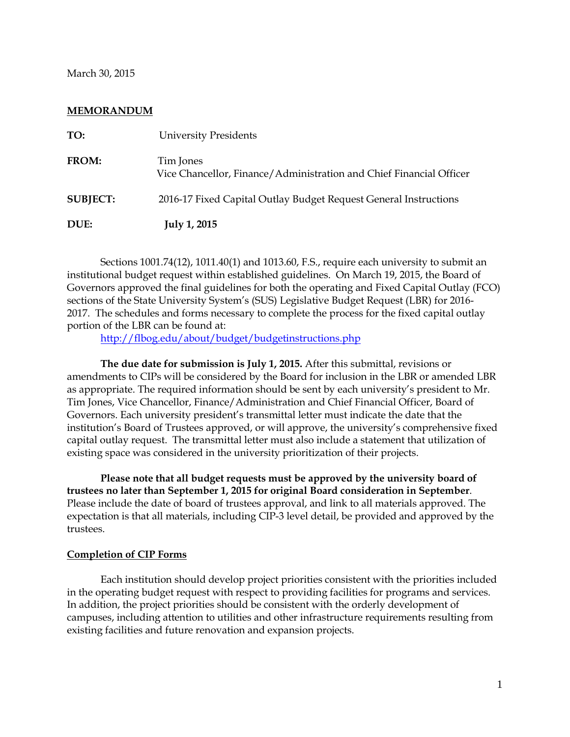March 30, 2015

**MEMORANDUM**

| | |
|---|---|
| **TO:** | University Presidents |
| **FROM:** | Tim Jones<br>Vice Chancellor, Finance/Administration and Chief Financial Officer |
| **SUBJECT:** | 2016-17 Fixed Capital Outlay Budget Request General Instructions |
| **DUE:** | **July 1, 2015** |

Sections 1001.74(12), 1011.40(1) and 1013.60, F.S., require each university to submit an institutional budget request within established guidelines. On March 19, 2015, the Board of Governors approved the final guidelines for both the operating and Fixed Capital Outlay (FCO) sections of the State University System's (SUS) Legislative Budget Request (LBR) for 2016-2017. The schedules and forms necessary to complete the process for the fixed capital outlay portion of the LBR can be found at:
http://flbog.edu/about/budget/budgetinstructions.php

**The due date for submission is July 1, 2015.** After this submittal, revisions or amendments to CIPs will be considered by the Board for inclusion in the LBR or amended LBR as appropriate. The required information should be sent by each university's president to Mr. Tim Jones, Vice Chancellor, Finance/Administration and Chief Financial Officer, Board of Governors. Each university president's transmittal letter must indicate the date that the institution's Board of Trustees approved, or will approve, the university's comprehensive fixed capital outlay request. The transmittal letter must also include a statement that utilization of existing space was considered in the university prioritization of their projects.

**Please note that all budget requests must be approved by the university board of trustees no later than September 1, 2015 for original Board consideration in September**. Please include the date of board of trustees approval, and link to all materials approved. The expectation is that all materials, including CIP-3 level detail, be provided and approved by the trustees.

**Completion of CIP Forms**

Each institution should develop project priorities consistent with the priorities included in the operating budget request with respect to providing facilities for programs and services. In addition, the project priorities should be consistent with the orderly development of campuses, including attention to utilities and other infrastructure requirements resulting from existing facilities and future renovation and expansion projects.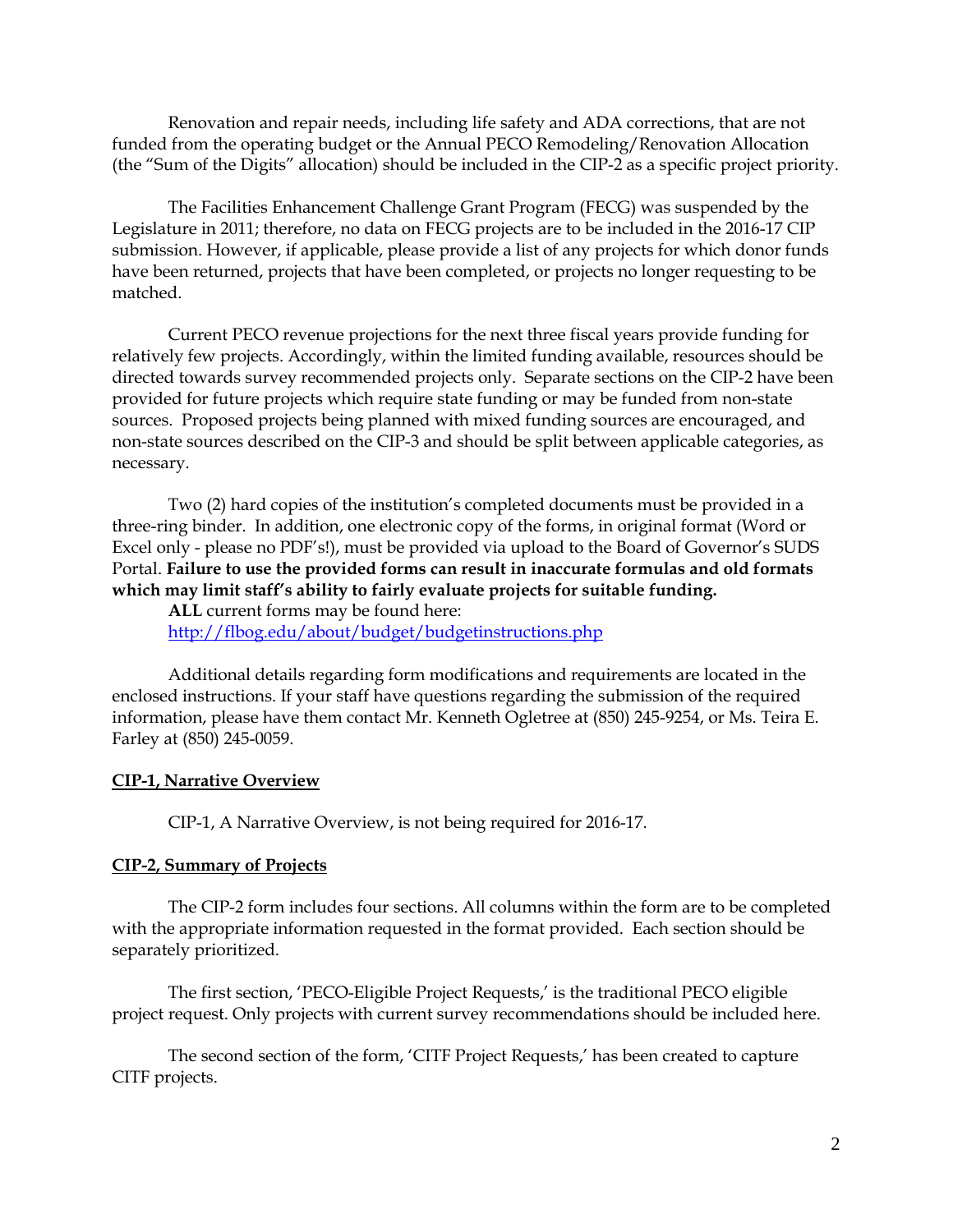Renovation and repair needs, including life safety and ADA corrections, that are not funded from the operating budget or the Annual PECO Remodeling/Renovation Allocation (the "Sum of the Digits" allocation) should be included in the CIP-2 as a specific project priority.

The Facilities Enhancement Challenge Grant Program (FECG) was suspended by the Legislature in 2011; therefore, no data on FECG projects are to be included in the 2016-17 CIP submission. However, if applicable, please provide a list of any projects for which donor funds have been returned, projects that have been completed, or projects no longer requesting to be matched.

Current PECO revenue projections for the next three fiscal years provide funding for relatively few projects. Accordingly, within the limited funding available, resources should be directed towards survey recommended projects only. Separate sections on the CIP-2 have been provided for future projects which require state funding or may be funded from non-state sources. Proposed projects being planned with mixed funding sources are encouraged, and non-state sources described on the CIP-3 and should be split between applicable categories, as necessary.

Two (2) hard copies of the institution's completed documents must be provided in a three-ring binder. In addition, one electronic copy of the forms, in original format (Word or Excel only - please no PDF's!), must be provided via upload to the Board of Governor's SUDS Portal. **Failure to use the provided forms can result in inaccurate formulas and old formats which may limit staff's ability to fairly evaluate projects for suitable funding.**

**ALL** current forms may be found here:
http://flbog.edu/about/budget/budgetinstructions.php

Additional details regarding form modifications and requirements are located in the enclosed instructions. If your staff have questions regarding the submission of the required information, please have them contact Mr. Kenneth Ogletree at (850) 245-9254, or Ms. Teira E. Farley at (850) 245-0059.

**CIP-1, Narrative Overview**

CIP-1, A Narrative Overview, is not being required for 2016-17.

**CIP-2, Summary of Projects**

The CIP-2 form includes four sections. All columns within the form are to be completed with the appropriate information requested in the format provided. Each section should be separately prioritized.

The first section, 'PECO-Eligible Project Requests,' is the traditional PECO eligible project request. Only projects with current survey recommendations should be included here.

The second section of the form, 'CITF Project Requests,' has been created to capture CITF projects.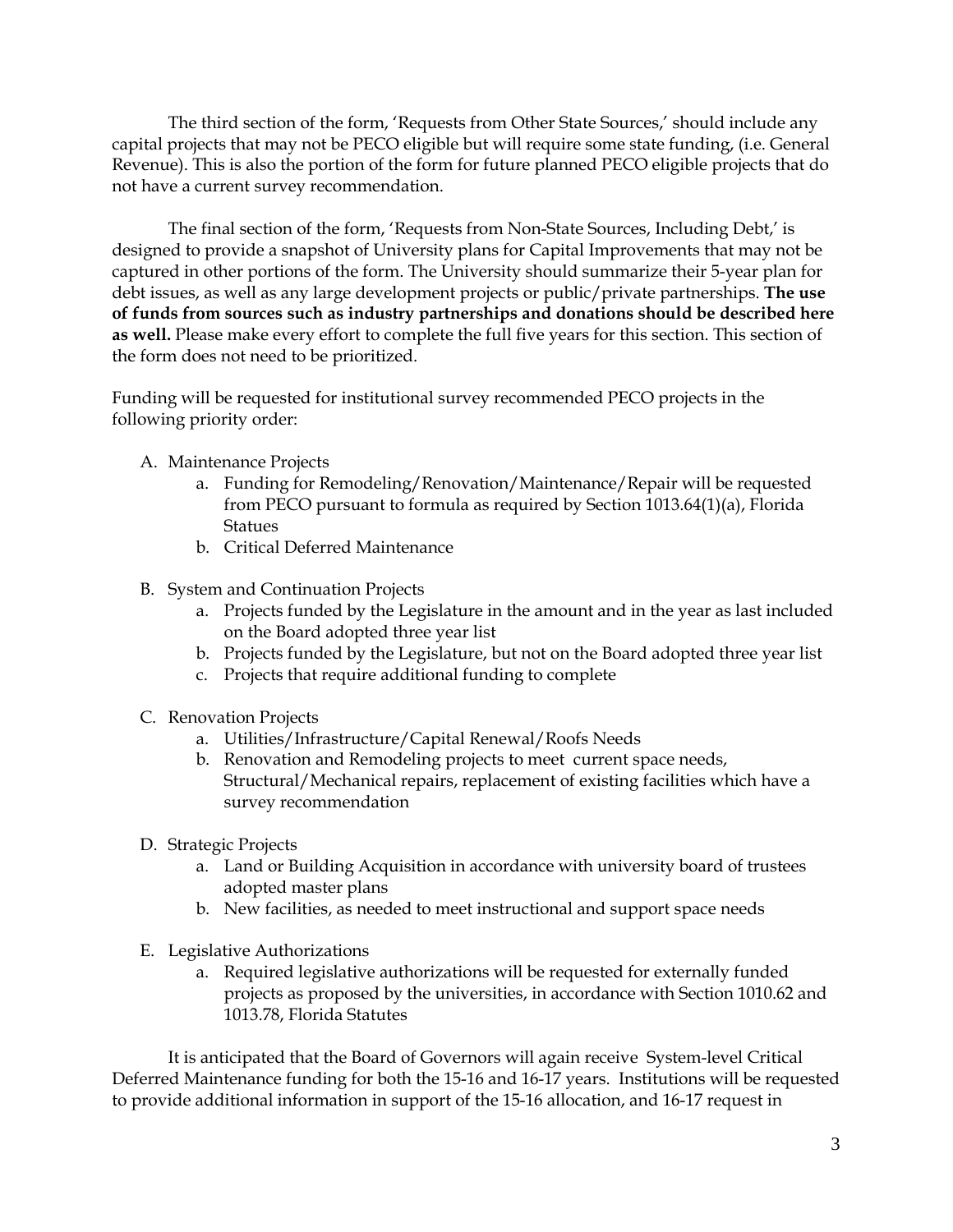The third section of the form, 'Requests from Other State Sources,' should include any capital projects that may not be PECO eligible but will require some state funding, (i.e. General Revenue). This is also the portion of the form for future planned PECO eligible projects that do not have a current survey recommendation.

The final section of the form, 'Requests from Non-State Sources, Including Debt,' is designed to provide a snapshot of University plans for Capital Improvements that may not be captured in other portions of the form. The University should summarize their 5-year plan for debt issues, as well as any large development projects or public/private partnerships. **The use of funds from sources such as industry partnerships and donations should be described here as well.** Please make every effort to complete the full five years for this section. This section of the form does not need to be prioritized.

Funding will be requested for institutional survey recommended PECO projects in the following priority order:

A. Maintenance Projects
   a. Funding for Remodeling/Renovation/Maintenance/Repair will be requested from PECO pursuant to formula as required by Section 1013.64(1)(a), Florida Statues
   b. Critical Deferred Maintenance

B. System and Continuation Projects
   a. Projects funded by the Legislature in the amount and in the year as last included on the Board adopted three year list
   b. Projects funded by the Legislature, but not on the Board adopted three year list
   c. Projects that require additional funding to complete

C. Renovation Projects
   a. Utilities/Infrastructure/Capital Renewal/Roofs Needs
   b. Renovation and Remodeling projects to meet current space needs, Structural/Mechanical repairs, replacement of existing facilities which have a survey recommendation

D. Strategic Projects
   a. Land or Building Acquisition in accordance with university board of trustees adopted master plans
   b. New facilities, as needed to meet instructional and support space needs

E. Legislative Authorizations
   a. Required legislative authorizations will be requested for externally funded projects as proposed by the universities, in accordance with Section 1010.62 and 1013.78, Florida Statutes

It is anticipated that the Board of Governors will again receive System-level Critical Deferred Maintenance funding for both the 15-16 and 16-17 years. Institutions will be requested to provide additional information in support of the 15-16 allocation, and 16-17 request in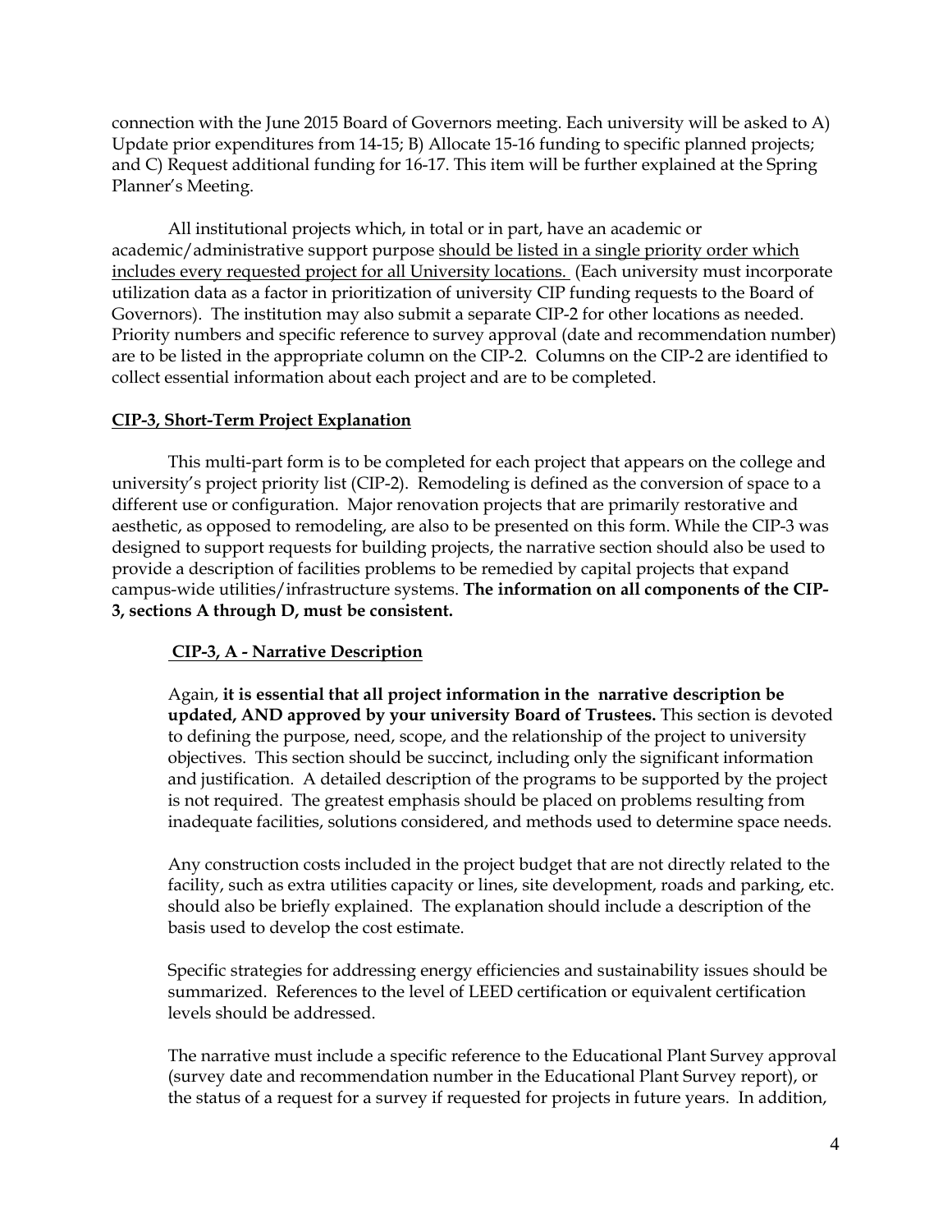connection with the June 2015 Board of Governors meeting. Each university will be asked to A) Update prior expenditures from 14-15; B) Allocate 15-16 funding to specific planned projects; and C) Request additional funding for 16-17. This item will be further explained at the Spring Planner's Meeting.

All institutional projects which, in total or in part, have an academic or academic/administrative support purpose <u>should be listed in a single priority order which includes every requested project for all University locations.</u> (Each university must incorporate utilization data as a factor in prioritization of university CIP funding requests to the Board of Governors). The institution may also submit a separate CIP-2 for other locations as needed. Priority numbers and specific reference to survey approval (date and recommendation number) are to be listed in the appropriate column on the CIP-2. Columns on the CIP-2 are identified to collect essential information about each project and are to be completed.

**<u>CIP-3, Short-Term Project Explanation</u>**

This multi-part form is to be completed for each project that appears on the college and university's project priority list (CIP-2). Remodeling is defined as the conversion of space to a different use or configuration. Major renovation projects that are primarily restorative and aesthetic, as opposed to remodeling, are also to be presented on this form. While the CIP-3 was designed to support requests for building projects, the narrative section should also be used to provide a description of facilities problems to be remedied by capital projects that expand campus-wide utilities/infrastructure systems. **The information on all components of the CIP-3, sections A through D, must be consistent.**

**<u>CIP-3, A - Narrative Description</u>**

Again, **it is essential that all project information in the narrative description be updated, AND approved by your university Board of Trustees.** This section is devoted to defining the purpose, need, scope, and the relationship of the project to university objectives. This section should be succinct, including only the significant information and justification. A detailed description of the programs to be supported by the project is not required. The greatest emphasis should be placed on problems resulting from inadequate facilities, solutions considered, and methods used to determine space needs.

Any construction costs included in the project budget that are not directly related to the facility, such as extra utilities capacity or lines, site development, roads and parking, etc. should also be briefly explained. The explanation should include a description of the basis used to develop the cost estimate.

Specific strategies for addressing energy efficiencies and sustainability issues should be summarized. References to the level of LEED certification or equivalent certification levels should be addressed.

The narrative must include a specific reference to the Educational Plant Survey approval (survey date and recommendation number in the Educational Plant Survey report), or the status of a request for a survey if requested for projects in future years. In addition,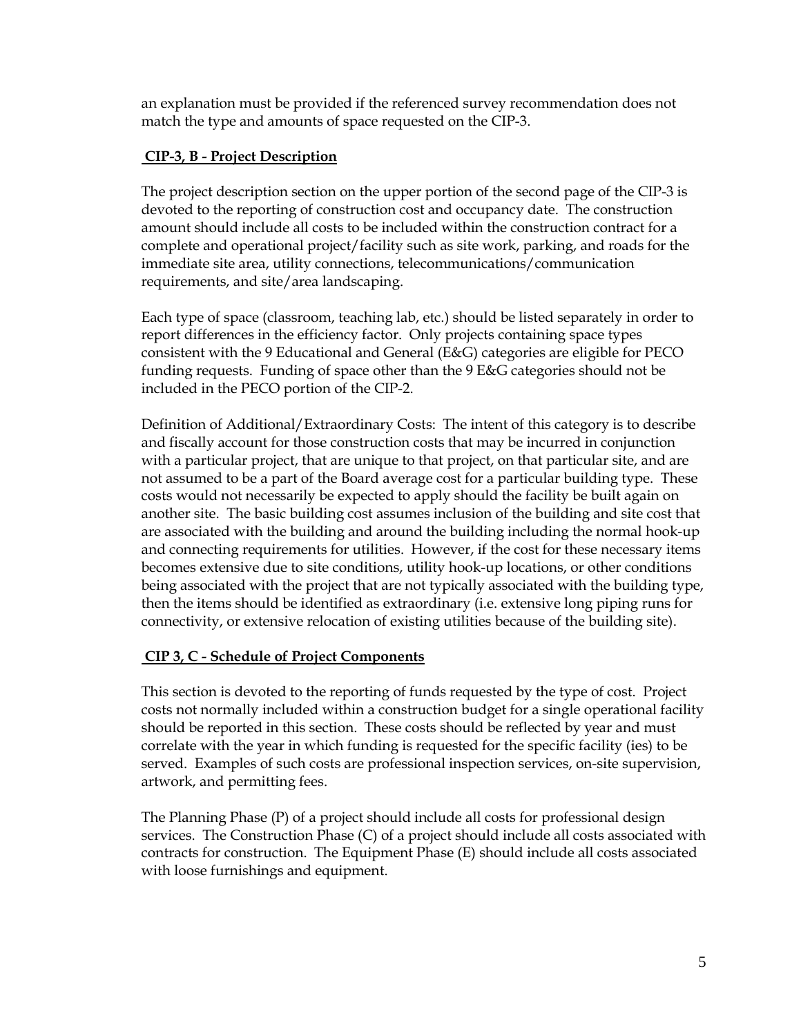an explanation must be provided if the referenced survey recommendation does not match the type and amounts of space requested on the CIP-3.

**CIP-3, B - Project Description**

The project description section on the upper portion of the second page of the CIP-3 is devoted to the reporting of construction cost and occupancy date. The construction amount should include all costs to be included within the construction contract for a complete and operational project/facility such as site work, parking, and roads for the immediate site area, utility connections, telecommunications/communication requirements, and site/area landscaping.

Each type of space (classroom, teaching lab, etc.) should be listed separately in order to report differences in the efficiency factor. Only projects containing space types consistent with the 9 Educational and General (E&G) categories are eligible for PECO funding requests. Funding of space other than the 9 E&G categories should not be included in the PECO portion of the CIP-2.

Definition of Additional/Extraordinary Costs: The intent of this category is to describe and fiscally account for those construction costs that may be incurred in conjunction with a particular project, that are unique to that project, on that particular site, and are not assumed to be a part of the Board average cost for a particular building type. These costs would not necessarily be expected to apply should the facility be built again on another site. The basic building cost assumes inclusion of the building and site cost that are associated with the building and around the building including the normal hook-up and connecting requirements for utilities. However, if the cost for these necessary items becomes extensive due to site conditions, utility hook-up locations, or other conditions being associated with the project that are not typically associated with the building type, then the items should be identified as extraordinary (i.e. extensive long piping runs for connectivity, or extensive relocation of existing utilities because of the building site).

**CIP 3, C - Schedule of Project Components**

This section is devoted to the reporting of funds requested by the type of cost. Project costs not normally included within a construction budget for a single operational facility should be reported in this section. These costs should be reflected by year and must correlate with the year in which funding is requested for the specific facility (ies) to be served. Examples of such costs are professional inspection services, on-site supervision, artwork, and permitting fees.

The Planning Phase (P) of a project should include all costs for professional design services. The Construction Phase (C) of a project should include all costs associated with contracts for construction. The Equipment Phase (E) should include all costs associated with loose furnishings and equipment.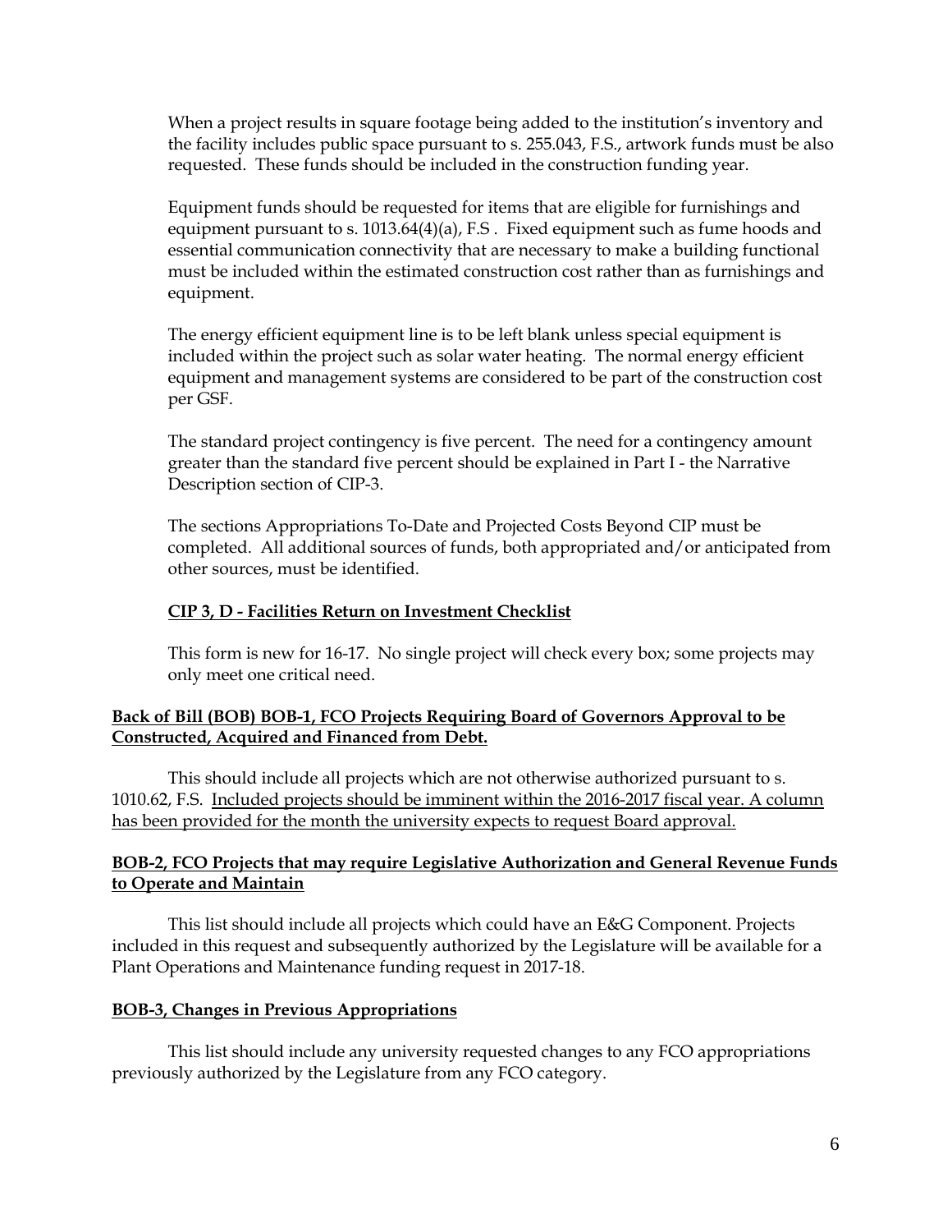When a project results in square footage being added to the institution's inventory and the facility includes public space pursuant to s. 255.043, F.S., artwork funds must be also requested. These funds should be included in the construction funding year.

Equipment funds should be requested for items that are eligible for furnishings and equipment pursuant to s. 1013.64(4)(a), F.S . Fixed equipment such as fume hoods and essential communication connectivity that are necessary to make a building functional must be included within the estimated construction cost rather than as furnishings and equipment.

The energy efficient equipment line is to be left blank unless special equipment is included within the project such as solar water heating. The normal energy efficient equipment and management systems are considered to be part of the construction cost per GSF.

The standard project contingency is five percent. The need for a contingency amount greater than the standard five percent should be explained in Part I - the Narrative Description section of CIP-3.

The sections Appropriations To-Date and Projected Costs Beyond CIP must be completed. All additional sources of funds, both appropriated and/or anticipated from other sources, must be identified.

**CIP 3, D - Facilities Return on Investment Checklist**

This form is new for 16-17. No single project will check every box; some projects may only meet one critical need.

**Back of Bill (BOB) BOB-1, FCO Projects Requiring Board of Governors Approval to be Constructed, Acquired and Financed from Debt.**

This should include all projects which are not otherwise authorized pursuant to s. 1010.62, F.S. Included projects should be imminent within the 2016-2017 fiscal year. A column has been provided for the month the university expects to request Board approval.

**BOB-2, FCO Projects that may require Legislative Authorization and General Revenue Funds to Operate and Maintain**

This list should include all projects which could have an E&G Component. Projects included in this request and subsequently authorized by the Legislature will be available for a Plant Operations and Maintenance funding request in 2017-18.

**BOB-3, Changes in Previous Appropriations**

This list should include any university requested changes to any FCO appropriations previously authorized by the Legislature from any FCO category.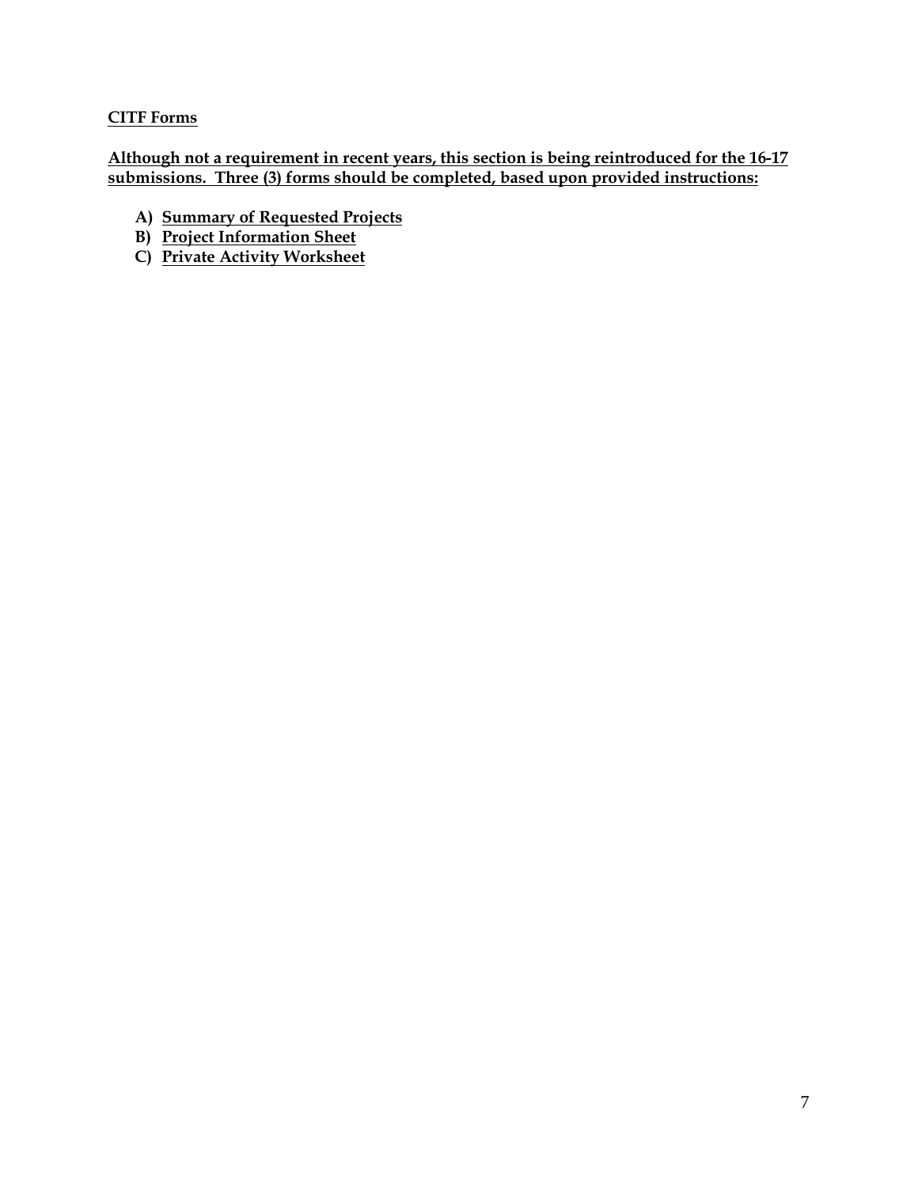## CITF Forms

**Although not a requirement in recent years, this section is being reintroduced for the 16-17 submissions. Three (3) forms should be completed, based upon provided instructions:**

- **A) Summary of Requested Projects**
- **B) Project Information Sheet**
- **C) Private Activity Worksheet**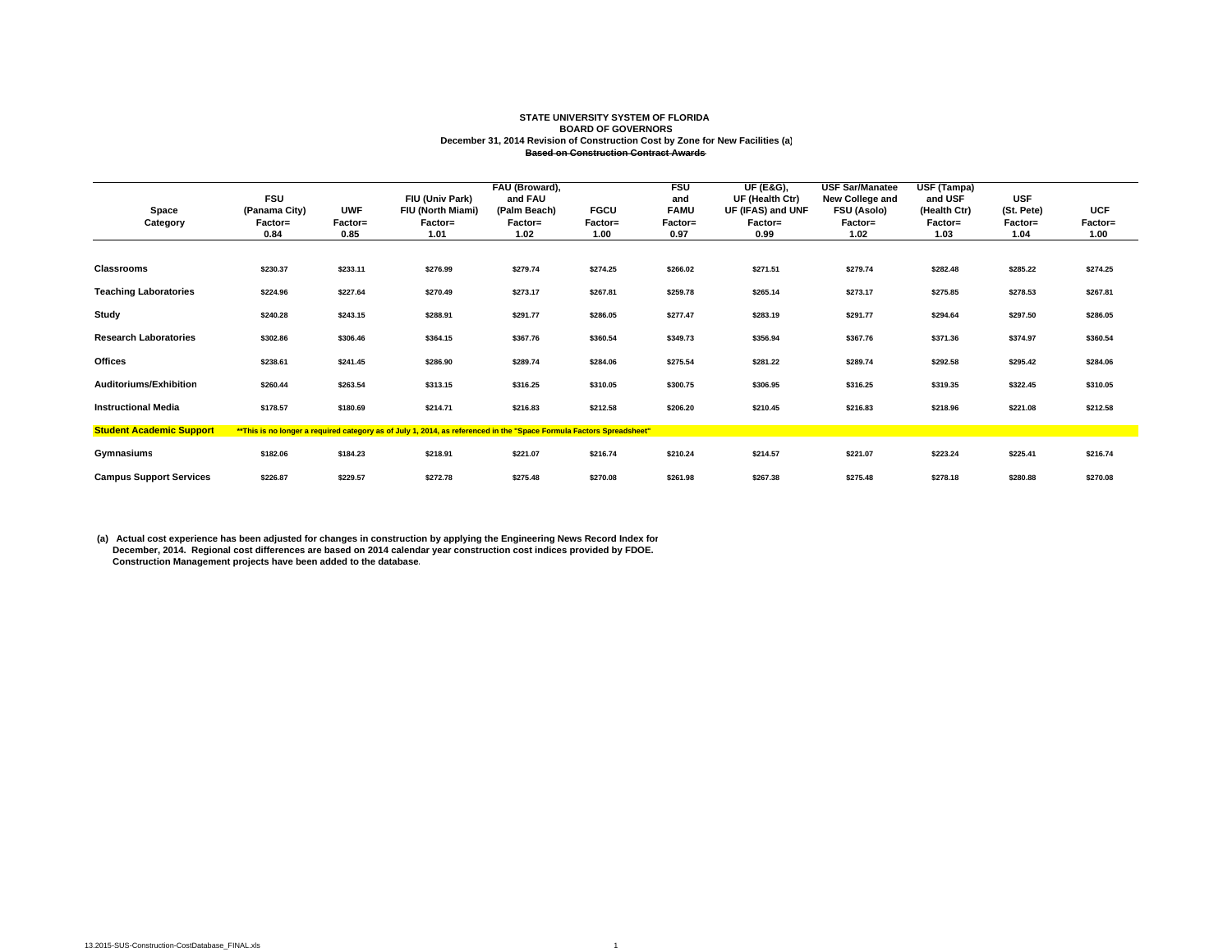**STATE UNIVERSITY SYSTEM OF FLORIDA**
**BOARD OF GOVERNORS**
**December 31, 2014 Revision of Construction Cost by Zone for New Facilities (a)**
~~**Based on Construction Contract Awards**~~

| Space Category | FSU (Panama City) Factor= 0.84 | UWF Factor= 0.85 | FIU (Univ Park) FIU (North Miami) Factor= 1.01 | FAU (Broward), and FAU (Palm Beach) Factor= 1.02 | FGCU Factor= 1.00 | FSU and FAMU Factor= 0.97 | UF (E&G), UF (Health Ctr) UF (IFAS) and UNF Factor= 0.99 | USF Sar/Manatee New College and FSU (Asolo) Factor= 1.02 | USF (Tampa) and USF (Health Ctr) Factor= 1.03 | USF (St. Pete) Factor= 1.04 | UCF Factor= 1.00 |
|---|---|---|---|---|---|---|---|---|---|---|---|
| **Classrooms** | $230.37 | $233.11 | $276.99 | $279.74 | $274.25 | $266.02 | $271.51 | $279.74 | $282.48 | $285.22 | $274.25 |
| **Teaching Laboratories** | $224.96 | $227.64 | $270.49 | $273.17 | $267.81 | $259.78 | $265.14 | $273.17 | $275.85 | $278.53 | $267.81 |
| **Study** | $240.28 | $243.15 | $288.91 | $291.77 | $286.05 | $277.47 | $283.19 | $291.77 | $294.64 | $297.50 | $286.05 |
| **Research Laboratories** | $302.86 | $306.46 | $364.15 | $367.76 | $360.54 | $349.73 | $356.94 | $367.76 | $371.36 | $374.97 | $360.54 |
| **Offices** | $238.61 | $241.45 | $286.90 | $289.74 | $284.06 | $275.54 | $281.22 | $289.74 | $292.58 | $295.42 | $284.06 |
| **Auditoriums/Exhibition** | $260.44 | $263.54 | $313.15 | $316.25 | $310.05 | $300.75 | $306.95 | $316.25 | $319.35 | $322.45 | $310.05 |
| **Instructional Media** | $178.57 | $180.69 | $214.71 | $216.83 | $212.58 | $206.20 | $210.45 | $216.83 | $218.96 | $221.08 | $212.58 |
| **Student Academic Support** | **This is no longer a required category as of July 1, 2014, as referenced in the "Space Formula Factors Spreadsheet" | | | | | | | | | | |
| **Gymnasiums** | $182.06 | $184.23 | $218.91 | $221.07 | $216.74 | $210.24 | $214.57 | $221.07 | $223.24 | $225.41 | $216.74 |
| **Campus Support Services** | $226.87 | $229.57 | $272.78 | $275.48 | $270.08 | $261.98 | $267.38 | $275.48 | $278.18 | $280.88 | $270.08 |

**(a) Actual cost experience has been adjusted for changes in construction by applying the Engineering News Record Index for December, 2014. Regional cost differences are based on 2014 calendar year construction cost indices provided by FDOE. Construction Management projects have been added to the database.**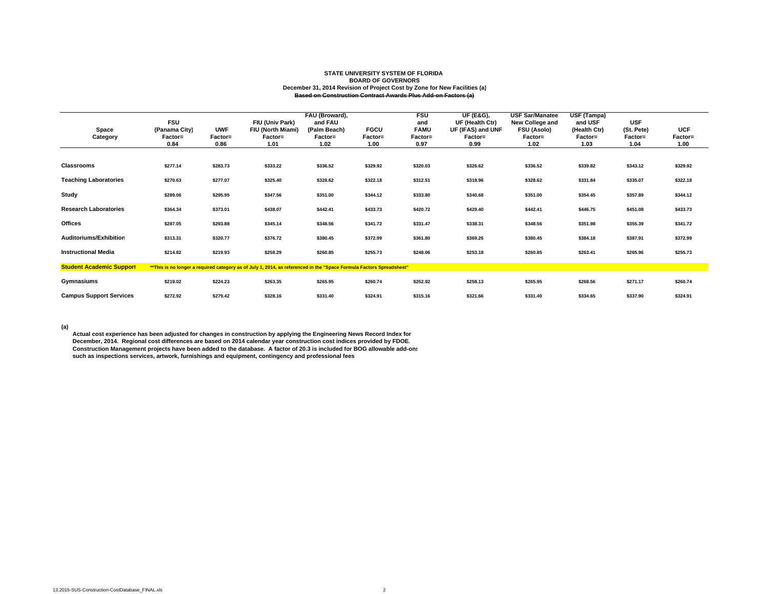**STATE UNIVERSITY SYSTEM OF FLORIDA**
**BOARD OF GOVERNORS**
**December 31, 2014 Revision of Project Cost by Zone for New Facilities (a)**
~~**Based on Construction Contract Awards Plus Add-on Factors (a)**~~

| Space Category | FSU (Panama City) Factor= 0.84 | UWF Factor= 0.86 | FIU (Univ Park) FIU (North Miami) Factor= 1.01 | FAU (Broward), and FAU (Palm Beach) Factor= 1.02 | FGCU Factor= 1.00 | FSU and FAMU Factor= 0.97 | UF (E&G), UF (Health Ctr) UF (IFAS) and UNF Factor= 0.99 | USF Sar/Manatee New College and FSU (Asolo) Factor= 1.02 | USF (Tampa) and USF (Health Ctr) Factor= 1.03 | USF (St. Pete) Factor= 1.04 | UCF Factor= 1.00 |
|---|---|---|---|---|---|---|---|---|---|---|---|
| Classrooms | $277.14 | $283.73 | $333.22 | $336.52 | $329.92 | $320.03 | $326.62 | $336.52 | $339.82 | $343.12 | $329.92 |
| Teaching Laboratories | $270.63 | $277.07 | $325.40 | $328.62 | $322.18 | $312.51 | $318.96 | $328.62 | $331.84 | $335.07 | $322.18 |
| Study | $289.06 | $295.95 | $347.56 | $351.00 | $344.12 | $333.80 | $340.68 | $351.00 | $354.45 | $357.89 | $344.12 |
| Research Laboratories | $364.34 | $373.01 | $438.07 | $442.41 | $433.73 | $420.72 | $429.40 | $442.41 | $446.75 | $451.08 | $433.73 |
| Offices | $287.05 | $293.88 | $345.14 | $348.56 | $341.72 | $331.47 | $338.31 | $348.56 | $351.98 | $355.39 | $341.72 |
| Auditoriums/Exhibition | $313.31 | $320.77 | $376.72 | $380.45 | $372.99 | $361.80 | $369.26 | $380.45 | $384.18 | $387.91 | $372.99 |
| Instructional Media | $214.82 | $219.93 | $258.29 | $260.85 | $255.73 | $248.06 | $253.18 | $260.85 | $263.41 | $265.96 | $255.73 |
| Student Academic Support | **This is no longer a required category as of July 1, 2014, as referenced in the "Space Formula Factors Spreadsheet" | | | | | | | | | | |
| Gymnasiums | $219.02 | $224.23 | $263.35 | $265.95 | $260.74 | $252.92 | $258.13 | $265.95 | $268.56 | $271.17 | $260.74 |
| Campus Support Services | $272.92 | $279.42 | $328.16 | $331.40 | $324.91 | $315.16 | $321.66 | $331.40 | $334.65 | $337.90 | $324.91 |

**(a)**

**Actual cost experience has been adjusted for changes in construction by applying the Engineering News Record Index for December, 2014. Regional cost differences are based on 2014 calendar year construction cost indices provided by FDOE. Construction Management projects have been added to the database. A factor of 20.3 is included for BOG allowable add-ons such as inspections services, artwork, furnishings and equipment, contingency and professional fees**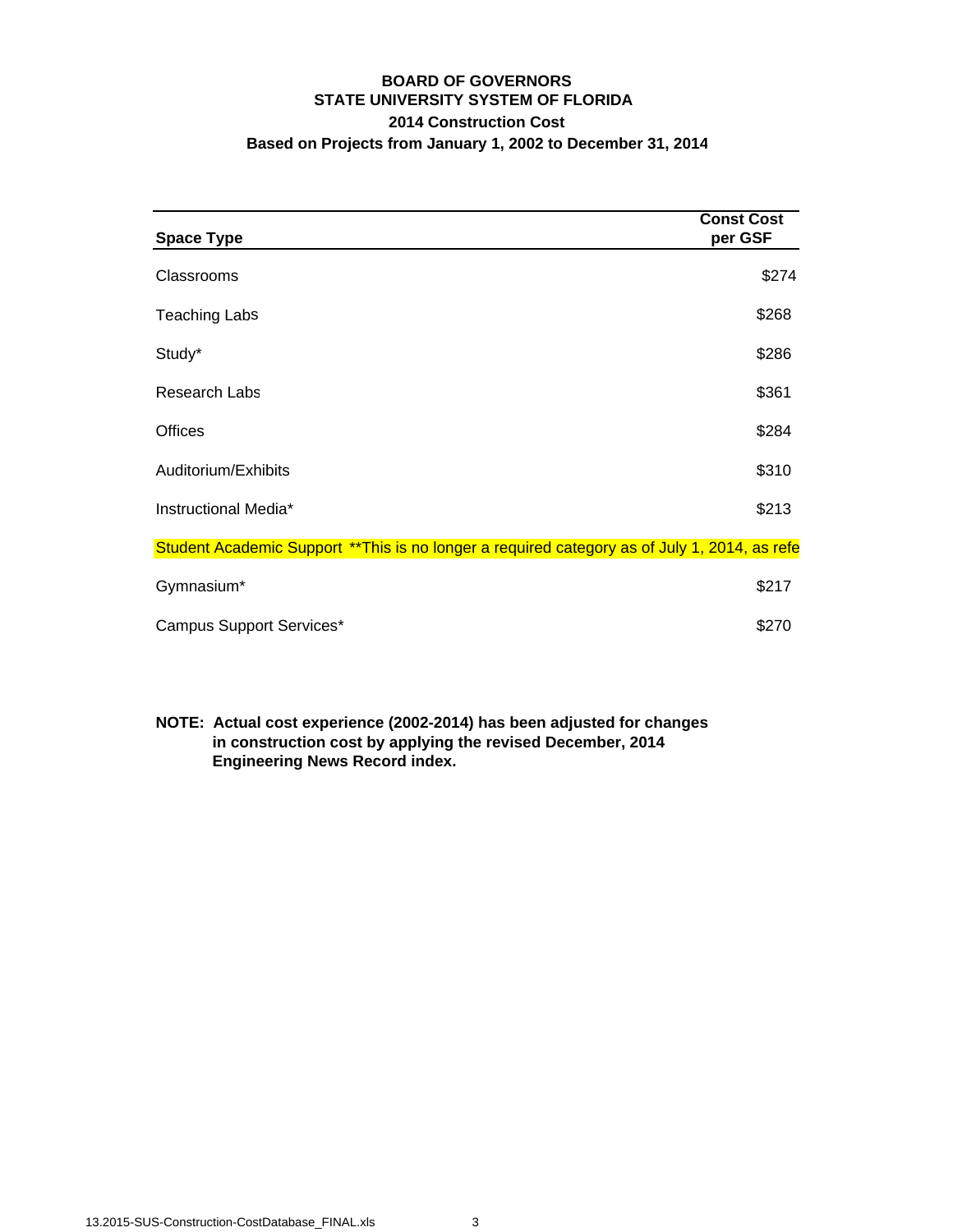**BOARD OF GOVERNORS**
**STATE UNIVERSITY SYSTEM OF FLORIDA**
**2014 Construction Cost**
**Based on Projects from January 1, 2002 to December 31, 2014**

| Space Type | Const Cost per GSF |
|---|---|
| Classrooms | $274 |
| Teaching Labs | $268 |
| Study* | $286 |
| Research Labs | $361 |
| Offices | $284 |
| Auditorium/Exhibits | $310 |
| Instructional Media* | $213 |
| Student Academic Support **This is no longer a required category as of July 1, 2014, as refe | |
| Gymnasium* | $217 |
| Campus Support Services* | $270 |

**NOTE: Actual cost experience (2002-2014) has been adjusted for changes in construction cost by applying the revised December, 2014 Engineering News Record index.**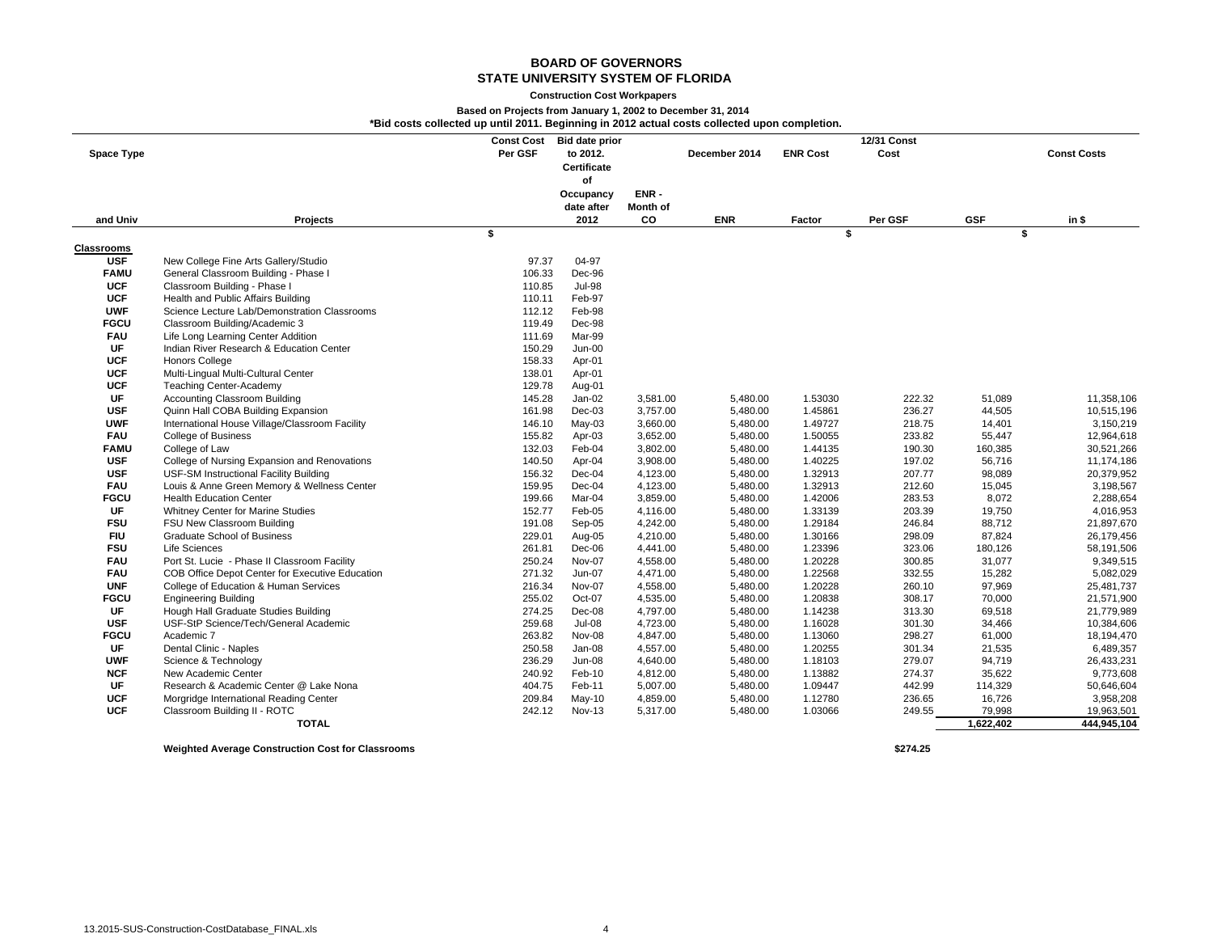# BOARD OF GOVERNORS
## STATE UNIVERSITY SYSTEM OF FLORIDA

**Construction Cost Workpapers**

**Based on Projects from January 1, 2002 to December 31, 2014**

**\*Bid costs collected up until 2011. Beginning in 2012 actual costs collected upon completion.**

| Space Type and Univ | Projects | Const Cost Per GSF $ | Bid date prior to 2012. Certificate of Occupancy date after 2012 | ENR - Month of CO | December 2014 ENR | ENR Cost Factor | 12/31 Const Cost Per GSF $ | GSF | Const Costs in $ $ |
|---|---|---|---|---|---|---|---|---|---|
| **Classrooms** | | | | | | | | | |
| **USF** | New College Fine Arts Gallery/Studio | 97.37 | 04-97 | | | | | | |
| **FAMU** | General Classroom Building - Phase I | 106.33 | Dec-96 | | | | | | |
| **UCF** | Classroom Building - Phase I | 110.85 | Jul-98 | | | | | | |
| **UCF** | Health and Public Affairs Building | 110.11 | Feb-97 | | | | | | |
| **UWF** | Science Lecture Lab/Demonstration Classrooms | 112.12 | Feb-98 | | | | | | |
| **FGCU** | Classroom Building/Academic 3 | 119.49 | Dec-98 | | | | | | |
| **FAU** | Life Long Learning Center Addition | 111.69 | Mar-99 | | | | | | |
| **UF** | Indian River Research & Education Center | 150.29 | Jun-00 | | | | | | |
| **UCF** | Honors College | 158.33 | Apr-01 | | | | | | |
| **UCF** | Multi-Lingual Multi-Cultural Center | 138.01 | Apr-01 | | | | | | |
| **UCF** | Teaching Center-Academy | 129.78 | Aug-01 | | | | | | |
| **UF** | Accounting Classroom Building | 145.28 | Jan-02 | 3,581.00 | 5,480.00 | 1.53030 | 222.32 | 51,089 | 11,358,106 |
| **USF** | Quinn Hall COBA Building Expansion | 161.98 | Dec-03 | 3,757.00 | 5,480.00 | 1.45861 | 236.27 | 44,505 | 10,515,196 |
| **UWF** | International House Village/Classroom Facility | 146.10 | May-03 | 3,660.00 | 5,480.00 | 1.49727 | 218.75 | 14,401 | 3,150,219 |
| **FAU** | College of Business | 155.82 | Apr-03 | 3,652.00 | 5,480.00 | 1.50055 | 233.82 | 55,447 | 12,964,618 |
| **FAMU** | College of Law | 132.03 | Feb-04 | 3,802.00 | 5,480.00 | 1.44135 | 190.30 | 160,385 | 30,521,266 |
| **USF** | College of Nursing Expansion and Renovations | 140.50 | Apr-04 | 3,908.00 | 5,480.00 | 1.40225 | 197.02 | 56,716 | 11,174,186 |
| **USF** | USF-SM Instructional Facility Building | 156.32 | Dec-04 | 4,123.00 | 5,480.00 | 1.32913 | 207.77 | 98,089 | 20,379,952 |
| **FAU** | Louis & Anne Green Memory & Wellness Center | 159.95 | Dec-04 | 4,123.00 | 5,480.00 | 1.32913 | 212.60 | 15,045 | 3,198,567 |
| **FGCU** | Health Education Center | 199.66 | Mar-04 | 3,859.00 | 5,480.00 | 1.42006 | 283.53 | 8,072 | 2,288,654 |
| **UF** | Whitney Center for Marine Studies | 152.77 | Feb-05 | 4,116.00 | 5,480.00 | 1.33139 | 203.39 | 19,750 | 4,016,953 |
| **FSU** | FSU New Classroom Building | 191.08 | Sep-05 | 4,242.00 | 5,480.00 | 1.29184 | 246.84 | 88,712 | 21,897,670 |
| **FIU** | Graduate School of Business | 229.01 | Aug-05 | 4,210.00 | 5,480.00 | 1.30166 | 298.09 | 87,824 | 26,179,456 |
| **FSU** | Life Sciences | 261.81 | Dec-06 | 4,441.00 | 5,480.00 | 1.23396 | 323.06 | 180,126 | 58,191,506 |
| **FAU** | Port St. Lucie - Phase II Classroom Facility | 250.24 | Nov-07 | 4,558.00 | 5,480.00 | 1.20228 | 300.85 | 31,077 | 9,349,515 |
| **FAU** | COB Office Depot Center for Executive Education | 271.32 | Jun-07 | 4,471.00 | 5,480.00 | 1.22568 | 332.55 | 15,282 | 5,082,029 |
| **UNF** | College of Education & Human Services | 216.34 | Nov-07 | 4,558.00 | 5,480.00 | 1.20228 | 260.10 | 97,969 | 25,481,737 |
| **FGCU** | Engineering Building | 255.02 | Oct-07 | 4,535.00 | 5,480.00 | 1.20838 | 308.17 | 70,000 | 21,571,900 |
| **UF** | Hough Hall Graduate Studies Building | 274.25 | Dec-08 | 4,797.00 | 5,480.00 | 1.14238 | 313.30 | 69,518 | 21,779,989 |
| **USF** | USF-StP Science/Tech/General Academic | 259.68 | Jul-08 | 4,723.00 | 5,480.00 | 1.16028 | 301.30 | 34,466 | 10,384,606 |
| **FGCU** | Academic 7 | 263.82 | Nov-08 | 4,847.00 | 5,480.00 | 1.13060 | 298.27 | 61,000 | 18,194,470 |
| **UF** | Dental Clinic - Naples | 250.58 | Jan-08 | 4,557.00 | 5,480.00 | 1.20255 | 301.34 | 21,535 | 6,489,357 |
| **UWF** | Science & Technology | 236.29 | Jun-08 | 4,640.00 | 5,480.00 | 1.18103 | 279.07 | 94,719 | 26,433,231 |
| **NCF** | New Academic Center | 240.92 | Feb-10 | 4,812.00 | 5,480.00 | 1.13882 | 274.37 | 35,622 | 9,773,608 |
| **UF** | Research & Academic Center @ Lake Nona | 404.75 | Feb-11 | 5,007.00 | 5,480.00 | 1.09447 | 442.99 | 114,329 | 50,646,604 |
| **UCF** | Morgridge International Reading Center | 209.84 | May-10 | 4,859.00 | 5,480.00 | 1.12780 | 236.65 | 16,726 | 3,958,208 |
| **UCF** | Classroom Building II - ROTC | 242.12 | Nov-13 | 5,317.00 | 5,480.00 | 1.03066 | 249.55 | 79,998 | 19,963,501 |
| | **TOTAL** | | | | | | | **1,622,402** | **444,945,104** |

**Weighted Average Construction Cost for Classrooms** **$274.25**

13.2015-SUS-Construction-CostDatabase_FINAL.xls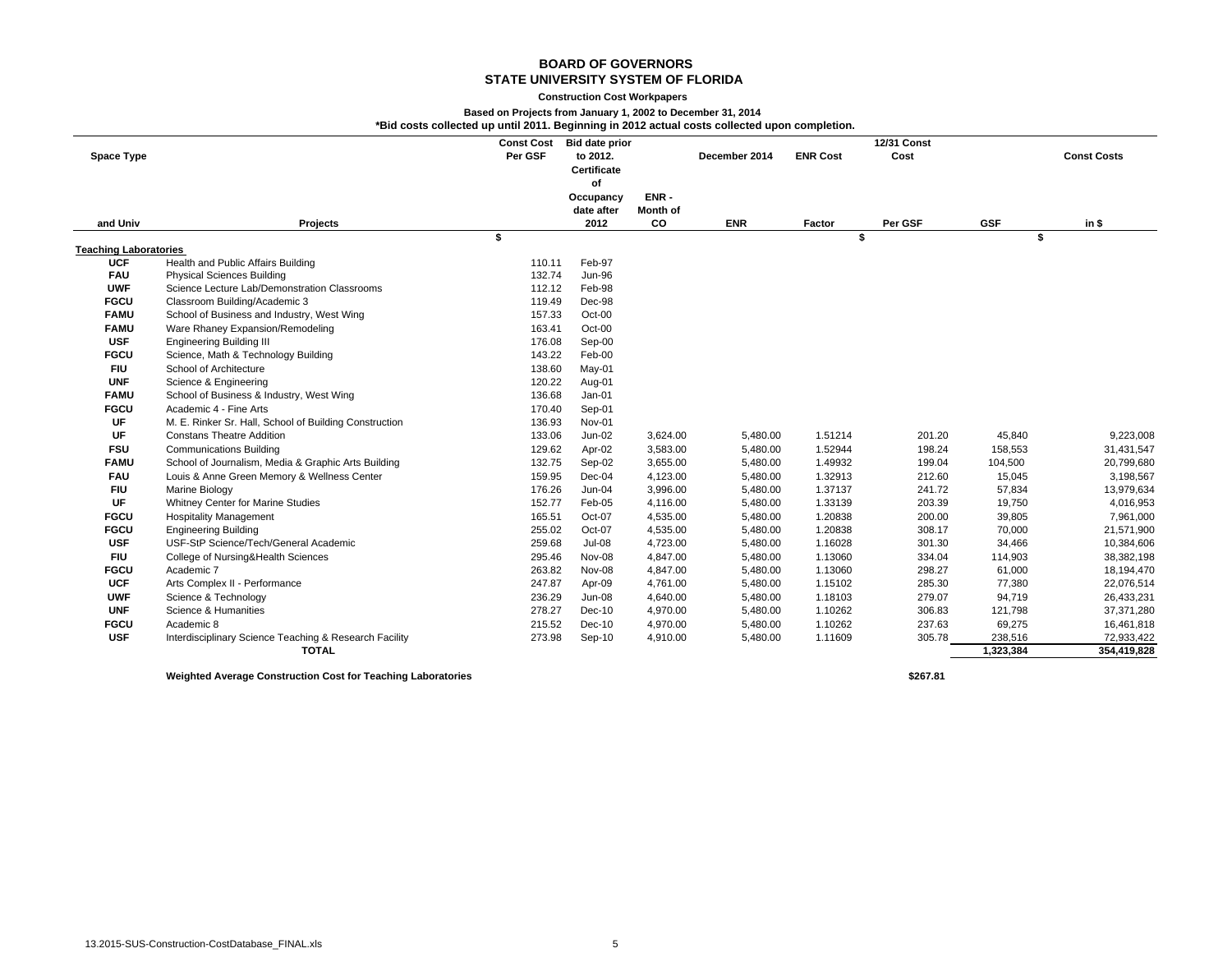# BOARD OF GOVERNORS
# STATE UNIVERSITY SYSTEM OF FLORIDA

**Construction Cost Workpapers**

**Based on Projects from January 1, 2002 to December 31, 2014**

**\*Bid costs collected up until 2011. Beginning in 2012 actual costs collected upon completion.**

| Space Type and Univ | Projects | Const Cost Per GSF $ | Bid date prior to 2012. Certificate of Occupancy date after 2012 | ENR - Month of CO | December 2014 ENR | ENR Cost Factor | 12/31 Const Cost Per GSF $ | GSF | Const Costs in $ |
|---|---|---|---|---|---|---|---|---|---|
| **Teaching Laboratories** | | | | | | | | | |
| **UCF** | Health and Public Affairs Building | 110.11 | Feb-97 | | | | | | |
| **FAU** | Physical Sciences Building | 132.74 | Jun-96 | | | | | | |
| **UWF** | Science Lecture Lab/Demonstration Classrooms | 112.12 | Feb-98 | | | | | | |
| **FGCU** | Classroom Building/Academic 3 | 119.49 | Dec-98 | | | | | | |
| **FAMU** | School of Business and Industry, West Wing | 157.33 | Oct-00 | | | | | | |
| **FAMU** | Ware Rhaney Expansion/Remodeling | 163.41 | Oct-00 | | | | | | |
| **USF** | Engineering Building III | 176.08 | Sep-00 | | | | | | |
| **FGCU** | Science, Math & Technology Building | 143.22 | Feb-00 | | | | | | |
| **FIU** | School of Architecture | 138.60 | May-01 | | | | | | |
| **UNF** | Science & Engineering | 120.22 | Aug-01 | | | | | | |
| **FAMU** | School of Business & Industry, West Wing | 136.68 | Jan-01 | | | | | | |
| **FGCU** | Academic 4 - Fine Arts | 170.40 | Sep-01 | | | | | | |
| **UF** | M. E. Rinker Sr. Hall, School of Building Construction | 136.93 | Nov-01 | | | | | | |
| **UF** | Constans Theatre Addition | 133.06 | Jun-02 | 3,624.00 | 5,480.00 | 1.51214 | 201.20 | 45,840 | 9,223,008 |
| **FSU** | Communications Building | 129.62 | Apr-02 | 3,583.00 | 5,480.00 | 1.52944 | 198.24 | 158,553 | 31,431,547 |
| **FAMU** | School of Journalism, Media & Graphic Arts Building | 132.75 | Sep-02 | 3,655.00 | 5,480.00 | 1.49932 | 199.04 | 104,500 | 20,799,680 |
| **FAU** | Louis & Anne Green Memory & Wellness Center | 159.95 | Dec-04 | 4,123.00 | 5,480.00 | 1.32913 | 212.60 | 15,045 | 3,198,567 |
| **FIU** | Marine Biology | 176.26 | Jun-04 | 3,996.00 | 5,480.00 | 1.37137 | 241.72 | 57,834 | 13,979,634 |
| **UF** | Whitney Center for Marine Studies | 152.77 | Feb-05 | 4,116.00 | 5,480.00 | 1.33139 | 203.39 | 19,750 | 4,016,953 |
| **FGCU** | Hospitality Management | 165.51 | Oct-07 | 4,535.00 | 5,480.00 | 1.20838 | 200.00 | 39,805 | 7,961,000 |
| **FGCU** | Engineering Building | 255.02 | Oct-07 | 4,535.00 | 5,480.00 | 1.20838 | 308.17 | 70,000 | 21,571,900 |
| **USF** | USF-StP Science/Tech/General Academic | 259.68 | Jul-08 | 4,723.00 | 5,480.00 | 1.16028 | 301.30 | 34,466 | 10,384,606 |
| **FIU** | College of Nursing&Health Sciences | 295.46 | Nov-08 | 4,847.00 | 5,480.00 | 1.13060 | 334.04 | 114,903 | 38,382,198 |
| **FGCU** | Academic 7 | 263.82 | Nov-08 | 4,847.00 | 5,480.00 | 1.13060 | 298.27 | 61,000 | 18,194,470 |
| **UCF** | Arts Complex II - Performance | 247.87 | Apr-09 | 4,761.00 | 5,480.00 | 1.15102 | 285.30 | 77,380 | 22,076,514 |
| **UWF** | Science & Technology | 236.29 | Jun-08 | 4,640.00 | 5,480.00 | 1.18103 | 279.07 | 94,719 | 26,433,231 |
| **UNF** | Science & Humanities | 278.27 | Dec-10 | 4,970.00 | 5,480.00 | 1.10262 | 306.83 | 121,798 | 37,371,280 |
| **FGCU** | Academic 8 | 215.52 | Dec-10 | 4,970.00 | 5,480.00 | 1.10262 | 237.63 | 69,275 | 16,461,818 |
| **USF** | Interdisciplinary Science Teaching & Research Facility | 273.98 | Sep-10 | 4,910.00 | 5,480.00 | 1.11609 | 305.78 | 238,516 | 72,933,422 |
| | **TOTAL** | | | | | | | **1,323,384** | **354,419,828** |

**Weighted Average Construction Cost for Teaching Laboratories** **$267.81**

13.2015-SUS-Construction-CostDatabase_FINAL.xls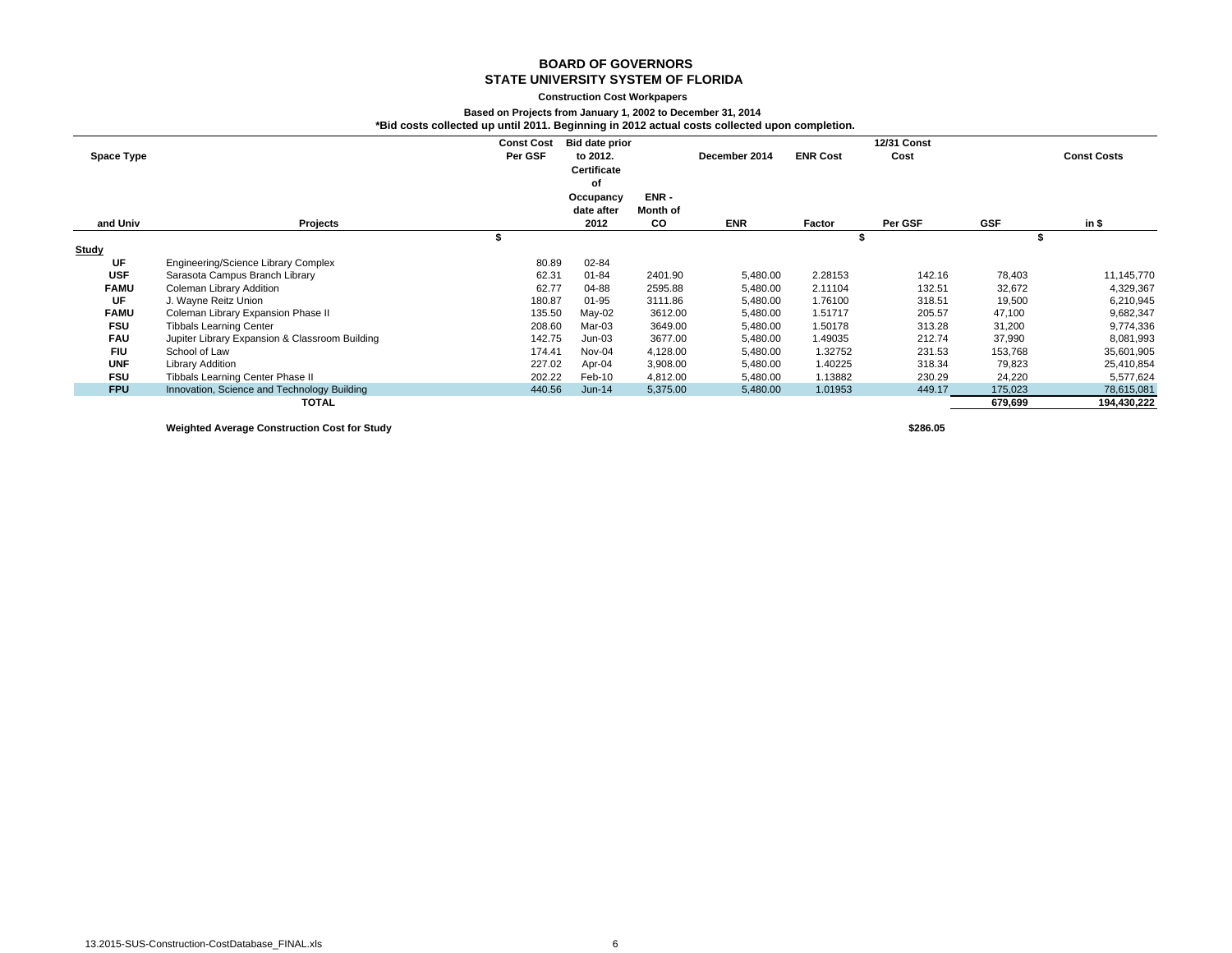**BOARD OF GOVERNORS**
**STATE UNIVERSITY SYSTEM OF FLORIDA**

**Construction Cost Workpapers**

**Based on Projects from January 1, 2002 to December 31, 2014**

**\*Bid costs collected up until 2011. Beginning in 2012 actual costs collected upon completion.**

| Space Type and Univ | Projects | Const Cost Per GSF | Bid date prior to 2012. Certificate of Occupancy date after 2012 | ENR - Month of CO | December 2014 ENR | ENR Cost Factor | 12/31 Const Cost Per GSF | GSF | Const Costs in $ |
|---|---|---|---|---|---|---|---|---|---|
| | | $ | | | | | $ | | $ |
| **Study** | | | | | | | | | |
| **UF** | Engineering/Science Library Complex | 80.89 | 02-84 | | | | | | |
| **USF** | Sarasota Campus Branch Library | 62.31 | 01-84 | 2401.90 | 5,480.00 | 2.28153 | 142.16 | 78,403 | 11,145,770 |
| **FAMU** | Coleman Library Addition | 62.77 | 04-88 | 2595.88 | 5,480.00 | 2.11104 | 132.51 | 32,672 | 4,329,367 |
| **UF** | J. Wayne Reitz Union | 180.87 | 01-95 | 3111.86 | 5,480.00 | 1.76100 | 318.51 | 19,500 | 6,210,945 |
| **FAMU** | Coleman Library Expansion Phase II | 135.50 | May-02 | 3612.00 | 5,480.00 | 1.51717 | 205.57 | 47,100 | 9,682,347 |
| **FSU** | Tibbals Learning Center | 208.60 | Mar-03 | 3649.00 | 5,480.00 | 1.50178 | 313.28 | 31,200 | 9,774,336 |
| **FAU** | Jupiter Library Expansion & Classroom Building | 142.75 | Jun-03 | 3677.00 | 5,480.00 | 1.49035 | 212.74 | 37,990 | 8,081,993 |
| **FIU** | School of Law | 174.41 | Nov-04 | 4,128.00 | 5,480.00 | 1.32752 | 231.53 | 153,768 | 35,601,905 |
| **UNF** | Library Addition | 227.02 | Apr-04 | 3,908.00 | 5,480.00 | 1.40225 | 318.34 | 79,823 | 25,410,854 |
| **FSU** | Tibbals Learning Center Phase II | 202.22 | Feb-10 | 4,812.00 | 5,480.00 | 1.13882 | 230.29 | 24,220 | 5,577,624 |
| **FPU** | Innovation, Science and Technology Building | 440.56 | Jun-14 | 5,375.00 | 5,480.00 | 1.01953 | 449.17 | 175,023 | 78,615,081 |
| | **TOTAL** | | | | | | | **679,699** | **194,430,222** |

| | |
|---|---|
| **Weighted Average Construction Cost for Study** | **$286.05** |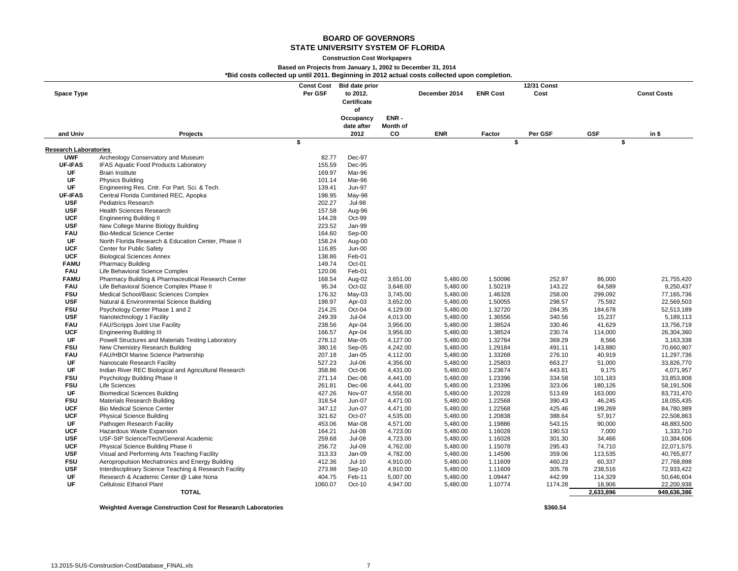# BOARD OF GOVERNORS
## STATE UNIVERSITY SYSTEM OF FLORIDA

**Construction Cost Workpapers**

**Based on Projects from January 1, 2002 to December 31, 2014**

**\*Bid costs collected up until 2011. Beginning in 2012 actual costs collected upon completion.**

| Space Type and Univ | Projects | Const Cost Per GSF | Bid date prior to 2012. Certificate of Occupancy date after 2012 | ENR - Month of CO | December 2014 ENR | ENR Cost Factor | 12/31 Const Cost Per GSF | GSF | Const Costs in $ |
|---|---|---|---|---|---|---|---|---|---|
| | | $ | | | | | $ | | $ |
| **Research Laboratories** | | | | | | | | | |
| UWF | Archeology Conservatory and Museum | 82.77 | Dec-97 | | | | | | |
| UF-IFAS | IFAS Aquatic Food Products Laboratory | 155.59 | Dec-95 | | | | | | |
| UF | Brain Institute | 169.97 | Mar-96 | | | | | | |
| UF | Physics Building | 101.14 | Mar-96 | | | | | | |
| UF | Engineering Res. Cntr. For Part. Sci. & Tech. | 139.41 | Jun-97 | | | | | | |
| UF-IFAS | Central Florida Combined REC, Apopka | 198.95 | May-98 | | | | | | |
| USF | Pediatrics Research | 202.27 | Jul-98 | | | | | | |
| USF | Health Sciences Research | 157.58 | Aug-96 | | | | | | |
| UCF | Engineering Building II | 144.28 | Oct-99 | | | | | | |
| USF | New College Marine Biology Building | 223.52 | Jan-99 | | | | | | |
| FAU | Bio-Medical Science Center | 164.60 | Sep-00 | | | | | | |
| UF | North Florida Research & Education Center, Phase II | 158.24 | Aug-00 | | | | | | |
| UCF | Center for Public Safety | 116.85 | Jun-00 | | | | | | |
| UCF | Biological Sciences Annex | 138.86 | Feb-01 | | | | | | |
| FAMU | Pharmacy Building | 149.74 | Oct-01 | | | | | | |
| FAU | Life Behavioral Science Complex | 120.06 | Feb-01 | | | | | | |
| FAMU | Pharmacy Building & Pharmaceutical Research Center | 168.54 | Aug-02 | 3,651.00 | 5,480.00 | 1.50096 | 252.97 | 86,000 | 21,755,420 |
| FAU | Life Behavioral Science Complex Phase II | 95.34 | Oct-02 | 3,648.00 | 5,480.00 | 1.50219 | 143.22 | 64,589 | 9,250,437 |
| FSU | Medical School/Basic Sciences Complex | 176.32 | May-03 | 3,745.00 | 5,480.00 | 1.46328 | 258.00 | 299,092 | 77,165,736 |
| USF | Natural & Environmental Science Building | 198.97 | Apr-03 | 3,652.00 | 5,480.00 | 1.50055 | 298.57 | 75,592 | 22,569,503 |
| FSU | Psychology Center Phase 1 and 2 | 214.25 | Oct-04 | 4,129.00 | 5,480.00 | 1.32720 | 284.35 | 184,678 | 52,513,189 |
| USF | Nanotechnology 1 Facility | 249.39 | Jul-04 | 4,013.00 | 5,480.00 | 1.36556 | 340.56 | 15,237 | 5,189,113 |
| FAU | FAU/Scripps Joint Use Facility | 238.56 | Apr-04 | 3,956.00 | 5,480.00 | 1.38524 | 330.46 | 41,629 | 13,756,719 |
| UCF | Engineering Building III | 166.57 | Apr-04 | 3,956.00 | 5,480.00 | 1.38524 | 230.74 | 114,000 | 26,304,360 |
| UF | Powell Structures and Materials Testing Laboratory | 278.12 | Mar-05 | 4,127.00 | 5,480.00 | 1.32784 | 369.29 | 8,566 | 3,163,338 |
| FSU | New Chemistry Research Building | 380.16 | Sep-05 | 4,242.00 | 5,480.00 | 1.29184 | 491.11 | 143,880 | 70,660,907 |
| FAU | FAU/HBOI Marine Science Partnership | 207.18 | Jan-05 | 4,112.00 | 5,480.00 | 1.33268 | 276.10 | 40,919 | 11,297,736 |
| UF | Nanoscale Research Facility | 527.23 | Jul-06 | 4,356.00 | 5,480.00 | 1.25803 | 663.27 | 51,000 | 33,826,770 |
| UF | Indian River REC Biological and Agricultural Research | 358.86 | Oct-06 | 4,431.00 | 5,480.00 | 1.23674 | 443.81 | 9,175 | 4,071,957 |
| FSU | Psychology Building Phase II | 271.14 | Dec-06 | 4,441.00 | 5,480.00 | 1.23396 | 334.58 | 101,183 | 33,853,808 |
| FSU | Life Sciences | 261.81 | Dec-06 | 4,441.00 | 5,480.00 | 1.23396 | 323.06 | 180,126 | 58,191,506 |
| UF | Biomedical Sciences Building | 427.26 | Nov-07 | 4,558.00 | 5,480.00 | 1.20228 | 513.69 | 163,000 | 83,731,470 |
| FSU | Materials Research Building | 318.54 | Jun-07 | 4,471.00 | 5,480.00 | 1.22568 | 390.43 | 46,245 | 18,055,435 |
| UCF | Bio Medical Science Center | 347.12 | Jun-07 | 4,471.00 | 5,480.00 | 1.22568 | 425.46 | 199,269 | 84,780,989 |
| UCF | Physical Science Building | 321.62 | Oct-07 | 4,535.00 | 5,480.00 | 1.20838 | 388.64 | 57,917 | 22,508,863 |
| UF | Pathogen Research Facility | 453.06 | Mar-08 | 4,571.00 | 5,480.00 | 1.19886 | 543.15 | 90,000 | 48,883,500 |
| UCF | Hazardous Waste Expansion | 164.21 | Jul-08 | 4,723.00 | 5,480.00 | 1.16028 | 190.53 | 7,000 | 1,333,710 |
| USF | USF-StP Science/Tech/General Academic | 259.68 | Jul-08 | 4,723.00 | 5,480.00 | 1.16028 | 301.30 | 34,466 | 10,384,606 |
| UCF | Physical Science Building Phase II | 256.72 | Jul-09 | 4,762.00 | 5,480.00 | 1.15078 | 295.43 | 74,710 | 22,071,575 |
| USF | Visual and Performing Arts Teaching Facility | 313.33 | Jan-09 | 4,782.00 | 5,480.00 | 1.14596 | 359.06 | 113,535 | 40,765,877 |
| FSU | Aeropropulsion Mechatronics and Energy Building | 412.36 | Jul-10 | 4,910.00 | 5,480.00 | 1.11609 | 460.23 | 60,337 | 27,768,898 |
| USF | Interdisciplinary Science Teaching & Research Facility | 273.98 | Sep-10 | 4,910.00 | 5,480.00 | 1.11609 | 305.78 | 238,516 | 72,933,422 |
| UF | Research & Academic Center @ Lake Nona | 404.75 | Feb-11 | 5,007.00 | 5,480.00 | 1.09447 | 442.99 | 114,329 | 50,646,604 |
| UF | Cellulosic Ethanol Plant | 1060.07 | Oct-10 | 4,947.00 | 5,480.00 | 1.10774 | 1174.28 | 18,906 | 22,200,938 |
| | **TOTAL** | | | | | | | **2,633,896** | **949,636,386** |

**Weighted Average Construction Cost for Research Laboratories** **$360.54**

13.2015-SUS-Construction-CostDatabase_FINAL.xls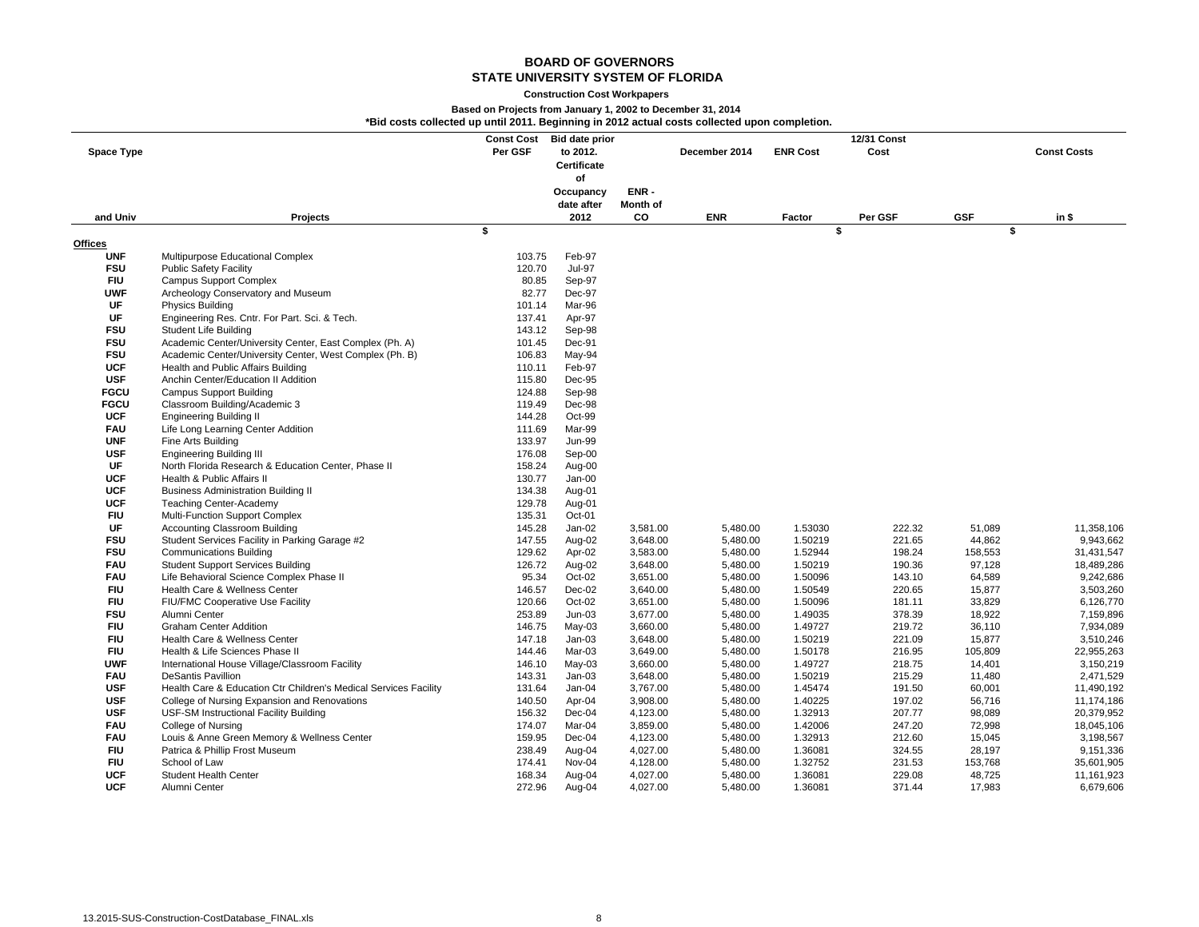# BOARD OF GOVERNORS
## STATE UNIVERSITY SYSTEM OF FLORIDA

**Construction Cost Workpapers**

**Based on Projects from January 1, 2002 to December 31, 2014**

**\*Bid costs collected up until 2011. Beginning in 2012 actual costs collected upon completion.**

| Space Type and Univ | Projects | Const Cost Per GSF $ | Bid date prior to 2012. Certificate of Occupancy date after 2012 | ENR - Month of CO | December 2014 ENR | ENR Cost Factor | 12/31 Const Cost Per GSF $ | GSF | Const Costs in $ |
|---|---|---|---|---|---|---|---|---|---|
| **Offices** | | | | | | | | | |
| UNF | Multipurpose Educational Complex | 103.75 | Feb-97 | | | | | | |
| FSU | Public Safety Facility | 120.70 | Jul-97 | | | | | | |
| FIU | Campus Support Complex | 80.85 | Sep-97 | | | | | | |
| UWF | Archeology Conservatory and Museum | 82.77 | Dec-97 | | | | | | |
| UF | Physics Building | 101.14 | Mar-96 | | | | | | |
| UF | Engineering Res. Cntr. For Part. Sci. & Tech. | 137.41 | Apr-97 | | | | | | |
| FSU | Student Life Building | 143.12 | Sep-98 | | | | | | |
| FSU | Academic Center/University Center, East Complex (Ph. A) | 101.45 | Dec-91 | | | | | | |
| FSU | Academic Center/University Center, West Complex (Ph. B) | 106.83 | May-94 | | | | | | |
| UCF | Health and Public Affairs Building | 110.11 | Feb-97 | | | | | | |
| USF | Anchin Center/Education II Addition | 115.80 | Dec-95 | | | | | | |
| FGCU | Campus Support Building | 124.88 | Sep-98 | | | | | | |
| FGCU | Classroom Building/Academic 3 | 119.49 | Dec-98 | | | | | | |
| UCF | Engineering Building II | 144.28 | Oct-99 | | | | | | |
| FAU | Life Long Learning Center Addition | 111.69 | Mar-99 | | | | | | |
| UNF | Fine Arts Building | 133.97 | Jun-99 | | | | | | |
| USF | Engineering Building III | 176.08 | Sep-00 | | | | | | |
| UF | North Florida Research & Education Center, Phase II | 158.24 | Aug-00 | | | | | | |
| UCF | Health & Public Affairs II | 130.77 | Jan-00 | | | | | | |
| UCF | Business Administration Building II | 134.38 | Aug-01 | | | | | | |
| UCF | Teaching Center-Academy | 129.78 | Aug-01 | | | | | | |
| FIU | Multi-Function Support Complex | 135.31 | Oct-01 | | | | | | |
| UF | Accounting Classroom Building | 145.28 | Jan-02 | 3,581.00 | 5,480.00 | 1.53030 | 222.32 | 51,089 | 11,358,106 |
| FSU | Student Services Facility in Parking Garage #2 | 147.55 | Aug-02 | 3,648.00 | 5,480.00 | 1.50219 | 221.65 | 44,862 | 9,943,662 |
| FSU | Communications Building | 129.62 | Apr-02 | 3,583.00 | 5,480.00 | 1.52944 | 198.24 | 158,553 | 31,431,547 |
| FAU | Student Support Services Building | 126.72 | Aug-02 | 3,648.00 | 5,480.00 | 1.50219 | 190.36 | 97,128 | 18,489,286 |
| FAU | Life Behavioral Science Complex Phase II | 95.34 | Oct-02 | 3,651.00 | 5,480.00 | 1.50096 | 143.10 | 64,589 | 9,242,686 |
| FIU | Health Care & Wellness Center | 146.57 | Dec-02 | 3,640.00 | 5,480.00 | 1.50549 | 220.65 | 15,877 | 3,503,260 |
| FIU | FIU/FMC Cooperative Use Facility | 120.66 | Oct-02 | 3,651.00 | 5,480.00 | 1.50096 | 181.11 | 33,829 | 6,126,770 |
| FSU | Alumni Center | 253.89 | Jun-03 | 3,677.00 | 5,480.00 | 1.49035 | 378.39 | 18,922 | 7,159,896 |
| FIU | Graham Center Addition | 146.75 | May-03 | 3,660.00 | 5,480.00 | 1.49727 | 219.72 | 36,110 | 7,934,089 |
| FIU | Health Care & Wellness Center | 147.18 | Jan-03 | 3,648.00 | 5,480.00 | 1.50219 | 221.09 | 15,877 | 3,510,246 |
| FIU | Health & Life Sciences Phase II | 144.46 | Mar-03 | 3,649.00 | 5,480.00 | 1.50178 | 216.95 | 105,809 | 22,955,263 |
| UWF | International House Village/Classroom Facility | 146.10 | May-03 | 3,660.00 | 5,480.00 | 1.49727 | 218.75 | 14,401 | 3,150,219 |
| FAU | DeSantis Pavillion | 143.31 | Jan-03 | 3,648.00 | 5,480.00 | 1.50219 | 215.29 | 11,480 | 2,471,529 |
| USF | Health Care & Education Ctr Children's Medical Services Facility | 131.64 | Jan-04 | 3,767.00 | 5,480.00 | 1.45474 | 191.50 | 60,001 | 11,490,192 |
| USF | College of Nursing Expansion and Renovations | 140.50 | Apr-04 | 3,908.00 | 5,480.00 | 1.40225 | 197.02 | 56,716 | 11,174,186 |
| USF | USF-SM Instructional Facility Building | 156.32 | Dec-04 | 4,123.00 | 5,480.00 | 1.32913 | 207.77 | 98,089 | 20,379,952 |
| FAU | College of Nursing | 174.07 | Mar-04 | 3,859.00 | 5,480.00 | 1.42006 | 247.20 | 72,998 | 18,045,106 |
| FAU | Louis & Anne Green Memory & Wellness Center | 159.95 | Dec-04 | 4,123.00 | 5,480.00 | 1.32913 | 212.60 | 15,045 | 3,198,567 |
| FIU | Patrica & Phillip Frost Museum | 238.49 | Aug-04 | 4,027.00 | 5,480.00 | 1.36081 | 324.55 | 28,197 | 9,151,336 |
| FIU | School of Law | 174.41 | Nov-04 | 4,128.00 | 5,480.00 | 1.32752 | 231.53 | 153,768 | 35,601,905 |
| UCF | Student Health Center | 168.34 | Aug-04 | 4,027.00 | 5,480.00 | 1.36081 | 229.08 | 48,725 | 11,161,923 |
| UCF | Alumni Center | 272.96 | Aug-04 | 4,027.00 | 5,480.00 | 1.36081 | 371.44 | 17,983 | 6,679,606 |

13.2015-SUS-Construction-CostDatabase_FINAL.xls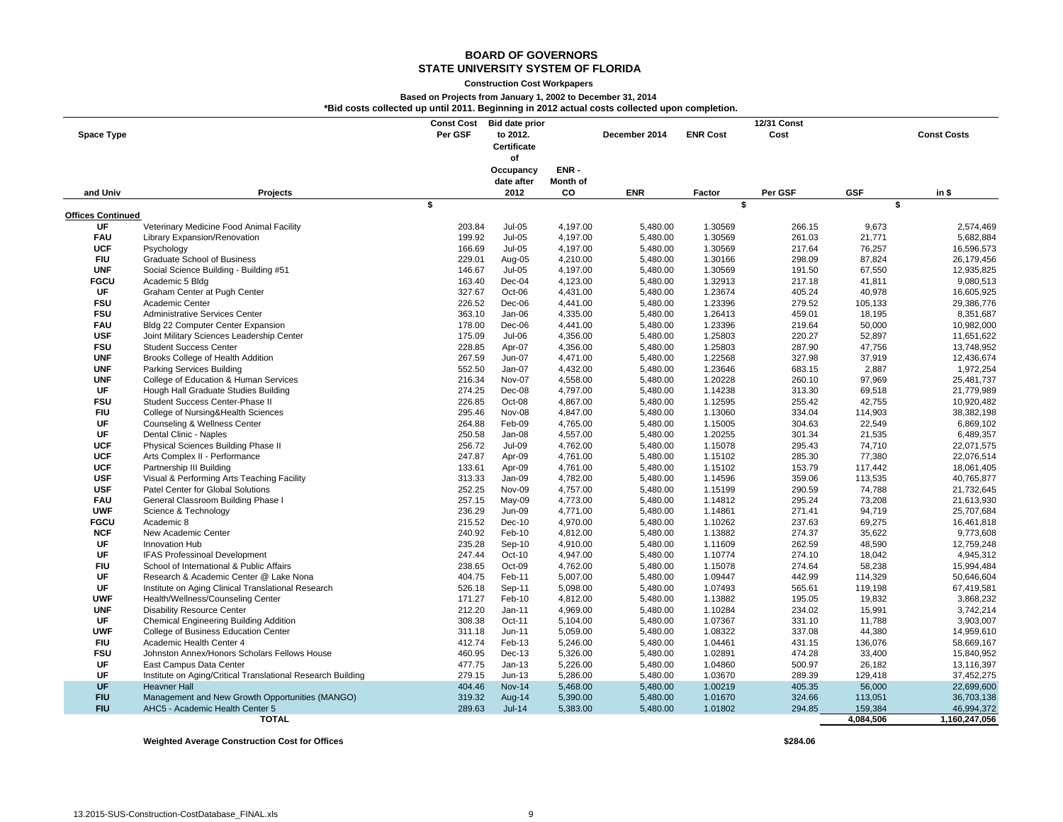**BOARD OF GOVERNORS**
**STATE UNIVERSITY SYSTEM OF FLORIDA**

**Construction Cost Workpapers**

**Based on Projects from January 1, 2002 to December 31, 2014**

**\*Bid costs collected up until 2011. Beginning in 2012 actual costs collected upon completion.**

| Space Type and Univ | Projects | Const Cost Per GSF | Bid date prior to 2012. Certificate of Occupancy date after 2012 | ENR - Month of CO | December 2014 ENR | ENR Cost Factor | 12/31 Const Cost Per GSF | GSF | Const Costs in $ |
|---|---|---|---|---|---|---|---|---|---|
| | | $ | | | | | $ | | $ |
| **Offices Continued** | | | | | | | | | |
| UF | Veterinary Medicine Food Animal Facility | 203.84 | Jul-05 | 4,197.00 | 5,480.00 | 1.30569 | 266.15 | 9,673 | 2,574,469 |
| FAU | Library Expansion/Renovation | 199.92 | Jul-05 | 4,197.00 | 5,480.00 | 1.30569 | 261.03 | 21,771 | 5,682,884 |
| UCF | Psychology | 166.69 | Jul-05 | 4,197.00 | 5,480.00 | 1.30569 | 217.64 | 76,257 | 16,596,573 |
| FIU | Graduate School of Business | 229.01 | Aug-05 | 4,210.00 | 5,480.00 | 1.30166 | 298.09 | 87,824 | 26,179,456 |
| UNF | Social Science Building - Building #51 | 146.67 | Jul-05 | 4,197.00 | 5,480.00 | 1.30569 | 191.50 | 67,550 | 12,935,825 |
| FGCU | Academic 5 Bldg | 163.40 | Dec-04 | 4,123.00 | 5,480.00 | 1.32913 | 217.18 | 41,811 | 9,080,513 |
| UF | Graham Center at Pugh Center | 327.67 | Oct-06 | 4,431.00 | 5,480.00 | 1.23674 | 405.24 | 40,978 | 16,605,925 |
| FSU | Academic Center | 226.52 | Dec-06 | 4,441.00 | 5,480.00 | 1.23396 | 279.52 | 105,133 | 29,386,776 |
| FSU | Administrative Services Center | 363.10 | Jan-06 | 4,335.00 | 5,480.00 | 1.26413 | 459.01 | 18,195 | 8,351,687 |
| FAU | Bldg 22 Computer Center Expansion | 178.00 | Dec-06 | 4,441.00 | 5,480.00 | 1.23396 | 219.64 | 50,000 | 10,982,000 |
| USF | Joint Military Sciences Leadership Center | 175.09 | Jul-06 | 4,356.00 | 5,480.00 | 1.25803 | 220.27 | 52,897 | 11,651,622 |
| FSU | Student Success Center | 228.85 | Apr-07 | 4,356.00 | 5,480.00 | 1.25803 | 287.90 | 47,756 | 13,748,952 |
| UNF | Brooks College of Health Addition | 267.59 | Jun-07 | 4,471.00 | 5,480.00 | 1.22568 | 327.98 | 37,919 | 12,436,674 |
| UNF | Parking Services Building | 552.50 | Jan-07 | 4,432.00 | 5,480.00 | 1.23646 | 683.15 | 2,887 | 1,972,254 |
| UNF | College of Education & Human Services | 216.34 | Nov-07 | 4,558.00 | 5,480.00 | 1.20228 | 260.10 | 97,969 | 25,481,737 |
| UF | Hough Hall Graduate Studies Building | 274.25 | Dec-08 | 4,797.00 | 5,480.00 | 1.14238 | 313.30 | 69,518 | 21,779,989 |
| FSU | Student Success Center-Phase II | 226.85 | Oct-08 | 4,867.00 | 5,480.00 | 1.12595 | 255.42 | 42,755 | 10,920,482 |
| FIU | College of Nursing&Health Sciences | 295.46 | Nov-08 | 4,847.00 | 5,480.00 | 1.13060 | 334.04 | 114,903 | 38,382,198 |
| UF | Counseling & Wellness Center | 264.88 | Feb-09 | 4,765.00 | 5,480.00 | 1.15005 | 304.63 | 22,549 | 6,869,102 |
| UF | Dental Clinic - Naples | 250.58 | Jan-08 | 4,557.00 | 5,480.00 | 1.20255 | 301.34 | 21,535 | 6,489,357 |
| UCF | Physical Sciences Building Phase II | 256.72 | Jul-09 | 4,762.00 | 5,480.00 | 1.15078 | 295.43 | 74,710 | 22,071,575 |
| UCF | Arts Complex II - Performance | 247.87 | Apr-09 | 4,761.00 | 5,480.00 | 1.15102 | 285.30 | 77,380 | 22,076,514 |
| UCF | Partnership III Building | 133.61 | Apr-09 | 4,761.00 | 5,480.00 | 1.15102 | 153.79 | 117,442 | 18,061,405 |
| USF | Visual & Performing Arts Teaching Facility | 313.33 | Jan-09 | 4,782.00 | 5,480.00 | 1.14596 | 359.06 | 113,535 | 40,765,877 |
| USF | Patel Center for Global Solutions | 252.25 | Nov-09 | 4,757.00 | 5,480.00 | 1.15199 | 290.59 | 74,788 | 21,732,645 |
| FAU | General Classroom Building Phase I | 257.15 | May-09 | 4,773.00 | 5,480.00 | 1.14812 | 295.24 | 73,208 | 21,613,930 |
| UWF | Science & Technology | 236.29 | Jun-09 | 4,771.00 | 5,480.00 | 1.14861 | 271.41 | 94,719 | 25,707,684 |
| FGCU | Academic 8 | 215.52 | Dec-10 | 4,970.00 | 5,480.00 | 1.10262 | 237.63 | 69,275 | 16,461,818 |
| NCF | New Academic Center | 240.92 | Feb-10 | 4,812.00 | 5,480.00 | 1.13882 | 274.37 | 35,622 | 9,773,608 |
| UF | Innovation Hub | 235.28 | Sep-10 | 4,910.00 | 5,480.00 | 1.11609 | 262.59 | 48,590 | 12,759,248 |
| UF | IFAS Professinoal Development | 247.44 | Oct-10 | 4,947.00 | 5,480.00 | 1.10774 | 274.10 | 18,042 | 4,945,312 |
| FIU | School of International & Public Affairs | 238.65 | Oct-09 | 4,762.00 | 5,480.00 | 1.15078 | 274.64 | 58,238 | 15,994,484 |
| UF | Research & Academic Center @ Lake Nona | 404.75 | Feb-11 | 5,007.00 | 5,480.00 | 1.09447 | 442.99 | 114,329 | 50,646,604 |
| UF | Institute on Aging Clinical Translational Research | 526.18 | Sep-11 | 5,098.00 | 5,480.00 | 1.07493 | 565.61 | 119,198 | 67,419,581 |
| UWF | Health/Wellness/Counseling Center | 171.27 | Feb-10 | 4,812.00 | 5,480.00 | 1.13882 | 195.05 | 19,832 | 3,868,232 |
| UNF | Disability Resource Center | 212.20 | Jan-11 | 4,969.00 | 5,480.00 | 1.10284 | 234.02 | 15,991 | 3,742,214 |
| UF | Chemical Engineering Building Addition | 308.38 | Oct-11 | 5,104.00 | 5,480.00 | 1.07367 | 331.10 | 11,788 | 3,903,007 |
| UWF | College of Business Education Center | 311.18 | Jun-11 | 5,059.00 | 5,480.00 | 1.08322 | 337.08 | 44,380 | 14,959,610 |
| FIU | Academic Health Center 4 | 412.74 | Feb-13 | 5,246.00 | 5,480.00 | 1.04461 | 431.15 | 136,076 | 58,669,167 |
| FSU | Johnston Annex/Honors Scholars Fellows House | 460.95 | Dec-13 | 5,326.00 | 5,480.00 | 1.02891 | 474.28 | 33,400 | 15,840,952 |
| UF | East Campus Data Center | 477.75 | Jan-13 | 5,226.00 | 5,480.00 | 1.04860 | 500.97 | 26,182 | 13,116,397 |
| UF | Institute on Aging/Critical Translational Research Building | 279.15 | Jun-13 | 5,286.00 | 5,480.00 | 1.03670 | 289.39 | 129,418 | 37,452,275 |
| UF | Heavner Hall | 404.46 | Nov-14 | 5,468.00 | 5,480.00 | 1.00219 | 405.35 | 56,000 | 22,699,600 |
| FIU | Management and New Growth Opportunities (MANGO) | 319.32 | Aug-14 | 5,390.00 | 5,480.00 | 1.01670 | 324.66 | 113,051 | 36,703,138 |
| FIU | AHC5 - Academic Health Center 5 | 289.63 | Jul-14 | 5,383.00 | 5,480.00 | 1.01802 | 294.85 | 159,384 | 46,994,372 |
| | **TOTAL** | | | | | | | **4,084,506** | **1,160,247,056** |

**Weighted Average Construction Cost for Offices** **$284.06**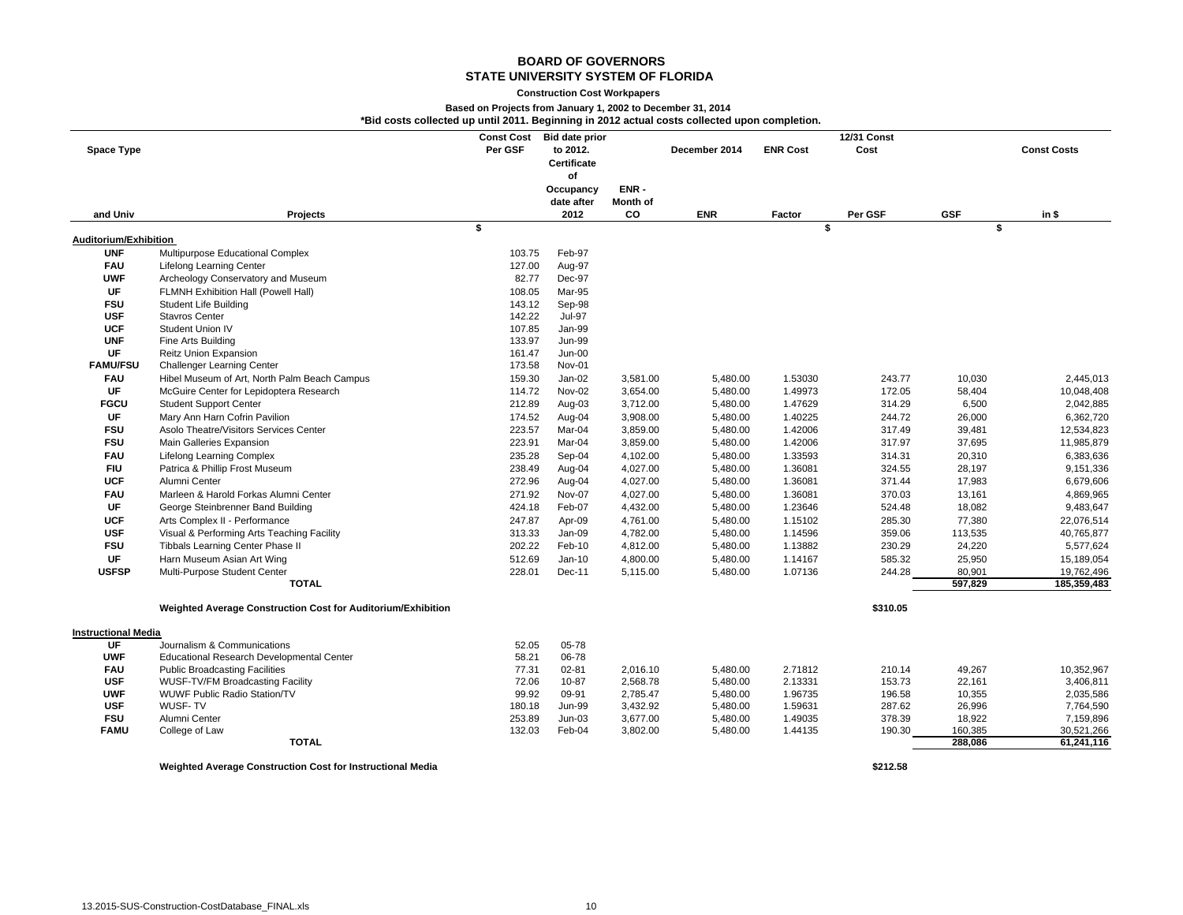# BOARD OF GOVERNORS
## STATE UNIVERSITY SYSTEM OF FLORIDA

**Construction Cost Workpapers**

**Based on Projects from January 1, 2002 to December 31, 2014**

**\*Bid costs collected up until 2011. Beginning in 2012 actual costs collected upon completion.**

| Space Type and Univ | Projects | Const Cost Per GSF $ | Bid date prior to 2012. Certificate of Occupancy date after 2012 | ENR - Month of CO | December 2014 ENR | ENR Cost Factor | 12/31 Const Cost Per GSF $ | GSF | Const Costs in $ |
|---|---|---|---|---|---|---|---|---|---|
| **Auditorium/Exhibition** | | | | | | | | | |
| UNF | Multipurpose Educational Complex | 103.75 | Feb-97 | | | | | | |
| FAU | Lifelong Learning Center | 127.00 | Aug-97 | | | | | | |
| UWF | Archeology Conservatory and Museum | 82.77 | Dec-97 | | | | | | |
| UF | FLMNH Exhibition Hall (Powell Hall) | 108.05 | Mar-95 | | | | | | |
| FSU | Student Life Building | 143.12 | Sep-98 | | | | | | |
| USF | Stavros Center | 142.22 | Jul-97 | | | | | | |
| UCF | Student Union IV | 107.85 | Jan-99 | | | | | | |
| UNF | Fine Arts Building | 133.97 | Jun-99 | | | | | | |
| UF | Reitz Union Expansion | 161.47 | Jun-00 | | | | | | |
| FAMU/FSU | Challenger Learning Center | 173.58 | Nov-01 | | | | | | |
| FAU | Hibel Museum of Art, North Palm Beach Campus | 159.30 | Jan-02 | 3,581.00 | 5,480.00 | 1.53030 | 243.77 | 10,030 | 2,445,013 |
| UF | McGuire Center for Lepidoptera Research | 114.72 | Nov-02 | 3,654.00 | 5,480.00 | 1.49973 | 172.05 | 58,404 | 10,048,408 |
| FGCU | Student Support Center | 212.89 | Aug-03 | 3,712.00 | 5,480.00 | 1.47629 | 314.29 | 6,500 | 2,042,885 |
| UF | Mary Ann Harn Cofrin Pavilion | 174.52 | Aug-04 | 3,908.00 | 5,480.00 | 1.40225 | 244.72 | 26,000 | 6,362,720 |
| FSU | Asolo Theatre/Visitors Services Center | 223.57 | Mar-04 | 3,859.00 | 5,480.00 | 1.42006 | 317.49 | 39,481 | 12,534,823 |
| FSU | Main Galleries Expansion | 223.91 | Mar-04 | 3,859.00 | 5,480.00 | 1.42006 | 317.97 | 37,695 | 11,985,879 |
| FAU | Lifelong Learning Complex | 235.28 | Sep-04 | 4,102.00 | 5,480.00 | 1.33593 | 314.31 | 20,310 | 6,383,636 |
| FIU | Patrica & Phillip Frost Museum | 238.49 | Aug-04 | 4,027.00 | 5,480.00 | 1.36081 | 324.55 | 28,197 | 9,151,336 |
| UCF | Alumni Center | 272.96 | Aug-04 | 4,027.00 | 5,480.00 | 1.36081 | 371.44 | 17,983 | 6,679,606 |
| FAU | Marleen & Harold Forkas Alumni Center | 271.92 | Nov-07 | 4,027.00 | 5,480.00 | 1.36081 | 370.03 | 13,161 | 4,869,965 |
| UF | George Steinbrenner Band Building | 424.18 | Feb-07 | 4,432.00 | 5,480.00 | 1.23646 | 524.48 | 18,082 | 9,483,647 |
| UCF | Arts Complex II - Performance | 247.87 | Apr-09 | 4,761.00 | 5,480.00 | 1.15102 | 285.30 | 77,380 | 22,076,514 |
| USF | Visual & Performing Arts Teaching Facility | 313.33 | Jan-09 | 4,782.00 | 5,480.00 | 1.14596 | 359.06 | 113,535 | 40,765,877 |
| FSU | Tibbals Learning Center Phase II | 202.22 | Feb-10 | 4,812.00 | 5,480.00 | 1.13882 | 230.29 | 24,220 | 5,577,624 |
| UF | Harn Museum Asian Art Wing | 512.69 | Jan-10 | 4,800.00 | 5,480.00 | 1.14167 | 585.32 | 25,950 | 15,189,054 |
| USFSP | Multi-Purpose Student Center | 228.01 | Dec-11 | 5,115.00 | 5,480.00 | 1.07136 | 244.28 | 80,901 | 19,762,496 |
| | **TOTAL** | | | | | | | **597,829** | **185,359,483** |
| | **Weighted Average Construction Cost for Auditorium/Exhibition** | | | | | | **$310.05** | | |
| **Instructional Media** | | | | | | | | | |
| UF | Journalism & Communications | 52.05 | 05-78 | | | | | | |
| UWF | Educational Research Developmental Center | 58.21 | 06-78 | | | | | | |
| FAU | Public Broadcasting Facilities | 77.31 | 02-81 | 2,016.10 | 5,480.00 | 2.71812 | 210.14 | 49,267 | 10,352,967 |
| USF | WUSF-TV/FM Broadcasting Facility | 72.06 | 10-87 | 2,568.78 | 5,480.00 | 2.13331 | 153.73 | 22,161 | 3,406,811 |
| UWF | WUWF Public Radio Station/TV | 99.92 | 09-91 | 2,785.47 | 5,480.00 | 1.96735 | 196.58 | 10,355 | 2,035,586 |
| USF | WUSF- TV | 180.18 | Jun-99 | 3,432.92 | 5,480.00 | 1.59631 | 287.62 | 26,996 | 7,764,590 |
| FSU | Alumni Center | 253.89 | Jun-03 | 3,677.00 | 5,480.00 | 1.49035 | 378.39 | 18,922 | 7,159,896 |
| FAMU | College of Law | 132.03 | Feb-04 | 3,802.00 | 5,480.00 | 1.44135 | 190.30 | 160,385 | 30,521,266 |
| | **TOTAL** | | | | | | | **288,086** | **61,241,116** |
| | **Weighted Average Construction Cost for Instructional Media** | | | | | | **$212.58** | | |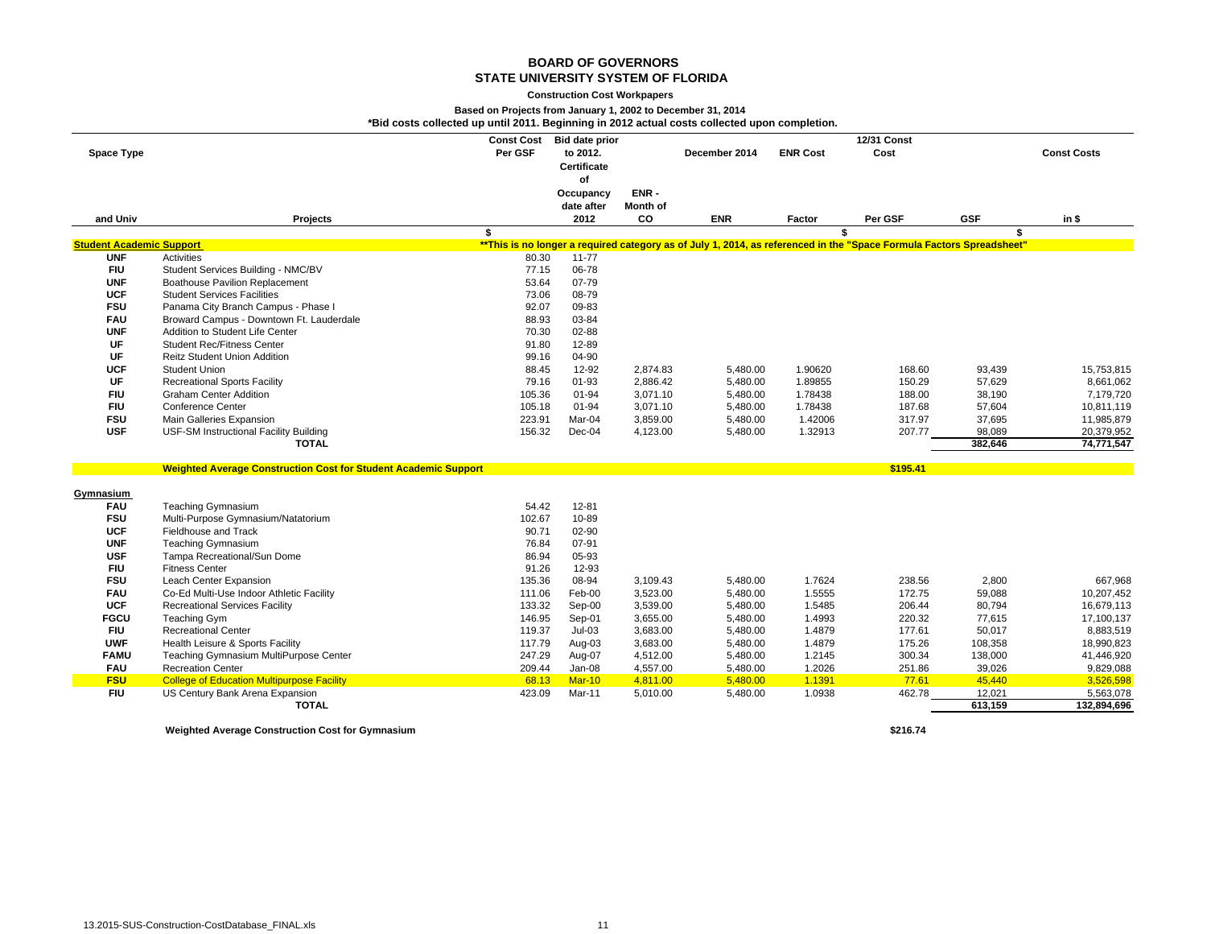# BOARD OF GOVERNORS
## STATE UNIVERSITY SYSTEM OF FLORIDA

**Construction Cost Workpapers**

**Based on Projects from January 1, 2002 to December 31, 2014**

**\*Bid costs collected up until 2011. Beginning in 2012 actual costs collected upon completion.**

| Space Type and Univ | Projects | Const Cost Per GSF $ | Bid date prior to 2012. Certificate of Occupancy date after 2012 | ENR - Month of CO | December 2014 ENR | ENR Cost Factor | 12/31 Const Cost Per GSF $ | GSF | Const Costs in $ $ |
|---|---|---|---|---|---|---|---|---|---|
| **Student Academic Support** | | **\*\*This is no longer a required category as of July 1, 2014, as referenced in the "Space Formula Factors Spreadsheet"** | | | | | | | |
| UNF | Activities | 80.30 | 11-77 | | | | | | |
| FIU | Student Services Building - NMC/BV | 77.15 | 06-78 | | | | | | |
| UNF | Boathouse Pavilion Replacement | 53.64 | 07-79 | | | | | | |
| UCF | Student Services Facilities | 73.06 | 08-79 | | | | | | |
| FSU | Panama City Branch Campus - Phase I | 92.07 | 09-83 | | | | | | |
| FAU | Broward Campus - Downtown Ft. Lauderdale | 88.93 | 03-84 | | | | | | |
| UNF | Addition to Student Life Center | 70.30 | 02-88 | | | | | | |
| UF | Student Rec/Fitness Center | 91.80 | 12-89 | | | | | | |
| UF | Reitz Student Union Addition | 99.16 | 04-90 | | | | | | |
| UCF | Student Union | 88.45 | 12-92 | 2,874.83 | 5,480.00 | 1.90620 | 168.60 | 93,439 | 15,753,815 |
| UF | Recreational Sports Facility | 79.16 | 01-93 | 2,886.42 | 5,480.00 | 1.89855 | 150.29 | 57,629 | 8,661,062 |
| FIU | Graham Center Addition | 105.36 | 01-94 | 3,071.10 | 5,480.00 | 1.78438 | 188.00 | 38,190 | 7,179,720 |
| FIU | Conference Center | 105.18 | 01-94 | 3,071.10 | 5,480.00 | 1.78438 | 187.68 | 57,604 | 10,811,119 |
| FSU | Main Galleries Expansion | 223.91 | Mar-04 | 3,859.00 | 5,480.00 | 1.42006 | 317.97 | 37,695 | 11,985,879 |
| USF | USF-SM Instructional Facility Building | 156.32 | Dec-04 | 4,123.00 | 5,480.00 | 1.32913 | 207.77 | 98,089 | 20,379,952 |
| | **TOTAL** | | | | | | | **382,646** | **74,771,547** |
| | **Weighted Average Construction Cost for Student Academic Support** | | | | | | **$195.41** | | |
| **Gymnasium** | | | | | | | | | |
| FAU | Teaching Gymnasium | 54.42 | 12-81 | | | | | | |
| FSU | Multi-Purpose Gymnasium/Natatorium | 102.67 | 10-89 | | | | | | |
| UCF | Fieldhouse and Track | 90.71 | 02-90 | | | | | | |
| UNF | Teaching Gymnasium | 76.84 | 07-91 | | | | | | |
| USF | Tampa Recreational/Sun Dome | 86.94 | 05-93 | | | | | | |
| FIU | Fitness Center | 91.26 | 12-93 | | | | | | |
| FSU | Leach Center Expansion | 135.36 | 08-94 | 3,109.43 | 5,480.00 | 1.7624 | 238.56 | 2,800 | 667,968 |
| FAU | Co-Ed Multi-Use Indoor Athletic Facility | 111.06 | Feb-00 | 3,523.00 | 5,480.00 | 1.5555 | 172.75 | 59,088 | 10,207,452 |
| UCF | Recreational Services Facility | 133.32 | Sep-00 | 3,539.00 | 5,480.00 | 1.5485 | 206.44 | 80,794 | 16,679,113 |
| FGCU | Teaching Gym | 146.95 | Sep-01 | 3,655.00 | 5,480.00 | 1.4993 | 220.32 | 77,615 | 17,100,137 |
| FIU | Recreational Center | 119.37 | Jul-03 | 3,683.00 | 5,480.00 | 1.4879 | 177.61 | 50,017 | 8,883,519 |
| UWF | Health Leisure & Sports Facility | 117.79 | Aug-03 | 3,683.00 | 5,480.00 | 1.4879 | 175.26 | 108,358 | 18,990,823 |
| FAMU | Teaching Gymnasium MultiPurpose Center | 247.29 | Aug-07 | 4,512.00 | 5,480.00 | 1.2145 | 300.34 | 138,000 | 41,446,920 |
| FAU | Recreation Center | 209.44 | Jan-08 | 4,557.00 | 5,480.00 | 1.2026 | 251.86 | 39,026 | 9,829,088 |
| FSU | College of Education Multipurpose Facility | 68.13 | Mar-10 | 4,811.00 | 5,480.00 | 1.1391 | 77.61 | 45,440 | 3,526,598 |
| FIU | US Century Bank Arena Expansion | 423.09 | Mar-11 | 5,010.00 | 5,480.00 | 1.0938 | 462.78 | 12,021 | 5,563,078 |
| | **TOTAL** | | | | | | | **613,159** | **132,894,696** |
| | **Weighted Average Construction Cost for Gymnasium** | | | | | | **$216.74** | | |

13.2015-SUS-Construction-CostDatabase_FINAL.xls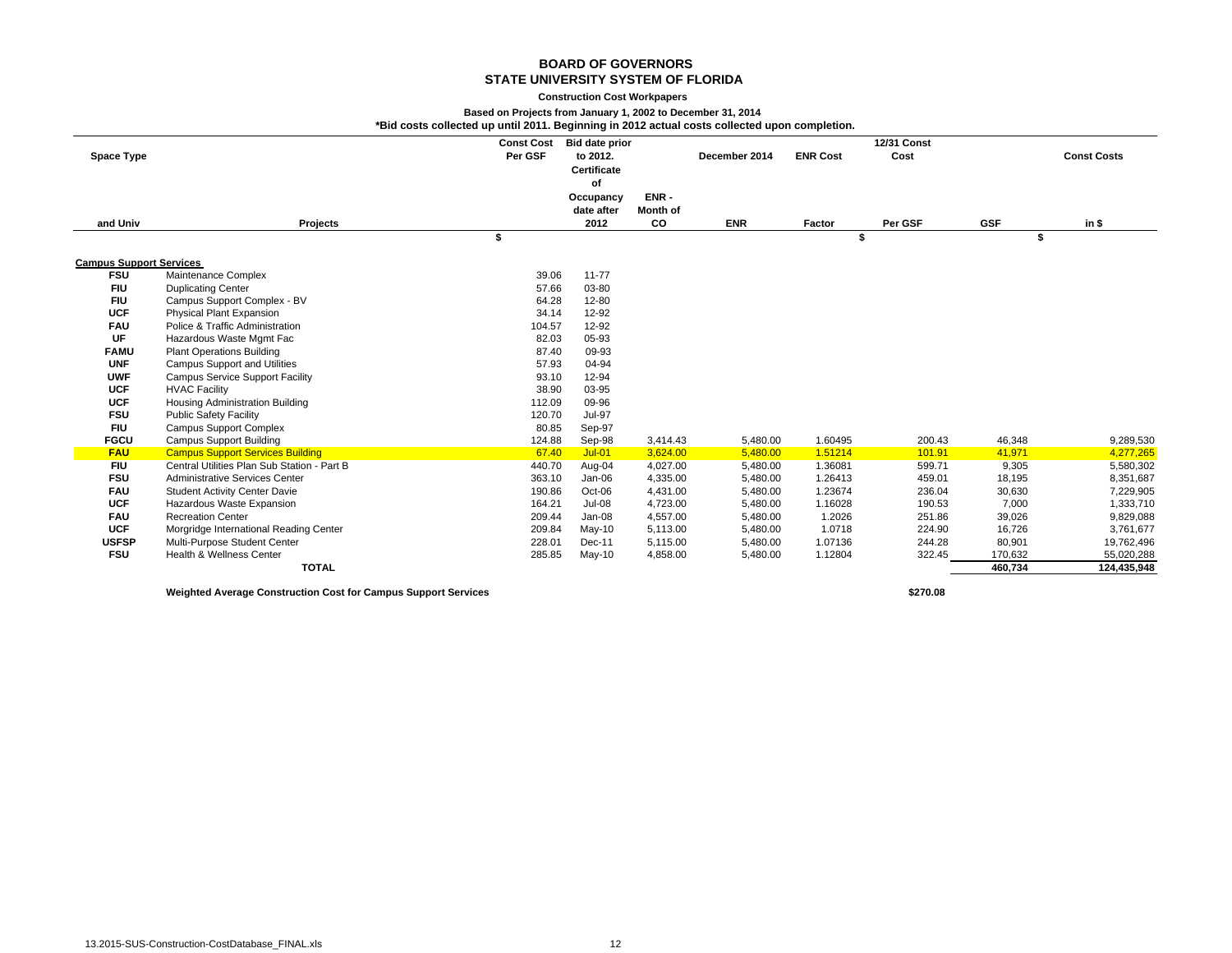**BOARD OF GOVERNORS**
**STATE UNIVERSITY SYSTEM OF FLORIDA**

**Construction Cost Workpapers**

**Based on Projects from January 1, 2002 to December 31, 2014**

***Bid costs collected up until 2011. Beginning in 2012 actual costs collected upon completion.**

| Space Type and Univ | Projects | Const Cost Per GSF $ | Bid date prior to 2012. Certificate of Occupancy date after 2012 | ENR - Month of CO | December 2014 ENR | ENR Cost Factor | 12/31 Const Cost Per GSF $ | GSF | Const Costs in $ |
|---|---|---|---|---|---|---|---|---|---|
| **Campus Support Services** | | | | | | | | | |
| **FSU** | Maintenance Complex | 39.06 | 11-77 | | | | | | |
| **FIU** | Duplicating Center | 57.66 | 03-80 | | | | | | |
| **FIU** | Campus Support Complex - BV | 64.28 | 12-80 | | | | | | |
| **UCF** | Physical Plant Expansion | 34.14 | 12-92 | | | | | | |
| **FAU** | Police & Traffic Administration | 104.57 | 12-92 | | | | | | |
| **UF** | Hazardous Waste Mgmt Fac | 82.03 | 05-93 | | | | | | |
| **FAMU** | Plant Operations Building | 87.40 | 09-93 | | | | | | |
| **UNF** | Campus Support and Utilities | 57.93 | 04-94 | | | | | | |
| **UWF** | Campus Service Support Facility | 93.10 | 12-94 | | | | | | |
| **UCF** | HVAC Facility | 38.90 | 03-95 | | | | | | |
| **UCF** | Housing Administration Building | 112.09 | 09-96 | | | | | | |
| **FSU** | Public Safety Facility | 120.70 | Jul-97 | | | | | | |
| **FIU** | Campus Support Complex | 80.85 | Sep-97 | | | | | | |
| **FGCU** | Campus Support Building | 124.88 | Sep-98 | 3,414.43 | 5,480.00 | 1.60495 | 200.43 | 46,348 | 9,289,530 |
| **FAU** | Campus Support Services Building | 67.40 | Jul-01 | 3,624.00 | 5,480.00 | 1.51214 | 101.91 | 41,971 | 4,277,265 |
| **FIU** | Central Utilities Plan Sub Station - Part B | 440.70 | Aug-04 | 4,027.00 | 5,480.00 | 1.36081 | 599.71 | 9,305 | 5,580,302 |
| **FSU** | Administrative Services Center | 363.10 | Jan-06 | 4,335.00 | 5,480.00 | 1.26413 | 459.01 | 18,195 | 8,351,687 |
| **FAU** | Student Activity Center Davie | 190.86 | Oct-06 | 4,431.00 | 5,480.00 | 1.23674 | 236.04 | 30,630 | 7,229,905 |
| **UCF** | Hazardous Waste Expansion | 164.21 | Jul-08 | 4,723.00 | 5,480.00 | 1.16028 | 190.53 | 7,000 | 1,333,710 |
| **FAU** | Recreation Center | 209.44 | Jan-08 | 4,557.00 | 5,480.00 | 1.2026 | 251.86 | 39,026 | 9,829,088 |
| **UCF** | Morgridge International Reading Center | 209.84 | May-10 | 5,113.00 | 5,480.00 | 1.0718 | 224.90 | 16,726 | 3,761,677 |
| **USFSP** | Multi-Purpose Student Center | 228.01 | Dec-11 | 5,115.00 | 5,480.00 | 1.07136 | 244.28 | 80,901 | 19,762,496 |
| **FSU** | Health & Wellness Center | 285.85 | May-10 | 4,858.00 | 5,480.00 | 1.12804 | 322.45 | 170,632 | 55,020,288 |
| | **TOTAL** | | | | | | | **460,734** | **124,435,948** |

**Weighted Average Construction Cost for Campus Support Services** **$270.08**

13.2015-SUS-Construction-CostDatabase_FINAL.xls